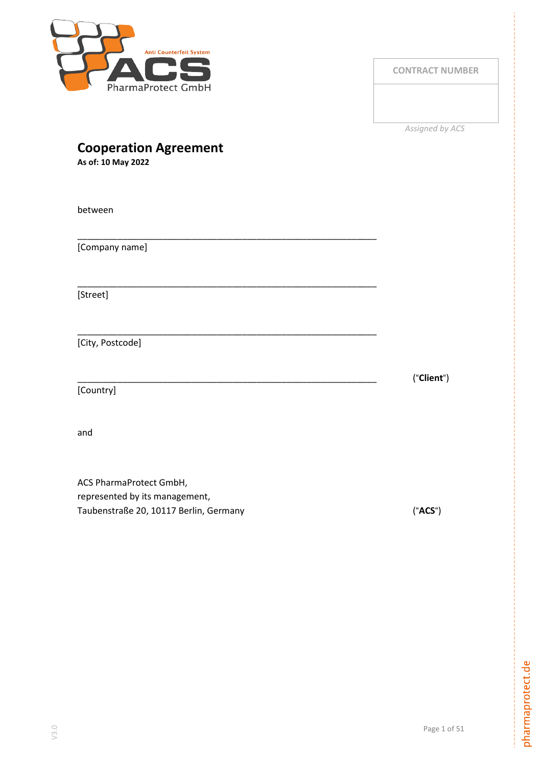Anti Counterfeit System
ACS PharmaProtect GmbH

| CONTRACT NUMBER |
| --- |
| |

*Assigned by ACS*

# Cooperation Agreement

**As of: 10 May 2022**

between

\_\_\_\_\_\_\_\_\_\_\_\_\_\_\_\_\_\_\_\_\_\_\_\_\_\_\_\_\_\_\_\_\_\_\_\_\_\_\_\_\_\_\_\_\_\_\_\_\_\_\_\_\_\_\_\_\_\_\_\_\_\_\_\_\_\_
[Company name]

\_\_\_\_\_\_\_\_\_\_\_\_\_\_\_\_\_\_\_\_\_\_\_\_\_\_\_\_\_\_\_\_\_\_\_\_\_\_\_\_\_\_\_\_\_\_\_\_\_\_\_\_\_\_\_\_\_\_\_\_\_\_\_\_\_\_
[Street]

\_\_\_\_\_\_\_\_\_\_\_\_\_\_\_\_\_\_\_\_\_\_\_\_\_\_\_\_\_\_\_\_\_\_\_\_\_\_\_\_\_\_\_\_\_\_\_\_\_\_\_\_\_\_\_\_\_\_\_\_\_\_\_\_\_\_
[City, Postcode]

\_\_\_\_\_\_\_\_\_\_\_\_\_\_\_\_\_\_\_\_\_\_\_\_\_\_\_\_\_\_\_\_\_\_\_\_\_\_\_\_\_\_\_\_\_\_\_\_\_\_\_\_\_\_\_\_\_\_\_\_\_\_\_\_\_\_ (“**Client**“)
[Country]

and

ACS PharmaProtect GmbH,
represented by its management,
Taubenstraße 20, 10117 Berlin, Germany (“**ACS**“)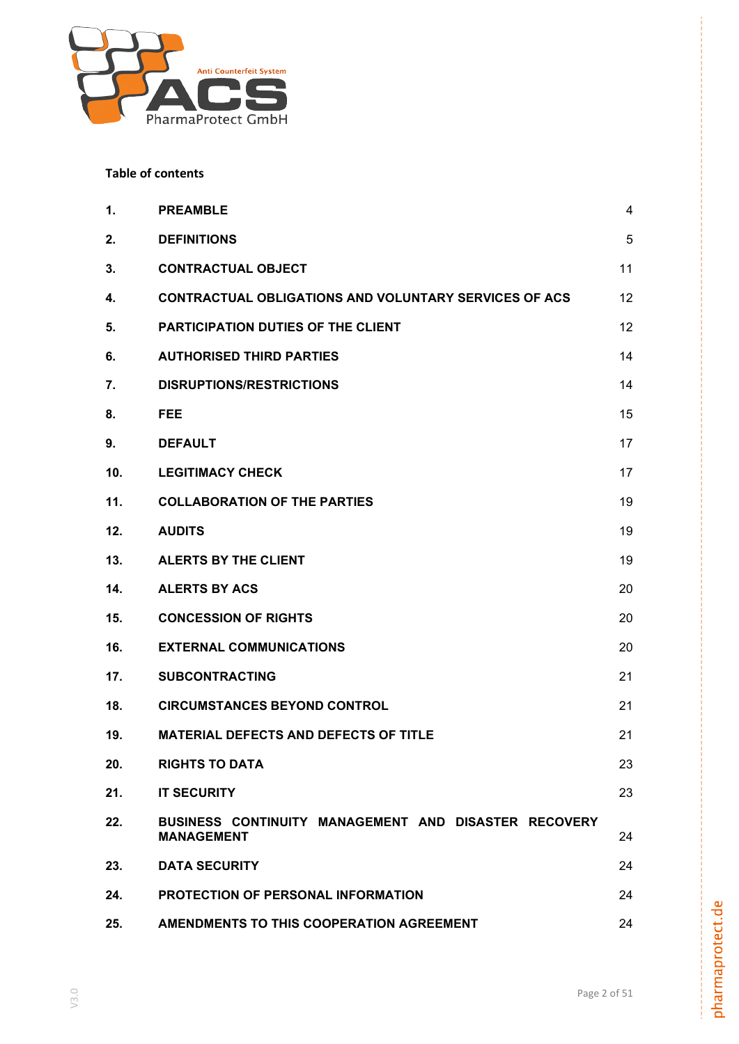**Table of contents**

| | | |
|---|---|---|
| **1.** | **PREAMBLE** | 4 |
| **2.** | **DEFINITIONS** | 5 |
| **3.** | **CONTRACTUAL OBJECT** | 11 |
| **4.** | **CONTRACTUAL OBLIGATIONS AND VOLUNTARY SERVICES OF ACS** | 12 |
| **5.** | **PARTICIPATION DUTIES OF THE CLIENT** | 12 |
| **6.** | **AUTHORISED THIRD PARTIES** | 14 |
| **7.** | **DISRUPTIONS/RESTRICTIONS** | 14 |
| **8.** | **FEE** | 15 |
| **9.** | **DEFAULT** | 17 |
| **10.** | **LEGITIMACY CHECK** | 17 |
| **11.** | **COLLABORATION OF THE PARTIES** | 19 |
| **12.** | **AUDITS** | 19 |
| **13.** | **ALERTS BY THE CLIENT** | 19 |
| **14.** | **ALERTS BY ACS** | 20 |
| **15.** | **CONCESSION OF RIGHTS** | 20 |
| **16.** | **EXTERNAL COMMUNICATIONS** | 20 |
| **17.** | **SUBCONTRACTING** | 21 |
| **18.** | **CIRCUMSTANCES BEYOND CONTROL** | 21 |
| **19.** | **MATERIAL DEFECTS AND DEFECTS OF TITLE** | 21 |
| **20.** | **RIGHTS TO DATA** | 23 |
| **21.** | **IT SECURITY** | 23 |
| **22.** | **BUSINESS CONTINUITY MANAGEMENT AND DISASTER RECOVERY MANAGEMENT** | 24 |
| **23.** | **DATA SECURITY** | 24 |
| **24.** | **PROTECTION OF PERSONAL INFORMATION** | 24 |
| **25.** | **AMENDMENTS TO THIS COOPERATION AGREEMENT** | 24 |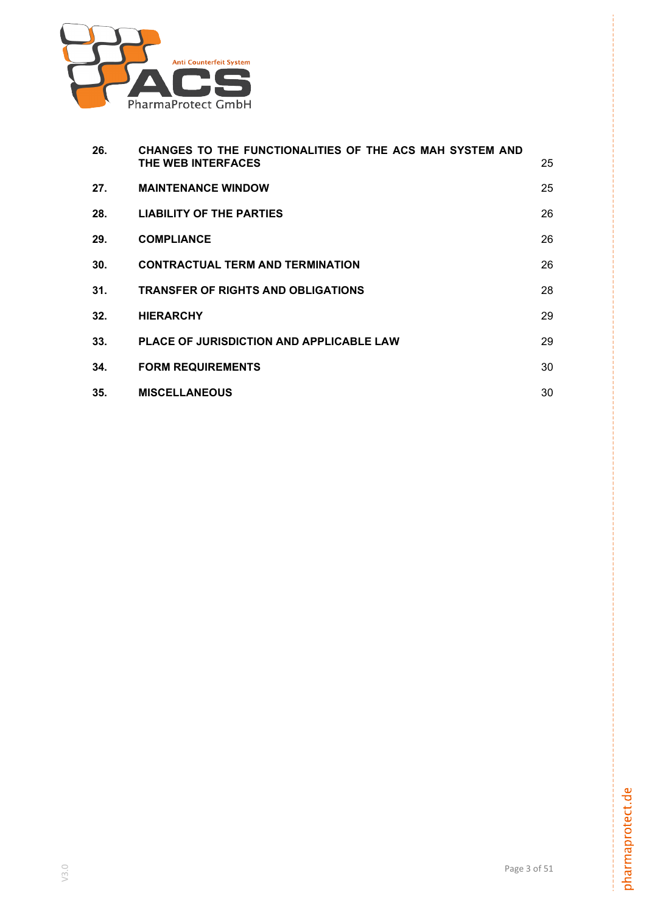| | | |
|---|---|---|
| **26.** | **CHANGES TO THE FUNCTIONALITIES OF THE ACS MAH SYSTEM AND THE WEB INTERFACES** | 25 |
| **27.** | **MAINTENANCE WINDOW** | 25 |
| **28.** | **LIABILITY OF THE PARTIES** | 26 |
| **29.** | **COMPLIANCE** | 26 |
| **30.** | **CONTRACTUAL TERM AND TERMINATION** | 26 |
| **31.** | **TRANSFER OF RIGHTS AND OBLIGATIONS** | 28 |
| **32.** | **HIERARCHY** | 29 |
| **33.** | **PLACE OF JURISDICTION AND APPLICABLE LAW** | 29 |
| **34.** | **FORM REQUIREMENTS** | 30 |
| **35.** | **MISCELLANEOUS** | 30 |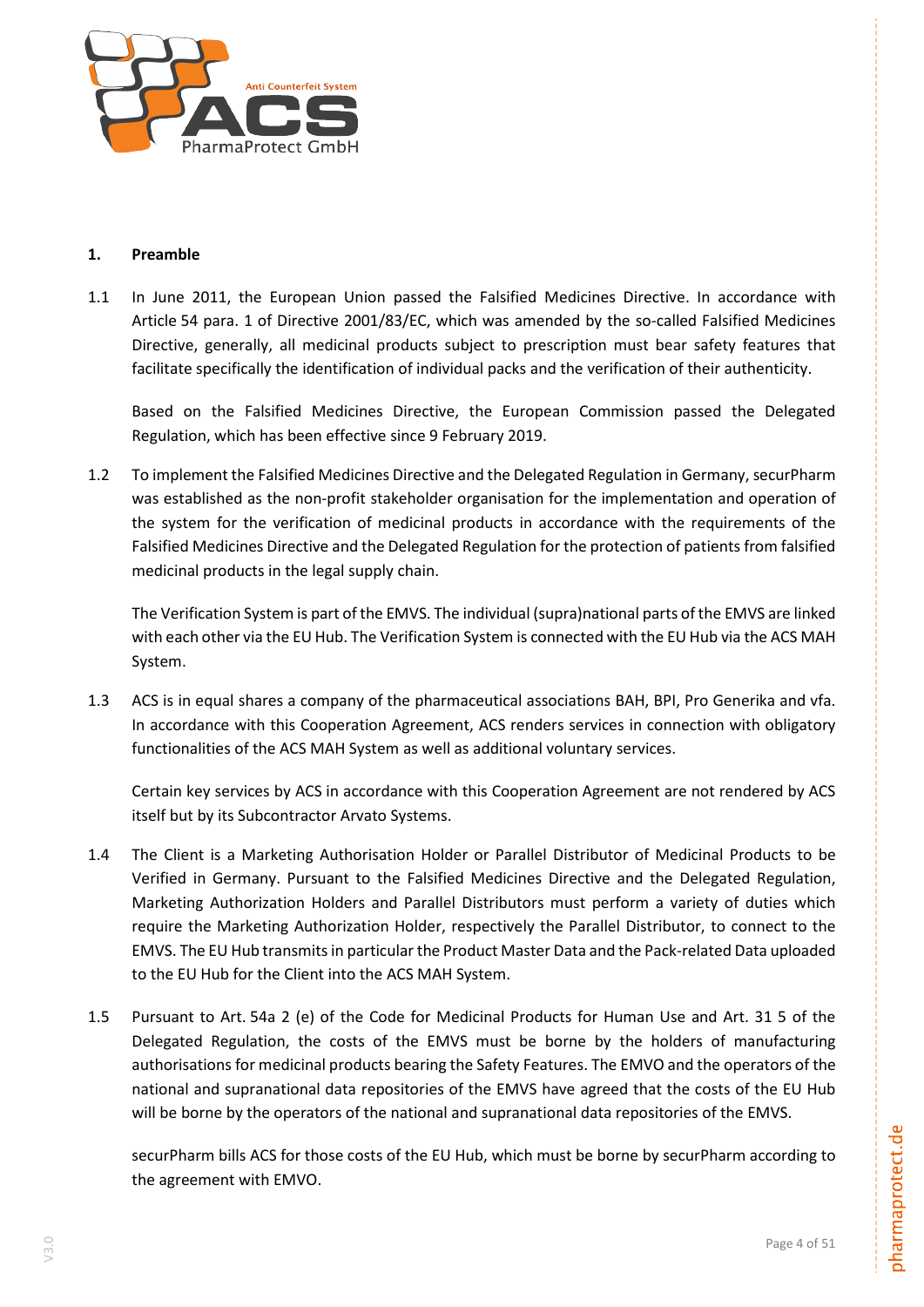## 1. Preamble

1.1 In June 2011, the European Union passed the Falsified Medicines Directive. In accordance with Article 54 para. 1 of Directive 2001/83/EC, which was amended by the so-called Falsified Medicines Directive, generally, all medicinal products subject to prescription must bear safety features that facilitate specifically the identification of individual packs and the verification of their authenticity.

Based on the Falsified Medicines Directive, the European Commission passed the Delegated Regulation, which has been effective since 9 February 2019.

1.2 To implement the Falsified Medicines Directive and the Delegated Regulation in Germany, securPharm was established as the non-profit stakeholder organisation for the implementation and operation of the system for the verification of medicinal products in accordance with the requirements of the Falsified Medicines Directive and the Delegated Regulation for the protection of patients from falsified medicinal products in the legal supply chain.

The Verification System is part of the EMVS. The individual (supra)national parts of the EMVS are linked with each other via the EU Hub. The Verification System is connected with the EU Hub via the ACS MAH System.

1.3 ACS is in equal shares a company of the pharmaceutical associations BAH, BPI, Pro Generika and vfa. In accordance with this Cooperation Agreement, ACS renders services in connection with obligatory functionalities of the ACS MAH System as well as additional voluntary services.

Certain key services by ACS in accordance with this Cooperation Agreement are not rendered by ACS itself but by its Subcontractor Arvato Systems.

1.4 The Client is a Marketing Authorisation Holder or Parallel Distributor of Medicinal Products to be Verified in Germany. Pursuant to the Falsified Medicines Directive and the Delegated Regulation, Marketing Authorization Holders and Parallel Distributors must perform a variety of duties which require the Marketing Authorization Holder, respectively the Parallel Distributor, to connect to the EMVS. The EU Hub transmits in particular the Product Master Data and the Pack-related Data uploaded to the EU Hub for the Client into the ACS MAH System.

1.5 Pursuant to Art. 54a 2 (e) of the Code for Medicinal Products for Human Use and Art. 31 5 of the Delegated Regulation, the costs of the EMVS must be borne by the holders of manufacturing authorisations for medicinal products bearing the Safety Features. The EMVO and the operators of the national and supranational data repositories of the EMVS have agreed that the costs of the EU Hub will be borne by the operators of the national and supranational data repositories of the EMVS.

securPharm bills ACS for those costs of the EU Hub, which must be borne by securPharm according to the agreement with EMVO.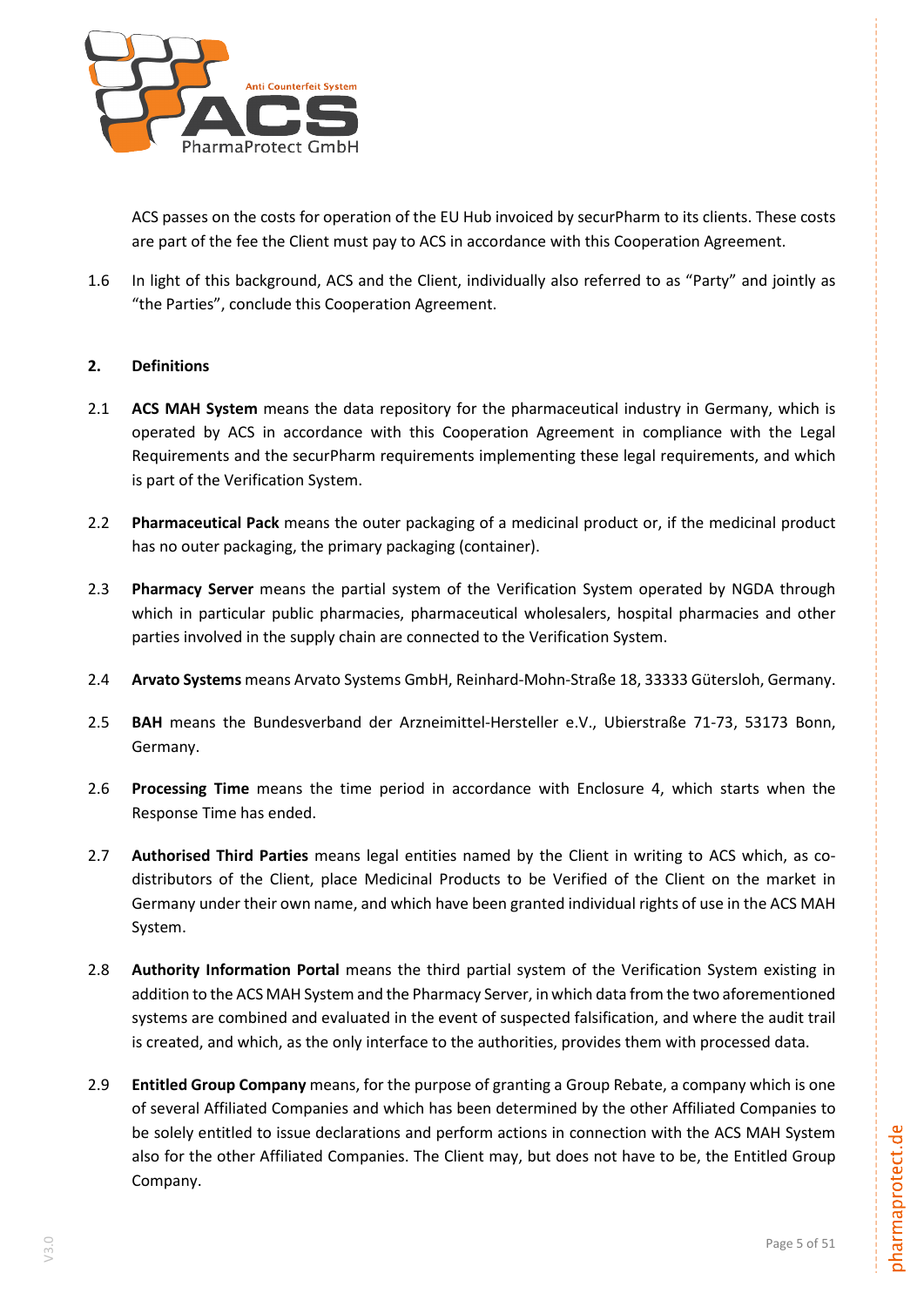ACS passes on the costs for operation of the EU Hub invoiced by securPharm to its clients. These costs are part of the fee the Client must pay to ACS in accordance with this Cooperation Agreement.

1.6 In light of this background, ACS and the Client, individually also referred to as "Party" and jointly as "the Parties", conclude this Cooperation Agreement.

## 2. Definitions

2.1 **ACS MAH System** means the data repository for the pharmaceutical industry in Germany, which is operated by ACS in accordance with this Cooperation Agreement in compliance with the Legal Requirements and the securPharm requirements implementing these legal requirements, and which is part of the Verification System.

2.2 **Pharmaceutical Pack** means the outer packaging of a medicinal product or, if the medicinal product has no outer packaging, the primary packaging (container).

2.3 **Pharmacy Server** means the partial system of the Verification System operated by NGDA through which in particular public pharmacies, pharmaceutical wholesalers, hospital pharmacies and other parties involved in the supply chain are connected to the Verification System.

2.4 **Arvato Systems** means Arvato Systems GmbH, Reinhard-Mohn-Straße 18, 33333 Gütersloh, Germany.

2.5 **BAH** means the Bundesverband der Arzneimittel-Hersteller e.V., Ubierstraße 71-73, 53173 Bonn, Germany.

2.6 **Processing Time** means the time period in accordance with Enclosure 4, which starts when the Response Time has ended.

2.7 **Authorised Third Parties** means legal entities named by the Client in writing to ACS which, as co-distributors of the Client, place Medicinal Products to be Verified of the Client on the market in Germany under their own name, and which have been granted individual rights of use in the ACS MAH System.

2.8 **Authority Information Portal** means the third partial system of the Verification System existing in addition to the ACS MAH System and the Pharmacy Server, in which data from the two aforementioned systems are combined and evaluated in the event of suspected falsification, and where the audit trail is created, and which, as the only interface to the authorities, provides them with processed data.

2.9 **Entitled Group Company** means, for the purpose of granting a Group Rebate, a company which is one of several Affiliated Companies and which has been determined by the other Affiliated Companies to be solely entitled to issue declarations and perform actions in connection with the ACS MAH System also for the other Affiliated Companies. The Client may, but does not have to be, the Entitled Group Company.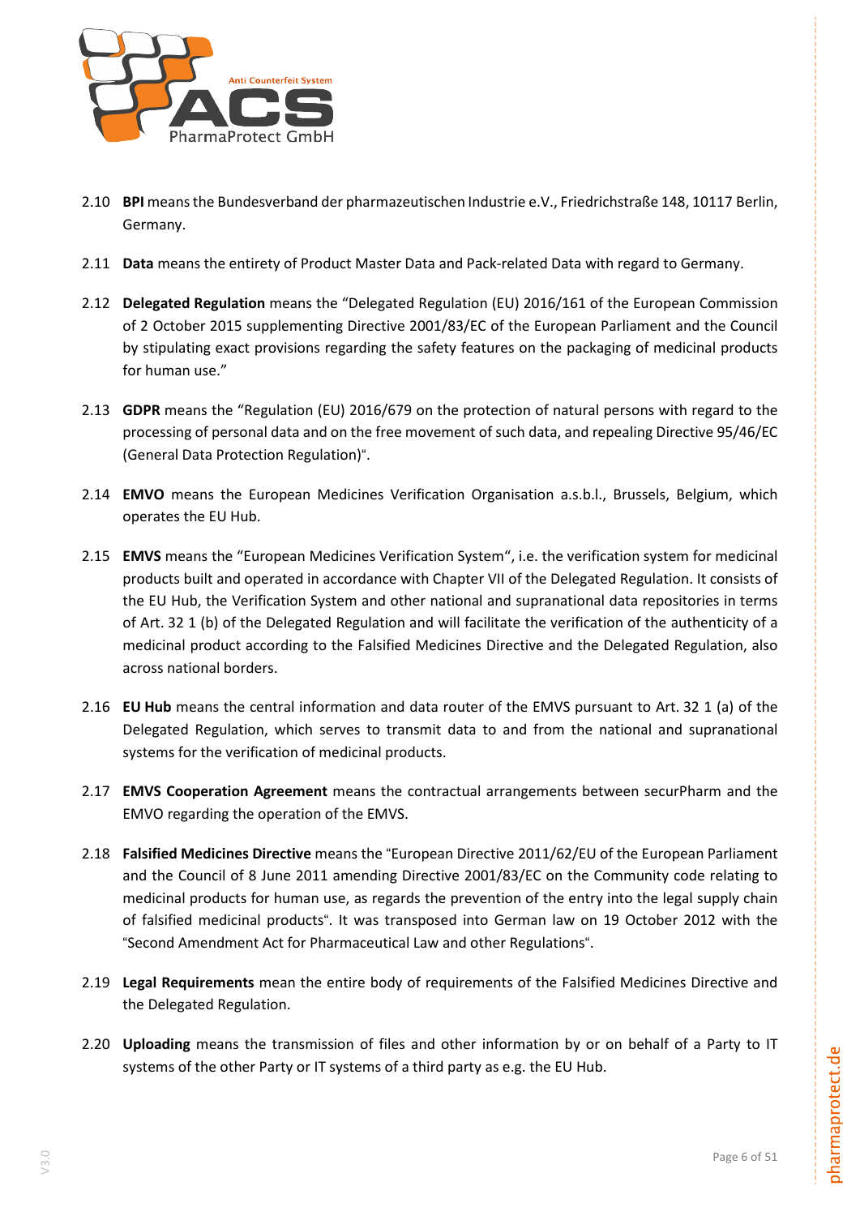2.10 **BPI** means the Bundesverband der pharmazeutischen Industrie e.V., Friedrichstraße 148, 10117 Berlin, Germany.

2.11 **Data** means the entirety of Product Master Data and Pack-related Data with regard to Germany.

2.12 **Delegated Regulation** means the "Delegated Regulation (EU) 2016/161 of the European Commission of 2 October 2015 supplementing Directive 2001/83/EC of the European Parliament and the Council by stipulating exact provisions regarding the safety features on the packaging of medicinal products for human use."

2.13 **GDPR** means the "Regulation (EU) 2016/679 on the protection of natural persons with regard to the processing of personal data and on the free movement of such data, and repealing Directive 95/46/EC (General Data Protection Regulation)".

2.14 **EMVO** means the European Medicines Verification Organisation a.s.b.l., Brussels, Belgium, which operates the EU Hub.

2.15 **EMVS** means the "European Medicines Verification System", i.e. the verification system for medicinal products built and operated in accordance with Chapter VII of the Delegated Regulation. It consists of the EU Hub, the Verification System and other national and supranational data repositories in terms of Art. 32 1 (b) of the Delegated Regulation and will facilitate the verification of the authenticity of a medicinal product according to the Falsified Medicines Directive and the Delegated Regulation, also across national borders.

2.16 **EU Hub** means the central information and data router of the EMVS pursuant to Art. 32 1 (a) of the Delegated Regulation, which serves to transmit data to and from the national and supranational systems for the verification of medicinal products.

2.17 **EMVS Cooperation Agreement** means the contractual arrangements between securPharm and the EMVO regarding the operation of the EMVS.

2.18 **Falsified Medicines Directive** means the "European Directive 2011/62/EU of the European Parliament and the Council of 8 June 2011 amending Directive 2001/83/EC on the Community code relating to medicinal products for human use, as regards the prevention of the entry into the legal supply chain of falsified medicinal products". It was transposed into German law on 19 October 2012 with the "Second Amendment Act for Pharmaceutical Law and other Regulations".

2.19 **Legal Requirements** mean the entire body of requirements of the Falsified Medicines Directive and the Delegated Regulation.

2.20 **Uploading** means the transmission of files and other information by or on behalf of a Party to IT systems of the other Party or IT systems of a third party as e.g. the EU Hub.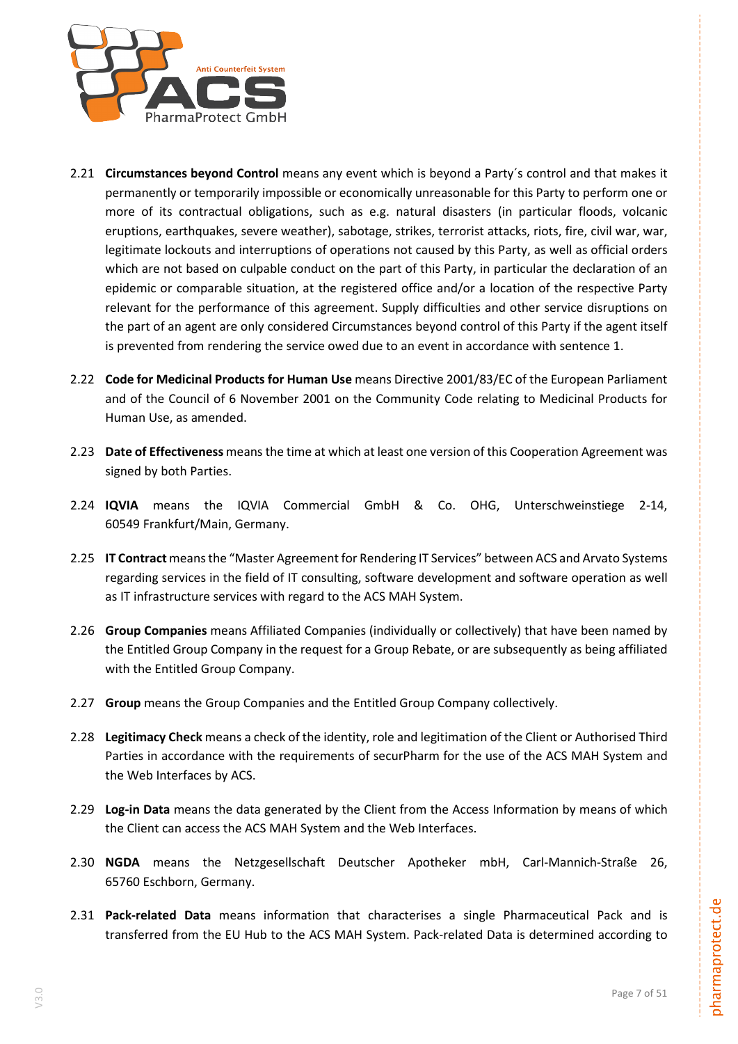2.21 **Circumstances beyond Control** means any event which is beyond a Party´s control and that makes it permanently or temporarily impossible or economically unreasonable for this Party to perform one or more of its contractual obligations, such as e.g. natural disasters (in particular floods, volcanic eruptions, earthquakes, severe weather), sabotage, strikes, terrorist attacks, riots, fire, civil war, war, legitimate lockouts and interruptions of operations not caused by this Party, as well as official orders which are not based on culpable conduct on the part of this Party, in particular the declaration of an epidemic or comparable situation, at the registered office and/or a location of the respective Party relevant for the performance of this agreement. Supply difficulties and other service disruptions on the part of an agent are only considered Circumstances beyond control of this Party if the agent itself is prevented from rendering the service owed due to an event in accordance with sentence 1.

2.22 **Code for Medicinal Products for Human Use** means Directive 2001/83/EC of the European Parliament and of the Council of 6 November 2001 on the Community Code relating to Medicinal Products for Human Use, as amended.

2.23 **Date of Effectiveness** means the time at which at least one version of this Cooperation Agreement was signed by both Parties.

2.24 **IQVIA** means the IQVIA Commercial GmbH & Co. OHG, Unterschweinstiege 2-14, 60549 Frankfurt/Main, Germany.

2.25 **IT Contract** means the "Master Agreement for Rendering IT Services" between ACS and Arvato Systems regarding services in the field of IT consulting, software development and software operation as well as IT infrastructure services with regard to the ACS MAH System.

2.26 **Group Companies** means Affiliated Companies (individually or collectively) that have been named by the Entitled Group Company in the request for a Group Rebate, or are subsequently as being affiliated with the Entitled Group Company.

2.27 **Group** means the Group Companies and the Entitled Group Company collectively.

2.28 **Legitimacy Check** means a check of the identity, role and legitimation of the Client or Authorised Third Parties in accordance with the requirements of securPharm for the use of the ACS MAH System and the Web Interfaces by ACS.

2.29 **Log-in Data** means the data generated by the Client from the Access Information by means of which the Client can access the ACS MAH System and the Web Interfaces.

2.30 **NGDA** means the Netzgesellschaft Deutscher Apotheker mbH, Carl-Mannich-Straße 26, 65760 Eschborn, Germany.

2.31 **Pack-related Data** means information that characterises a single Pharmaceutical Pack and is transferred from the EU Hub to the ACS MAH System. Pack-related Data is determined according to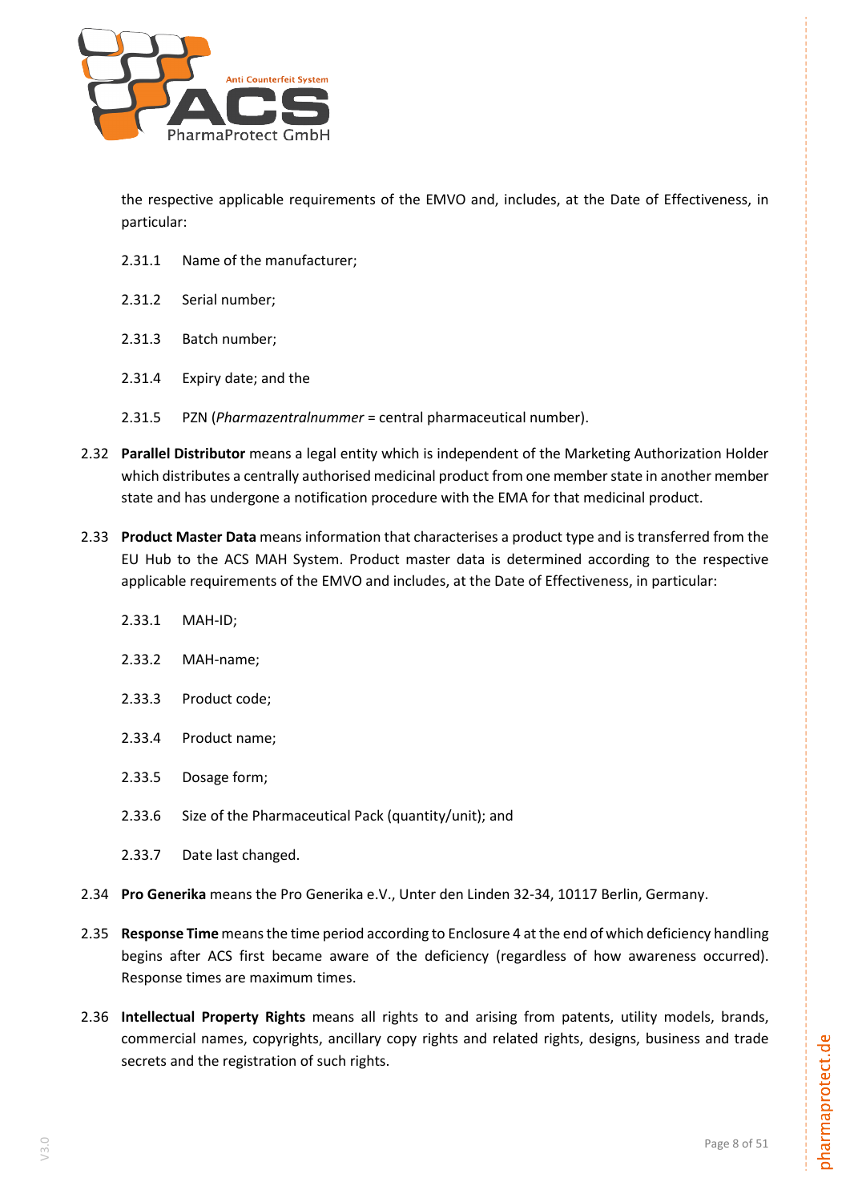the respective applicable requirements of the EMVO and, includes, at the Date of Effectiveness, in particular:

2.31.1 Name of the manufacturer;

2.31.2 Serial number;

2.31.3 Batch number;

2.31.4 Expiry date; and the

2.31.5 PZN (*Pharmazentralnummer* = central pharmaceutical number).

2.32 **Parallel Distributor** means a legal entity which is independent of the Marketing Authorization Holder which distributes a centrally authorised medicinal product from one member state in another member state and has undergone a notification procedure with the EMA for that medicinal product.

2.33 **Product Master Data** means information that characterises a product type and is transferred from the EU Hub to the ACS MAH System. Product master data is determined according to the respective applicable requirements of the EMVO and includes, at the Date of Effectiveness, in particular:

2.33.1 MAH-ID;

2.33.2 MAH-name;

2.33.3 Product code;

2.33.4 Product name;

2.33.5 Dosage form;

2.33.6 Size of the Pharmaceutical Pack (quantity/unit); and

2.33.7 Date last changed.

2.34 **Pro Generika** means the Pro Generika e.V., Unter den Linden 32-34, 10117 Berlin, Germany.

2.35 **Response Time** means the time period according to Enclosure 4 at the end of which deficiency handling begins after ACS first became aware of the deficiency (regardless of how awareness occurred). Response times are maximum times.

2.36 **Intellectual Property Rights** means all rights to and arising from patents, utility models, brands, commercial names, copyrights, ancillary copy rights and related rights, designs, business and trade secrets and the registration of such rights.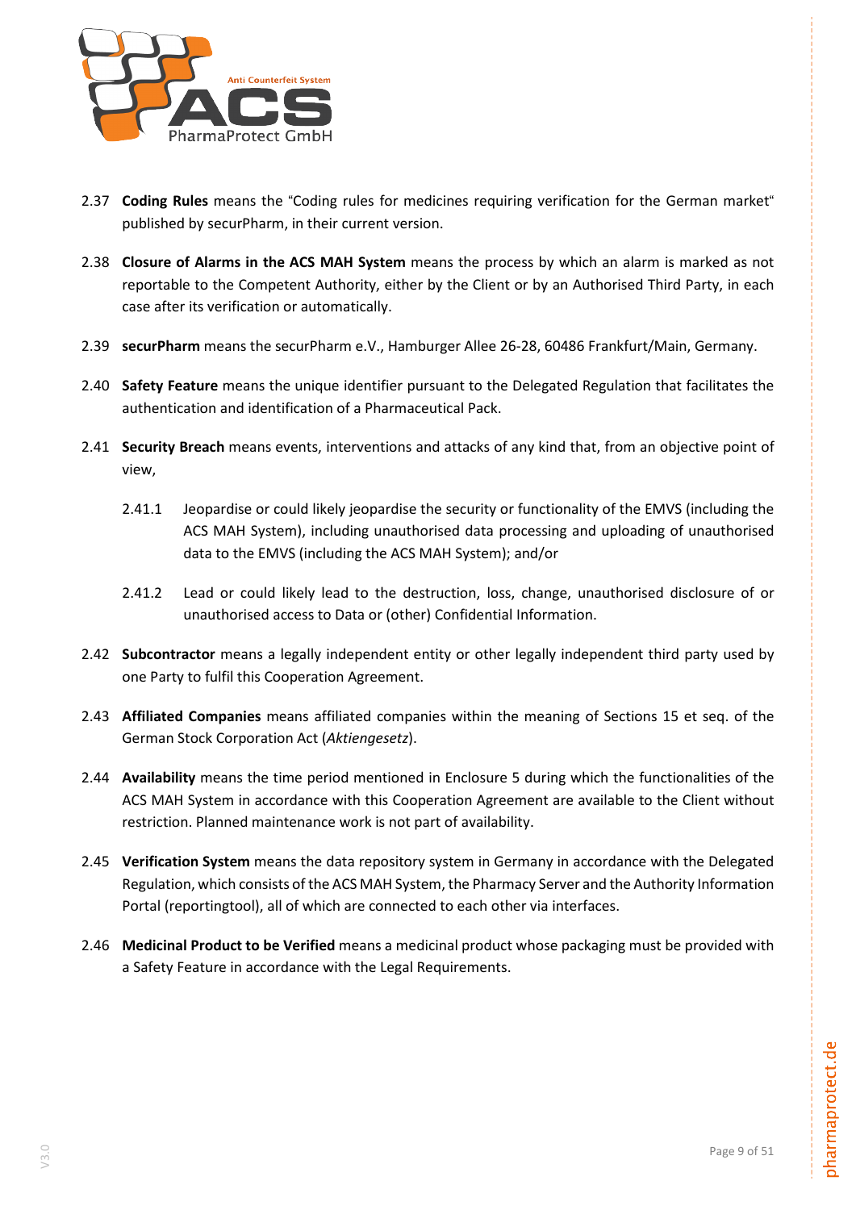2.37 **Coding Rules** means the "Coding rules for medicines requiring verification for the German market" published by securPharm, in their current version.

2.38 **Closure of Alarms in the ACS MAH System** means the process by which an alarm is marked as not reportable to the Competent Authority, either by the Client or by an Authorised Third Party, in each case after its verification or automatically.

2.39 **securPharm** means the securPharm e.V., Hamburger Allee 26-28, 60486 Frankfurt/Main, Germany.

2.40 **Safety Feature** means the unique identifier pursuant to the Delegated Regulation that facilitates the authentication and identification of a Pharmaceutical Pack.

2.41 **Security Breach** means events, interventions and attacks of any kind that, from an objective point of view,

2.41.1 Jeopardise or could likely jeopardise the security or functionality of the EMVS (including the ACS MAH System), including unauthorised data processing and uploading of unauthorised data to the EMVS (including the ACS MAH System); and/or

2.41.2 Lead or could likely lead to the destruction, loss, change, unauthorised disclosure of or unauthorised access to Data or (other) Confidential Information.

2.42 **Subcontractor** means a legally independent entity or other legally independent third party used by one Party to fulfil this Cooperation Agreement.

2.43 **Affiliated Companies** means affiliated companies within the meaning of Sections 15 et seq. of the German Stock Corporation Act (*Aktiengesetz*).

2.44 **Availability** means the time period mentioned in Enclosure 5 during which the functionalities of the ACS MAH System in accordance with this Cooperation Agreement are available to the Client without restriction. Planned maintenance work is not part of availability.

2.45 **Verification System** means the data repository system in Germany in accordance with the Delegated Regulation, which consists of the ACS MAH System, the Pharmacy Server and the Authority Information Portal (reportingtool), all of which are connected to each other via interfaces.

2.46 **Medicinal Product to be Verified** means a medicinal product whose packaging must be provided with a Safety Feature in accordance with the Legal Requirements.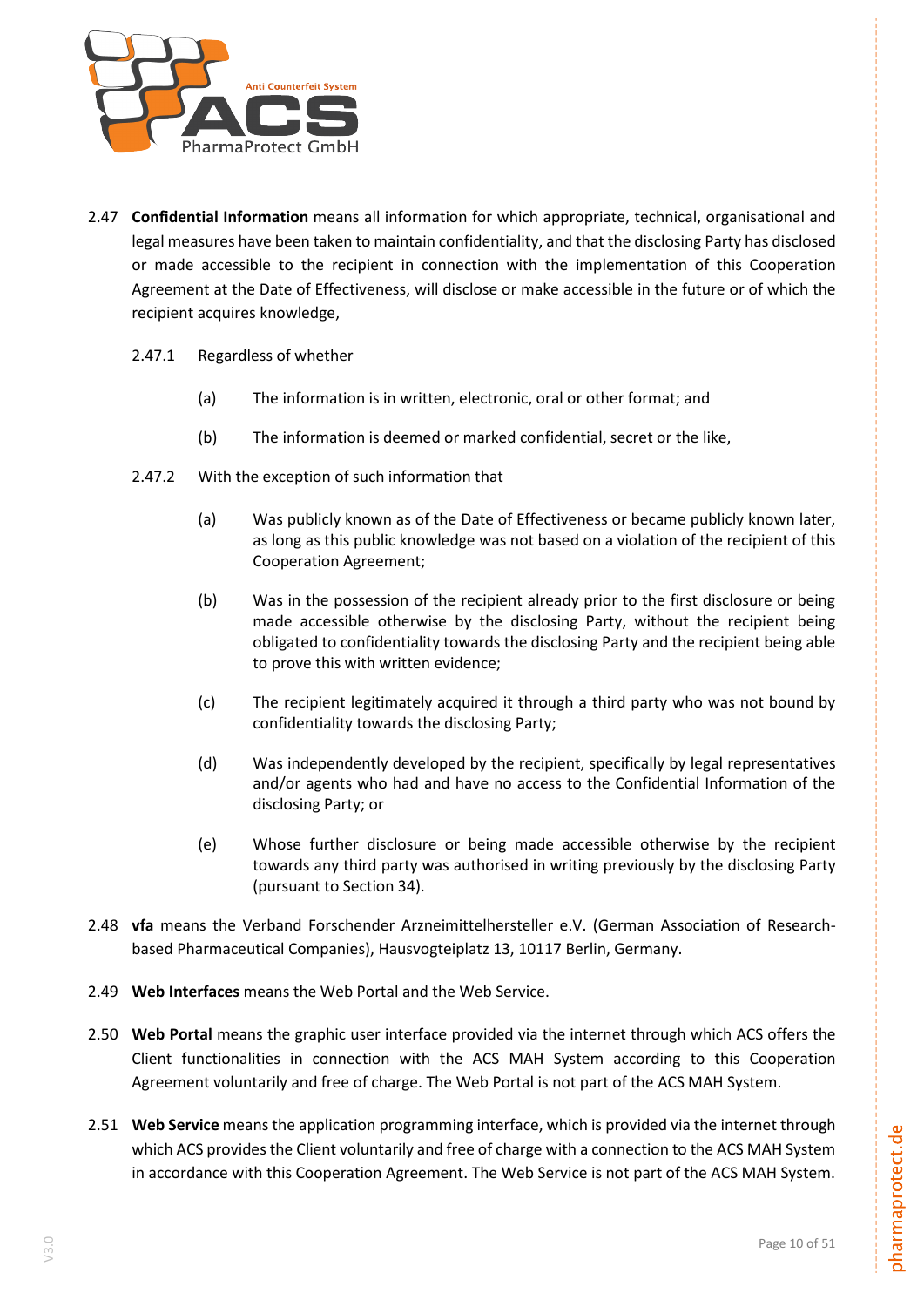2.47 **Confidential Information** means all information for which appropriate, technical, organisational and legal measures have been taken to maintain confidentiality, and that the disclosing Party has disclosed or made accessible to the recipient in connection with the implementation of this Cooperation Agreement at the Date of Effectiveness, will disclose or make accessible in the future or of which the recipient acquires knowledge,

2.47.1 Regardless of whether

(a) The information is in written, electronic, oral or other format; and

(b) The information is deemed or marked confidential, secret or the like,

2.47.2 With the exception of such information that

(a) Was publicly known as of the Date of Effectiveness or became publicly known later, as long as this public knowledge was not based on a violation of the recipient of this Cooperation Agreement;

(b) Was in the possession of the recipient already prior to the first disclosure or being made accessible otherwise by the disclosing Party, without the recipient being obligated to confidentiality towards the disclosing Party and the recipient being able to prove this with written evidence;

(c) The recipient legitimately acquired it through a third party who was not bound by confidentiality towards the disclosing Party;

(d) Was independently developed by the recipient, specifically by legal representatives and/or agents who had and have no access to the Confidential Information of the disclosing Party; or

(e) Whose further disclosure or being made accessible otherwise by the recipient towards any third party was authorised in writing previously by the disclosing Party (pursuant to Section 34).

2.48 **vfa** means the Verband Forschender Arzneimittelhersteller e.V. (German Association of Research-based Pharmaceutical Companies), Hausvogteiplatz 13, 10117 Berlin, Germany.

2.49 **Web Interfaces** means the Web Portal and the Web Service.

2.50 **Web Portal** means the graphic user interface provided via the internet through which ACS offers the Client functionalities in connection with the ACS MAH System according to this Cooperation Agreement voluntarily and free of charge. The Web Portal is not part of the ACS MAH System.

2.51 **Web Service** means the application programming interface, which is provided via the internet through which ACS provides the Client voluntarily and free of charge with a connection to the ACS MAH System in accordance with this Cooperation Agreement. The Web Service is not part of the ACS MAH System.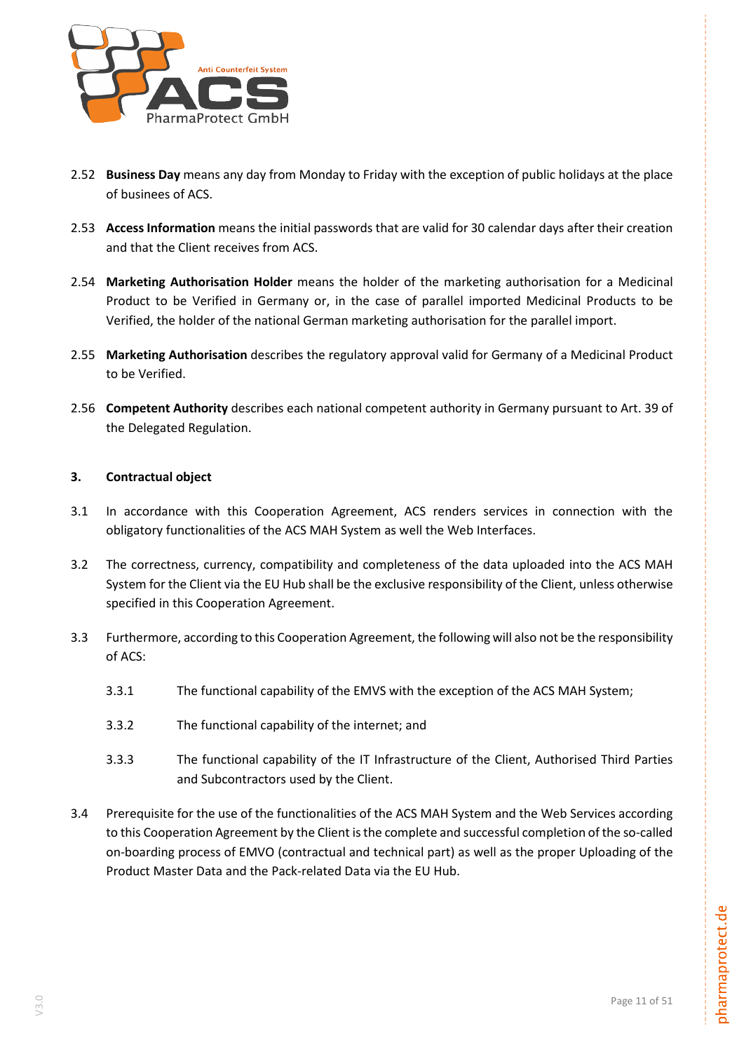2.52 **Business Day** means any day from Monday to Friday with the exception of public holidays at the place of businees of ACS.

2.53 **Access Information** means the initial passwords that are valid for 30 calendar days after their creation and that the Client receives from ACS.

2.54 **Marketing Authorisation Holder** means the holder of the marketing authorisation for a Medicinal Product to be Verified in Germany or, in the case of parallel imported Medicinal Products to be Verified, the holder of the national German marketing authorisation for the parallel import.

2.55 **Marketing Authorisation** describes the regulatory approval valid for Germany of a Medicinal Product to be Verified.

2.56 **Competent Authority** describes each national competent authority in Germany pursuant to Art. 39 of the Delegated Regulation.

## 3. Contractual object

3.1 In accordance with this Cooperation Agreement, ACS renders services in connection with the obligatory functionalities of the ACS MAH System as well the Web Interfaces.

3.2 The correctness, currency, compatibility and completeness of the data uploaded into the ACS MAH System for the Client via the EU Hub shall be the exclusive responsibility of the Client, unless otherwise specified in this Cooperation Agreement.

3.3 Furthermore, according to this Cooperation Agreement, the following will also not be the responsibility of ACS:

3.3.1 The functional capability of the EMVS with the exception of the ACS MAH System;

3.3.2 The functional capability of the internet; and

3.3.3 The functional capability of the IT Infrastructure of the Client, Authorised Third Parties and Subcontractors used by the Client.

3.4 Prerequisite for the use of the functionalities of the ACS MAH System and the Web Services according to this Cooperation Agreement by the Client is the complete and successful completion of the so-called on-boarding process of EMVO (contractual and technical part) as well as the proper Uploading of the Product Master Data and the Pack-related Data via the EU Hub.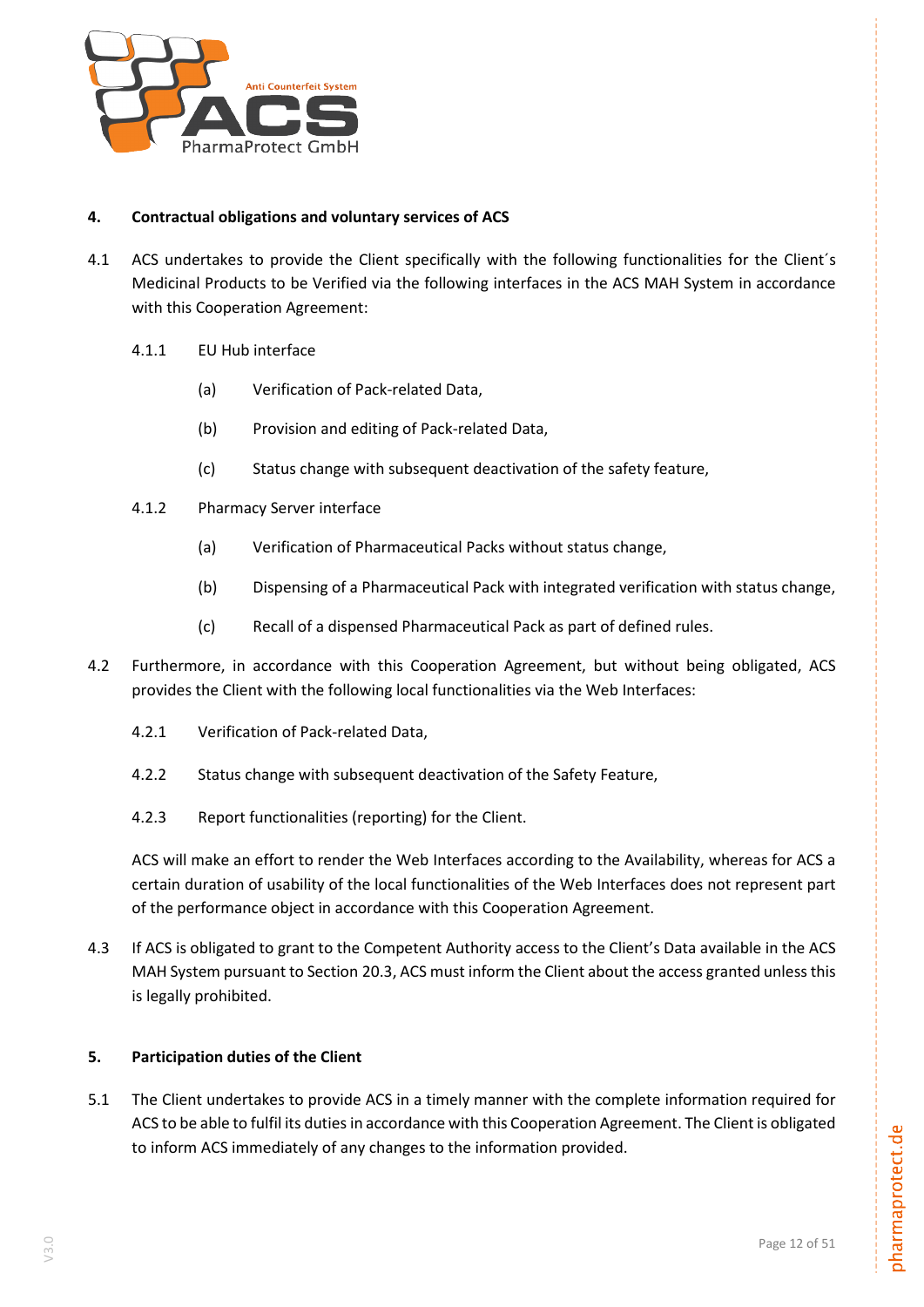## 4. Contractual obligations and voluntary services of ACS

4.1 ACS undertakes to provide the Client specifically with the following functionalities for the Client´s Medicinal Products to be Verified via the following interfaces in the ACS MAH System in accordance with this Cooperation Agreement:

4.1.1 EU Hub interface

(a) Verification of Pack-related Data,

(b) Provision and editing of Pack-related Data,

(c) Status change with subsequent deactivation of the safety feature,

4.1.2 Pharmacy Server interface

(a) Verification of Pharmaceutical Packs without status change,

(b) Dispensing of a Pharmaceutical Pack with integrated verification with status change,

(c) Recall of a dispensed Pharmaceutical Pack as part of defined rules.

4.2 Furthermore, in accordance with this Cooperation Agreement, but without being obligated, ACS provides the Client with the following local functionalities via the Web Interfaces:

4.2.1 Verification of Pack-related Data,

4.2.2 Status change with subsequent deactivation of the Safety Feature,

4.2.3 Report functionalities (reporting) for the Client.

ACS will make an effort to render the Web Interfaces according to the Availability, whereas for ACS a certain duration of usability of the local functionalities of the Web Interfaces does not represent part of the performance object in accordance with this Cooperation Agreement.

4.3 If ACS is obligated to grant to the Competent Authority access to the Client's Data available in the ACS MAH System pursuant to Section 20.3, ACS must inform the Client about the access granted unless this is legally prohibited.

## 5. Participation duties of the Client

5.1 The Client undertakes to provide ACS in a timely manner with the complete information required for ACS to be able to fulfil its duties in accordance with this Cooperation Agreement. The Client is obligated to inform ACS immediately of any changes to the information provided.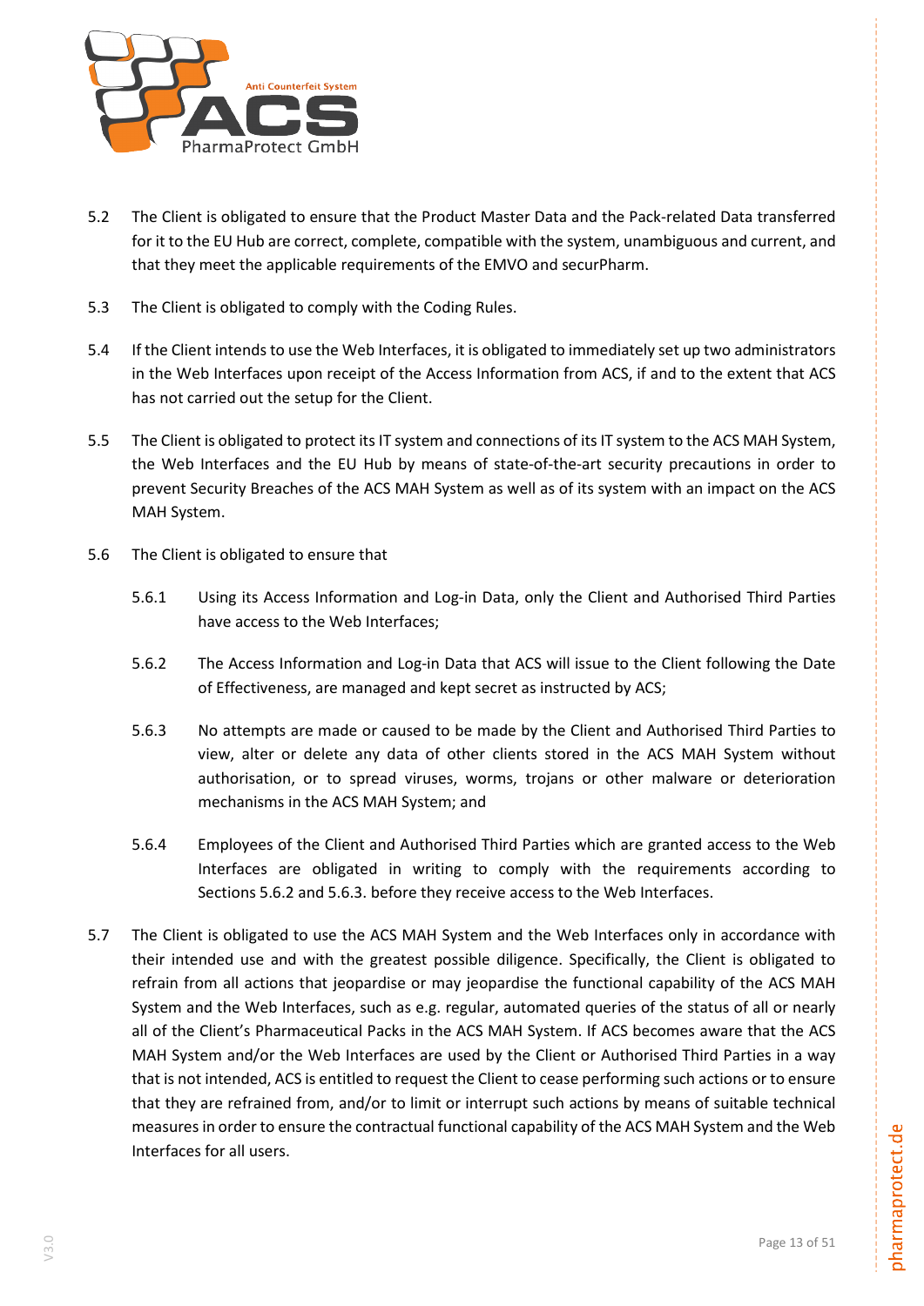5.2 The Client is obligated to ensure that the Product Master Data and the Pack-related Data transferred for it to the EU Hub are correct, complete, compatible with the system, unambiguous and current, and that they meet the applicable requirements of the EMVO and securPharm.

5.3 The Client is obligated to comply with the Coding Rules.

5.4 If the Client intends to use the Web Interfaces, it is obligated to immediately set up two administrators in the Web Interfaces upon receipt of the Access Information from ACS, if and to the extent that ACS has not carried out the setup for the Client.

5.5 The Client is obligated to protect its IT system and connections of its IT system to the ACS MAH System, the Web Interfaces and the EU Hub by means of state-of-the-art security precautions in order to prevent Security Breaches of the ACS MAH System as well as of its system with an impact on the ACS MAH System.

5.6 The Client is obligated to ensure that

5.6.1 Using its Access Information and Log-in Data, only the Client and Authorised Third Parties have access to the Web Interfaces;

5.6.2 The Access Information and Log-in Data that ACS will issue to the Client following the Date of Effectiveness, are managed and kept secret as instructed by ACS;

5.6.3 No attempts are made or caused to be made by the Client and Authorised Third Parties to view, alter or delete any data of other clients stored in the ACS MAH System without authorisation, or to spread viruses, worms, trojans or other malware or deterioration mechanisms in the ACS MAH System; and

5.6.4 Employees of the Client and Authorised Third Parties which are granted access to the Web Interfaces are obligated in writing to comply with the requirements according to Sections 5.6.2 and 5.6.3. before they receive access to the Web Interfaces.

5.7 The Client is obligated to use the ACS MAH System and the Web Interfaces only in accordance with their intended use and with the greatest possible diligence. Specifically, the Client is obligated to refrain from all actions that jeopardise or may jeopardise the functional capability of the ACS MAH System and the Web Interfaces, such as e.g. regular, automated queries of the status of all or nearly all of the Client's Pharmaceutical Packs in the ACS MAH System. If ACS becomes aware that the ACS MAH System and/or the Web Interfaces are used by the Client or Authorised Third Parties in a way that is not intended, ACS is entitled to request the Client to cease performing such actions or to ensure that they are refrained from, and/or to limit or interrupt such actions by means of suitable technical measures in order to ensure the contractual functional capability of the ACS MAH System and the Web Interfaces for all users.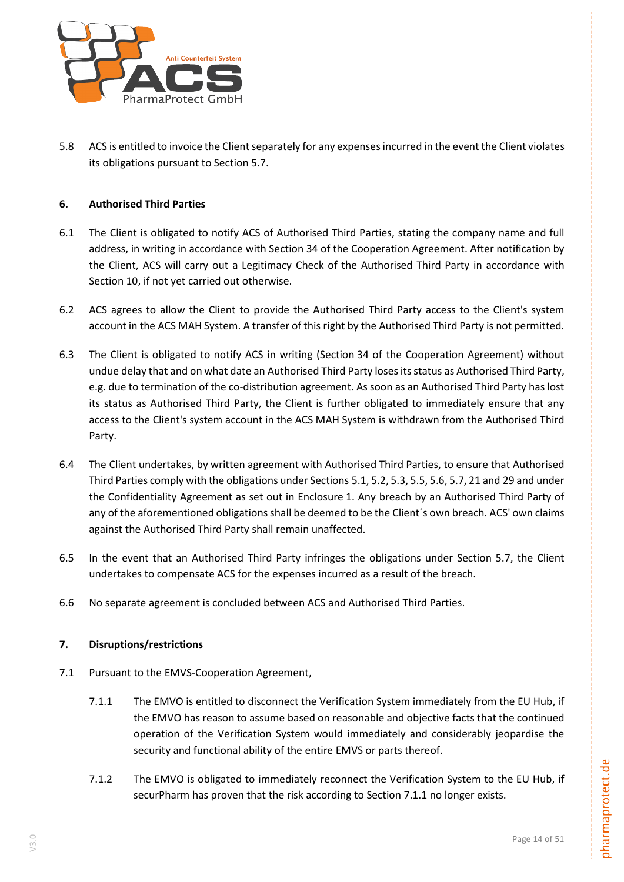5.8 ACS is entitled to invoice the Client separately for any expenses incurred in the event the Client violates its obligations pursuant to Section 5.7.

## 6. Authorised Third Parties

6.1 The Client is obligated to notify ACS of Authorised Third Parties, stating the company name and full address, in writing in accordance with Section 34 of the Cooperation Agreement. After notification by the Client, ACS will carry out a Legitimacy Check of the Authorised Third Party in accordance with Section 10, if not yet carried out otherwise.

6.2 ACS agrees to allow the Client to provide the Authorised Third Party access to the Client's system account in the ACS MAH System. A transfer of this right by the Authorised Third Party is not permitted.

6.3 The Client is obligated to notify ACS in writing (Section 34 of the Cooperation Agreement) without undue delay that and on what date an Authorised Third Party loses its status as Authorised Third Party, e.g. due to termination of the co-distribution agreement. As soon as an Authorised Third Party has lost its status as Authorised Third Party, the Client is further obligated to immediately ensure that any access to the Client's system account in the ACS MAH System is withdrawn from the Authorised Third Party.

6.4 The Client undertakes, by written agreement with Authorised Third Parties, to ensure that Authorised Third Parties comply with the obligations under Sections 5.1, 5.2, 5.3, 5.5, 5.6, 5.7, 21 and 29 and under the Confidentiality Agreement as set out in Enclosure 1. Any breach by an Authorised Third Party of any of the aforementioned obligations shall be deemed to be the Client´s own breach. ACS' own claims against the Authorised Third Party shall remain unaffected.

6.5 In the event that an Authorised Third Party infringes the obligations under Section 5.7, the Client undertakes to compensate ACS for the expenses incurred as a result of the breach.

6.6 No separate agreement is concluded between ACS and Authorised Third Parties.

## 7. Disruptions/restrictions

7.1 Pursuant to the EMVS-Cooperation Agreement,

7.1.1 The EMVO is entitled to disconnect the Verification System immediately from the EU Hub, if the EMVO has reason to assume based on reasonable and objective facts that the continued operation of the Verification System would immediately and considerably jeopardise the security and functional ability of the entire EMVS or parts thereof.

7.1.2 The EMVO is obligated to immediately reconnect the Verification System to the EU Hub, if securPharm has proven that the risk according to Section 7.1.1 no longer exists.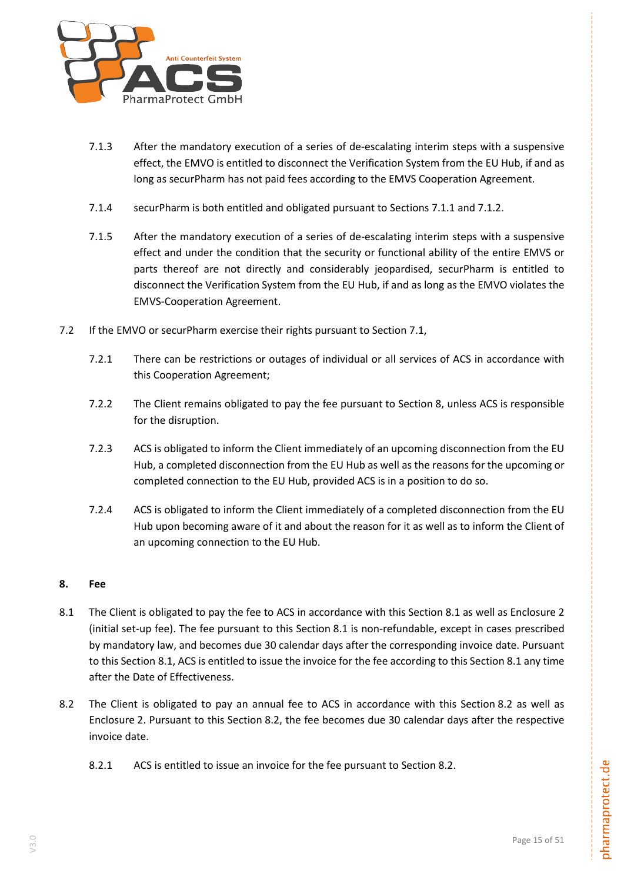7.1.3 After the mandatory execution of a series of de-escalating interim steps with a suspensive effect, the EMVO is entitled to disconnect the Verification System from the EU Hub, if and as long as securPharm has not paid fees according to the EMVS Cooperation Agreement.

7.1.4 securPharm is both entitled and obligated pursuant to Sections 7.1.1 and 7.1.2.

7.1.5 After the mandatory execution of a series of de-escalating interim steps with a suspensive effect and under the condition that the security or functional ability of the entire EMVS or parts thereof are not directly and considerably jeopardised, securPharm is entitled to disconnect the Verification System from the EU Hub, if and as long as the EMVO violates the EMVS-Cooperation Agreement.

7.2 If the EMVO or securPharm exercise their rights pursuant to Section 7.1,

7.2.1 There can be restrictions or outages of individual or all services of ACS in accordance with this Cooperation Agreement;

7.2.2 The Client remains obligated to pay the fee pursuant to Section 8, unless ACS is responsible for the disruption.

7.2.3 ACS is obligated to inform the Client immediately of an upcoming disconnection from the EU Hub, a completed disconnection from the EU Hub as well as the reasons for the upcoming or completed connection to the EU Hub, provided ACS is in a position to do so.

7.2.4 ACS is obligated to inform the Client immediately of a completed disconnection from the EU Hub upon becoming aware of it and about the reason for it as well as to inform the Client of an upcoming connection to the EU Hub.

## 8. Fee

8.1 The Client is obligated to pay the fee to ACS in accordance with this Section 8.1 as well as Enclosure 2 (initial set-up fee). The fee pursuant to this Section 8.1 is non-refundable, except in cases prescribed by mandatory law, and becomes due 30 calendar days after the corresponding invoice date. Pursuant to this Section 8.1, ACS is entitled to issue the invoice for the fee according to this Section 8.1 any time after the Date of Effectiveness.

8.2 The Client is obligated to pay an annual fee to ACS in accordance with this Section 8.2 as well as Enclosure 2. Pursuant to this Section 8.2, the fee becomes due 30 calendar days after the respective invoice date.

8.2.1 ACS is entitled to issue an invoice for the fee pursuant to Section 8.2.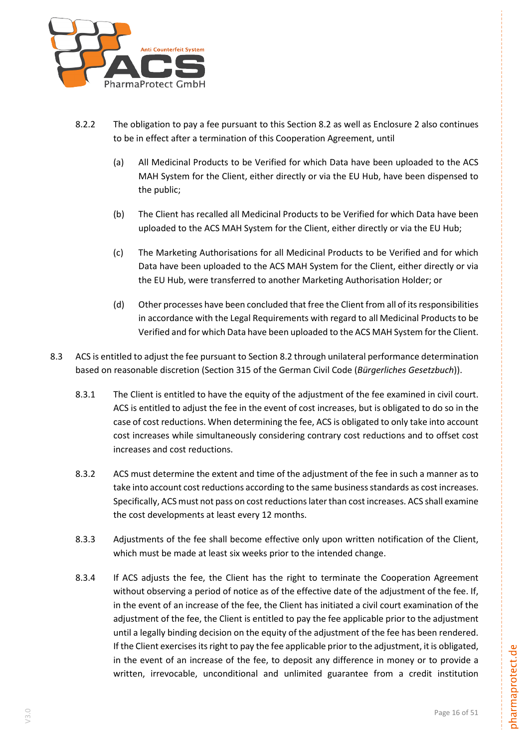8.2.2 The obligation to pay a fee pursuant to this Section 8.2 as well as Enclosure 2 also continues to be in effect after a termination of this Cooperation Agreement, until

(a) All Medicinal Products to be Verified for which Data have been uploaded to the ACS MAH System for the Client, either directly or via the EU Hub, have been dispensed to the public;

(b) The Client has recalled all Medicinal Products to be Verified for which Data have been uploaded to the ACS MAH System for the Client, either directly or via the EU Hub;

(c) The Marketing Authorisations for all Medicinal Products to be Verified and for which Data have been uploaded to the ACS MAH System for the Client, either directly or via the EU Hub, were transferred to another Marketing Authorisation Holder; or

(d) Other processes have been concluded that free the Client from all of its responsibilities in accordance with the Legal Requirements with regard to all Medicinal Products to be Verified and for which Data have been uploaded to the ACS MAH System for the Client.

8.3 ACS is entitled to adjust the fee pursuant to Section 8.2 through unilateral performance determination based on reasonable discretion (Section 315 of the German Civil Code (*Bürgerliches Gesetzbuch*)).

8.3.1 The Client is entitled to have the equity of the adjustment of the fee examined in civil court. ACS is entitled to adjust the fee in the event of cost increases, but is obligated to do so in the case of cost reductions. When determining the fee, ACS is obligated to only take into account cost increases while simultaneously considering contrary cost reductions and to offset cost increases and cost reductions.

8.3.2 ACS must determine the extent and time of the adjustment of the fee in such a manner as to take into account cost reductions according to the same business standards as cost increases. Specifically, ACS must not pass on cost reductions later than cost increases. ACS shall examine the cost developments at least every 12 months.

8.3.3 Adjustments of the fee shall become effective only upon written notification of the Client, which must be made at least six weeks prior to the intended change.

8.3.4 If ACS adjusts the fee, the Client has the right to terminate the Cooperation Agreement without observing a period of notice as of the effective date of the adjustment of the fee. If, in the event of an increase of the fee, the Client has initiated a civil court examination of the adjustment of the fee, the Client is entitled to pay the fee applicable prior to the adjustment until a legally binding decision on the equity of the adjustment of the fee has been rendered. If the Client exercises its right to pay the fee applicable prior to the adjustment, it is obligated, in the event of an increase of the fee, to deposit any difference in money or to provide a written, irrevocable, unconditional and unlimited guarantee from a credit institution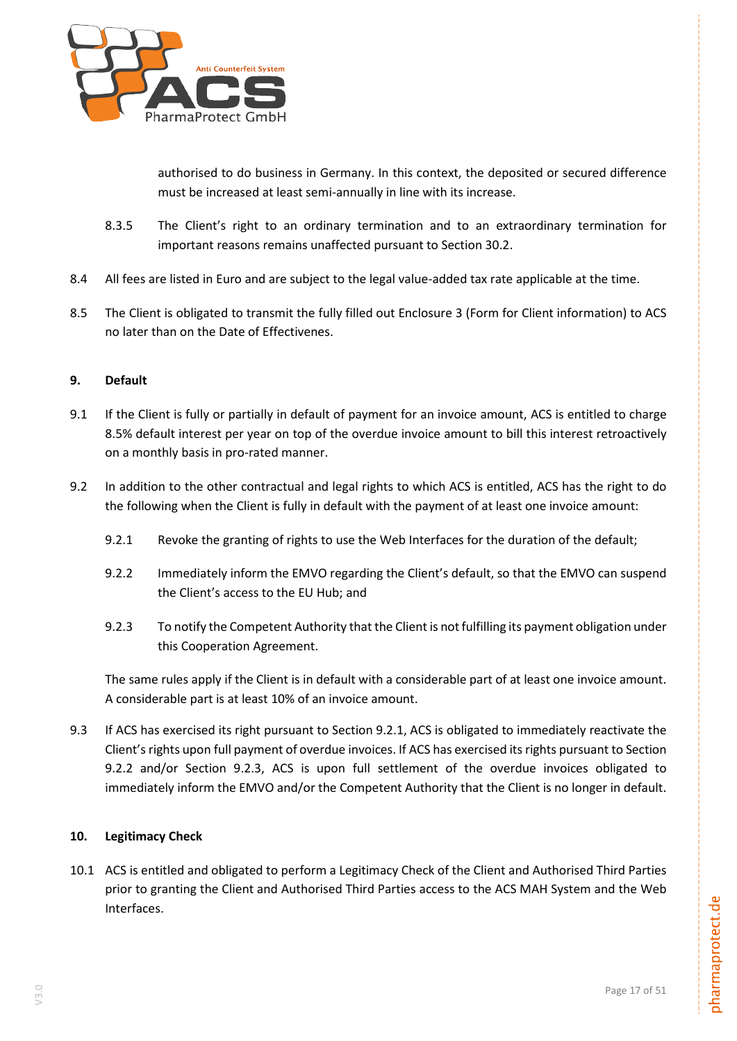authorised to do business in Germany. In this context, the deposited or secured difference must be increased at least semi-annually in line with its increase.

8.3.5 The Client's right to an ordinary termination and to an extraordinary termination for important reasons remains unaffected pursuant to Section 30.2.

8.4 All fees are listed in Euro and are subject to the legal value-added tax rate applicable at the time.

8.5 The Client is obligated to transmit the fully filled out Enclosure 3 (Form for Client information) to ACS no later than on the Date of Effectivenes.

## 9. Default

9.1 If the Client is fully or partially in default of payment for an invoice amount, ACS is entitled to charge 8.5% default interest per year on top of the overdue invoice amount to bill this interest retroactively on a monthly basis in pro-rated manner.

9.2 In addition to the other contractual and legal rights to which ACS is entitled, ACS has the right to do the following when the Client is fully in default with the payment of at least one invoice amount:

9.2.1 Revoke the granting of rights to use the Web Interfaces for the duration of the default;

9.2.2 Immediately inform the EMVO regarding the Client's default, so that the EMVO can suspend the Client's access to the EU Hub; and

9.2.3 To notify the Competent Authority that the Client is not fulfilling its payment obligation under this Cooperation Agreement.

The same rules apply if the Client is in default with a considerable part of at least one invoice amount. A considerable part is at least 10% of an invoice amount.

9.3 If ACS has exercised its right pursuant to Section 9.2.1, ACS is obligated to immediately reactivate the Client's rights upon full payment of overdue invoices. If ACS has exercised its rights pursuant to Section 9.2.2 and/or Section 9.2.3, ACS is upon full settlement of the overdue invoices obligated to immediately inform the EMVO and/or the Competent Authority that the Client is no longer in default.

## 10. Legitimacy Check

10.1 ACS is entitled and obligated to perform a Legitimacy Check of the Client and Authorised Third Parties prior to granting the Client and Authorised Third Parties access to the ACS MAH System and the Web Interfaces.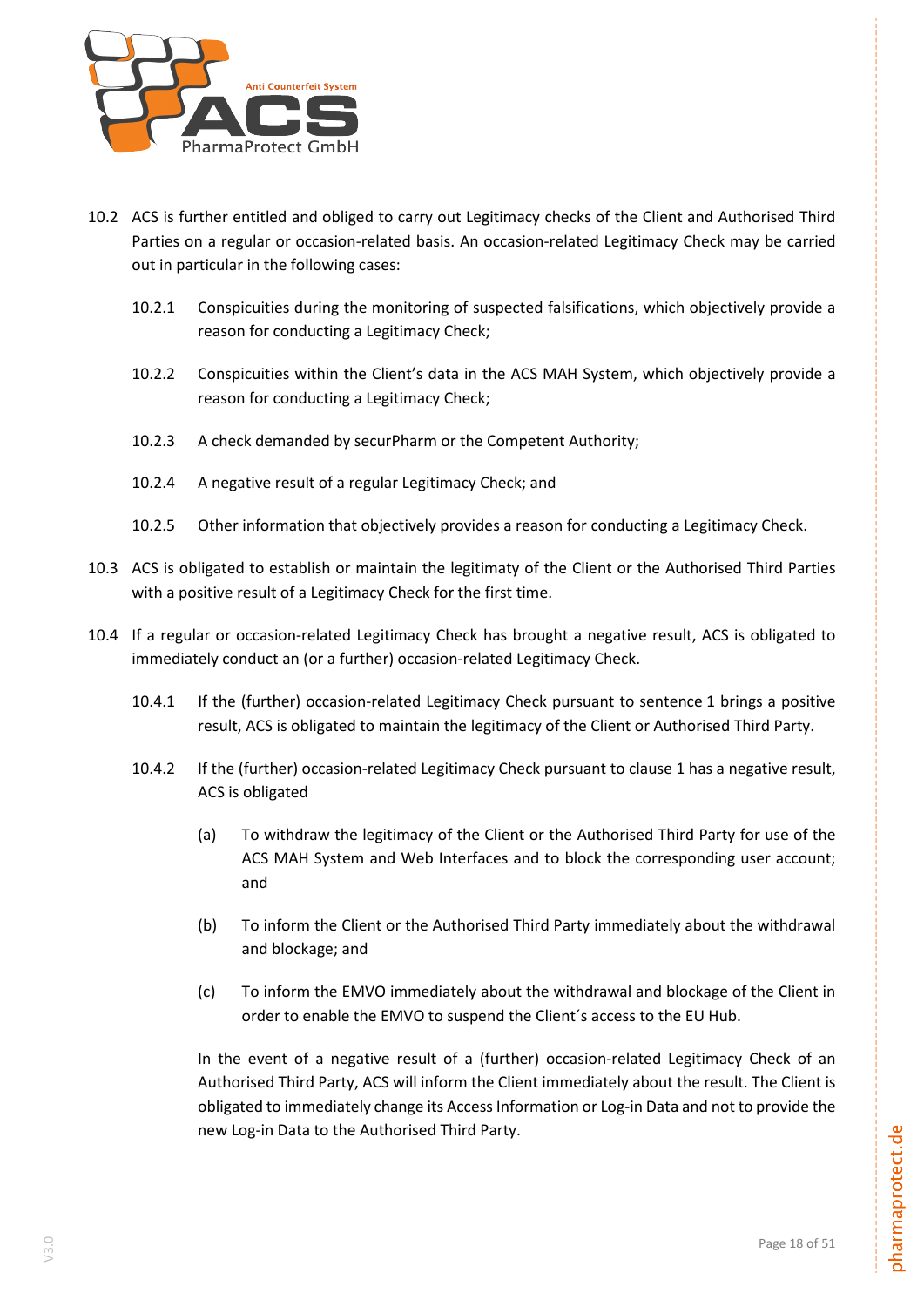10.2 ACS is further entitled and obliged to carry out Legitimacy checks of the Client and Authorised Third Parties on a regular or occasion-related basis. An occasion-related Legitimacy Check may be carried out in particular in the following cases:

10.2.1 Conspicuities during the monitoring of suspected falsifications, which objectively provide a reason for conducting a Legitimacy Check;

10.2.2 Conspicuities within the Client's data in the ACS MAH System, which objectively provide a reason for conducting a Legitimacy Check;

10.2.3 A check demanded by securPharm or the Competent Authority;

10.2.4 A negative result of a regular Legitimacy Check; and

10.2.5 Other information that objectively provides a reason for conducting a Legitimacy Check.

10.3 ACS is obligated to establish or maintain the legitimaty of the Client or the Authorised Third Parties with a positive result of a Legitimacy Check for the first time.

10.4 If a regular or occasion-related Legitimacy Check has brought a negative result, ACS is obligated to immediately conduct an (or a further) occasion-related Legitimacy Check.

10.4.1 If the (further) occasion-related Legitimacy Check pursuant to sentence 1 brings a positive result, ACS is obligated to maintain the legitimacy of the Client or Authorised Third Party.

10.4.2 If the (further) occasion-related Legitimacy Check pursuant to clause 1 has a negative result, ACS is obligated

(a) To withdraw the legitimacy of the Client or the Authorised Third Party for use of the ACS MAH System and Web Interfaces and to block the corresponding user account; and

(b) To inform the Client or the Authorised Third Party immediately about the withdrawal and blockage; and

(c) To inform the EMVO immediately about the withdrawal and blockage of the Client in order to enable the EMVO to suspend the Client´s access to the EU Hub.

In the event of a negative result of a (further) occasion-related Legitimacy Check of an Authorised Third Party, ACS will inform the Client immediately about the result. The Client is obligated to immediately change its Access Information or Log-in Data and not to provide the new Log-in Data to the Authorised Third Party.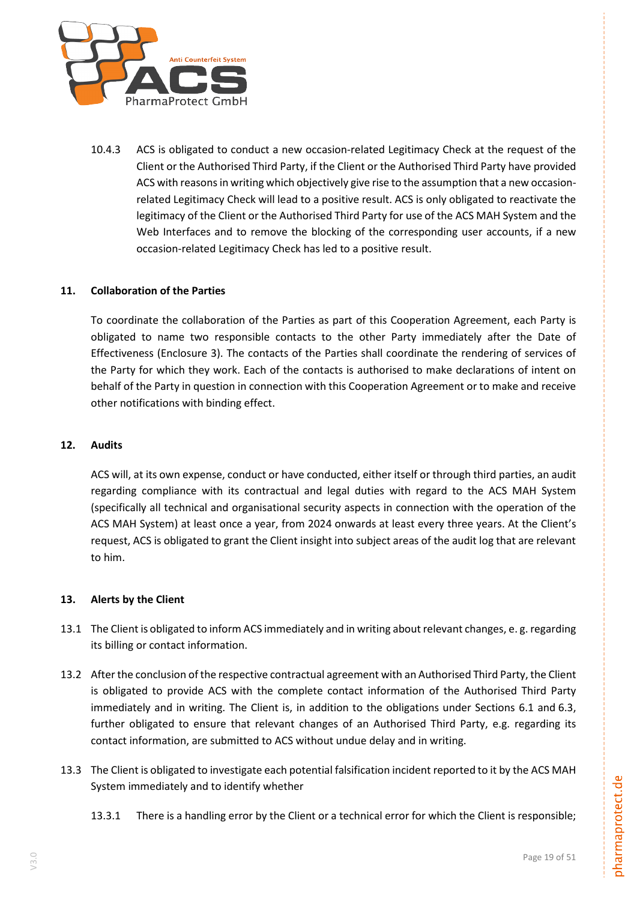10.4.3 ACS is obligated to conduct a new occasion-related Legitimacy Check at the request of the Client or the Authorised Third Party, if the Client or the Authorised Third Party have provided ACS with reasons in writing which objectively give rise to the assumption that a new occasion-related Legitimacy Check will lead to a positive result. ACS is only obligated to reactivate the legitimacy of the Client or the Authorised Third Party for use of the ACS MAH System and the Web Interfaces and to remove the blocking of the corresponding user accounts, if a new occasion-related Legitimacy Check has led to a positive result.

## 11. Collaboration of the Parties

To coordinate the collaboration of the Parties as part of this Cooperation Agreement, each Party is obligated to name two responsible contacts to the other Party immediately after the Date of Effectiveness (Enclosure 3). The contacts of the Parties shall coordinate the rendering of services of the Party for which they work. Each of the contacts is authorised to make declarations of intent on behalf of the Party in question in connection with this Cooperation Agreement or to make and receive other notifications with binding effect.

## 12. Audits

ACS will, at its own expense, conduct or have conducted, either itself or through third parties, an audit regarding compliance with its contractual and legal duties with regard to the ACS MAH System (specifically all technical and organisational security aspects in connection with the operation of the ACS MAH System) at least once a year, from 2024 onwards at least every three years. At the Client's request, ACS is obligated to grant the Client insight into subject areas of the audit log that are relevant to him.

## 13. Alerts by the Client

13.1 The Client is obligated to inform ACS immediately and in writing about relevant changes, e. g. regarding its billing or contact information.

13.2 After the conclusion of the respective contractual agreement with an Authorised Third Party, the Client is obligated to provide ACS with the complete contact information of the Authorised Third Party immediately and in writing. The Client is, in addition to the obligations under Sections 6.1 and 6.3, further obligated to ensure that relevant changes of an Authorised Third Party, e.g. regarding its contact information, are submitted to ACS without undue delay and in writing.

13.3 The Client is obligated to investigate each potential falsification incident reported to it by the ACS MAH System immediately and to identify whether

13.3.1 There is a handling error by the Client or a technical error for which the Client is responsible;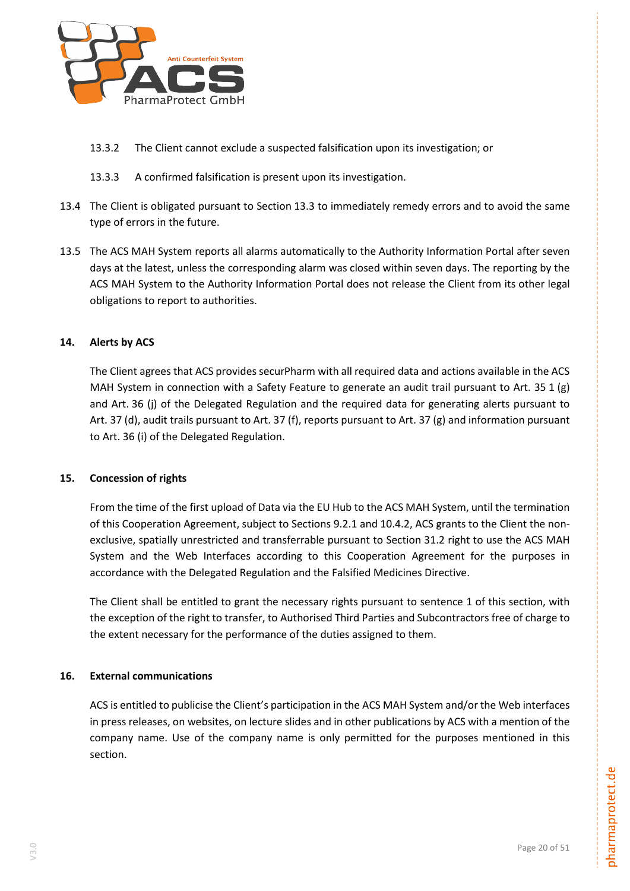13.3.2 The Client cannot exclude a suspected falsification upon its investigation; or

13.3.3 A confirmed falsification is present upon its investigation.

13.4 The Client is obligated pursuant to Section 13.3 to immediately remedy errors and to avoid the same type of errors in the future.

13.5 The ACS MAH System reports all alarms automatically to the Authority Information Portal after seven days at the latest, unless the corresponding alarm was closed within seven days. The reporting by the ACS MAH System to the Authority Information Portal does not release the Client from its other legal obligations to report to authorities.

## 14. Alerts by ACS

The Client agrees that ACS provides securPharm with all required data and actions available in the ACS MAH System in connection with a Safety Feature to generate an audit trail pursuant to Art. 35 1 (g) and Art. 36 (j) of the Delegated Regulation and the required data for generating alerts pursuant to Art. 37 (d), audit trails pursuant to Art. 37 (f), reports pursuant to Art. 37 (g) and information pursuant to Art. 36 (i) of the Delegated Regulation.

## 15. Concession of rights

From the time of the first upload of Data via the EU Hub to the ACS MAH System, until the termination of this Cooperation Agreement, subject to Sections 9.2.1 and 10.4.2, ACS grants to the Client the non-exclusive, spatially unrestricted and transferrable pursuant to Section 31.2 right to use the ACS MAH System and the Web Interfaces according to this Cooperation Agreement for the purposes in accordance with the Delegated Regulation and the Falsified Medicines Directive.

The Client shall be entitled to grant the necessary rights pursuant to sentence 1 of this section, with the exception of the right to transfer, to Authorised Third Parties and Subcontractors free of charge to the extent necessary for the performance of the duties assigned to them.

## 16. External communications

ACS is entitled to publicise the Client's participation in the ACS MAH System and/or the Web interfaces in press releases, on websites, on lecture slides and in other publications by ACS with a mention of the company name. Use of the company name is only permitted for the purposes mentioned in this section.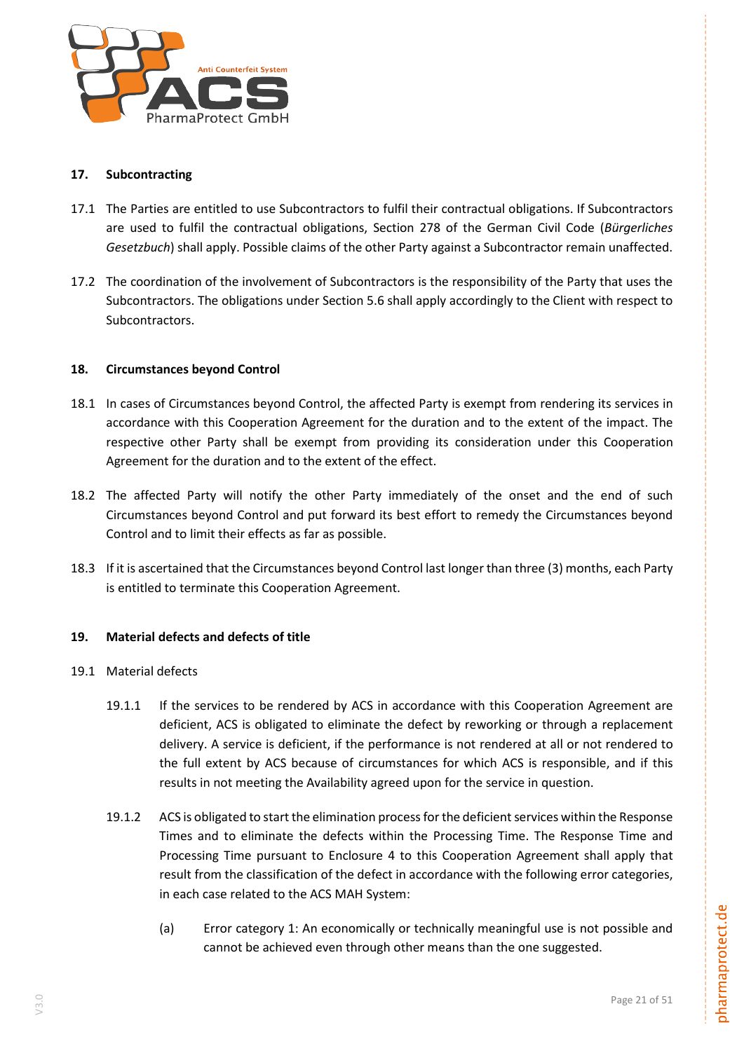## 17. Subcontracting

17.1 The Parties are entitled to use Subcontractors to fulfil their contractual obligations. If Subcontractors are used to fulfil the contractual obligations, Section 278 of the German Civil Code (*Bürgerliches Gesetzbuch*) shall apply. Possible claims of the other Party against a Subcontractor remain unaffected.

17.2 The coordination of the involvement of Subcontractors is the responsibility of the Party that uses the Subcontractors. The obligations under Section 5.6 shall apply accordingly to the Client with respect to Subcontractors.

## 18. Circumstances beyond Control

18.1 In cases of Circumstances beyond Control, the affected Party is exempt from rendering its services in accordance with this Cooperation Agreement for the duration and to the extent of the impact. The respective other Party shall be exempt from providing its consideration under this Cooperation Agreement for the duration and to the extent of the effect.

18.2 The affected Party will notify the other Party immediately of the onset and the end of such Circumstances beyond Control and put forward its best effort to remedy the Circumstances beyond Control and to limit their effects as far as possible.

18.3 If it is ascertained that the Circumstances beyond Control last longer than three (3) months, each Party is entitled to terminate this Cooperation Agreement.

## 19. Material defects and defects of title

19.1 Material defects

19.1.1 If the services to be rendered by ACS in accordance with this Cooperation Agreement are deficient, ACS is obligated to eliminate the defect by reworking or through a replacement delivery. A service is deficient, if the performance is not rendered at all or not rendered to the full extent by ACS because of circumstances for which ACS is responsible, and if this results in not meeting the Availability agreed upon for the service in question.

19.1.2 ACS is obligated to start the elimination process for the deficient services within the Response Times and to eliminate the defects within the Processing Time. The Response Time and Processing Time pursuant to Enclosure 4 to this Cooperation Agreement shall apply that result from the classification of the defect in accordance with the following error categories, in each case related to the ACS MAH System:

(a) Error category 1: An economically or technically meaningful use is not possible and cannot be achieved even through other means than the one suggested.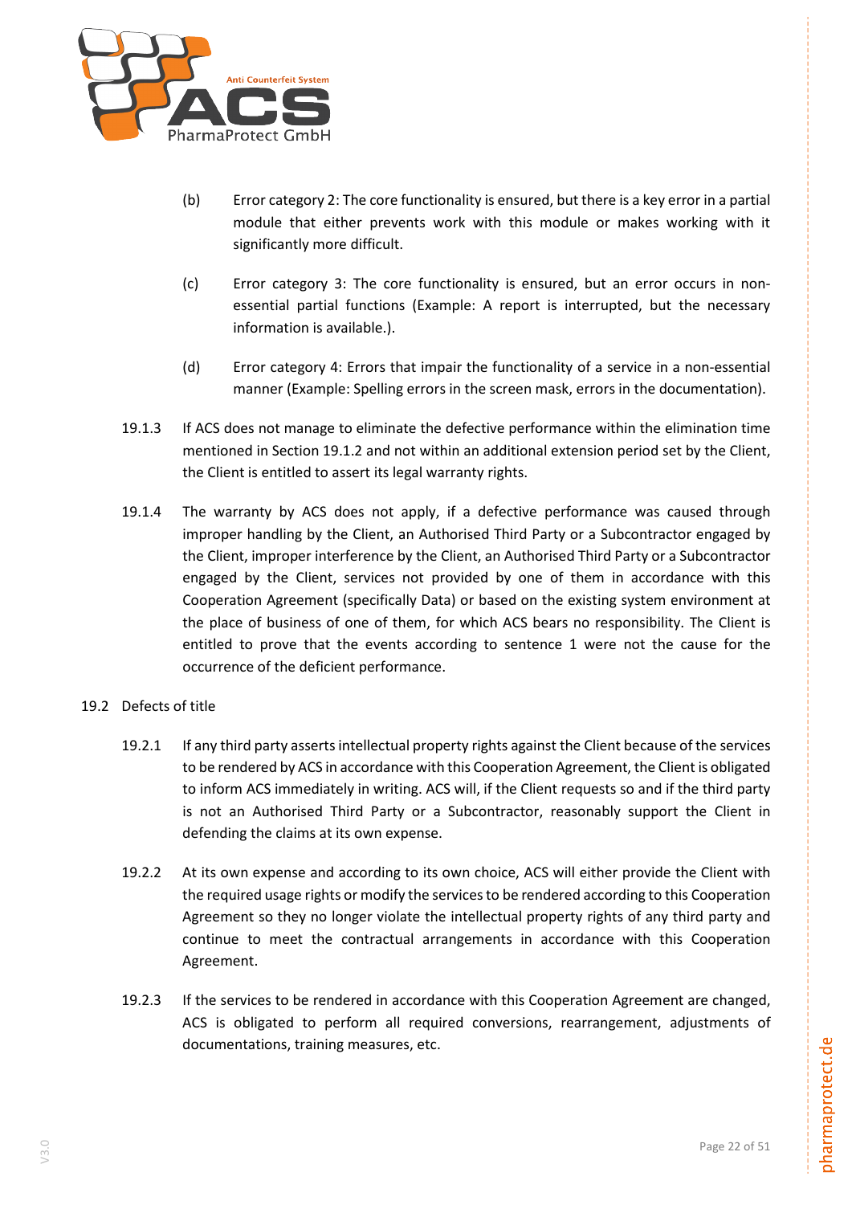(b) Error category 2: The core functionality is ensured, but there is a key error in a partial module that either prevents work with this module or makes working with it significantly more difficult.

(c) Error category 3: The core functionality is ensured, but an error occurs in non-essential partial functions (Example: A report is interrupted, but the necessary information is available.).

(d) Error category 4: Errors that impair the functionality of a service in a non-essential manner (Example: Spelling errors in the screen mask, errors in the documentation).

19.1.3 If ACS does not manage to eliminate the defective performance within the elimination time mentioned in Section 19.1.2 and not within an additional extension period set by the Client, the Client is entitled to assert its legal warranty rights.

19.1.4 The warranty by ACS does not apply, if a defective performance was caused through improper handling by the Client, an Authorised Third Party or a Subcontractor engaged by the Client, improper interference by the Client, an Authorised Third Party or a Subcontractor engaged by the Client, services not provided by one of them in accordance with this Cooperation Agreement (specifically Data) or based on the existing system environment at the place of business of one of them, for which ACS bears no responsibility. The Client is entitled to prove that the events according to sentence 1 were not the cause for the occurrence of the deficient performance.

19.2 Defects of title

19.2.1 If any third party asserts intellectual property rights against the Client because of the services to be rendered by ACS in accordance with this Cooperation Agreement, the Client is obligated to inform ACS immediately in writing. ACS will, if the Client requests so and if the third party is not an Authorised Third Party or a Subcontractor, reasonably support the Client in defending the claims at its own expense.

19.2.2 At its own expense and according to its own choice, ACS will either provide the Client with the required usage rights or modify the services to be rendered according to this Cooperation Agreement so they no longer violate the intellectual property rights of any third party and continue to meet the contractual arrangements in accordance with this Cooperation Agreement.

19.2.3 If the services to be rendered in accordance with this Cooperation Agreement are changed, ACS is obligated to perform all required conversions, rearrangement, adjustments of documentations, training measures, etc.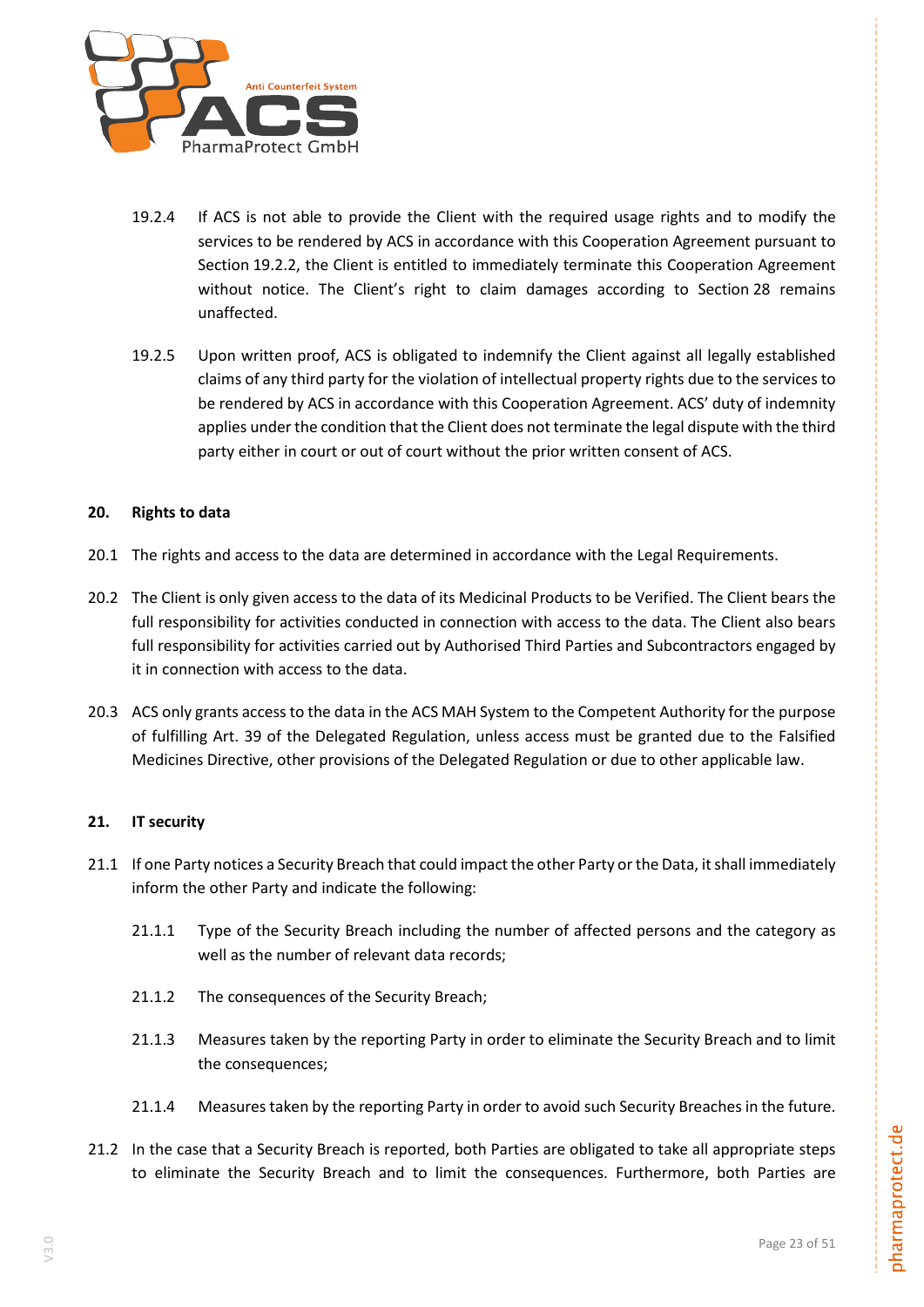19.2.4 If ACS is not able to provide the Client with the required usage rights and to modify the services to be rendered by ACS in accordance with this Cooperation Agreement pursuant to Section 19.2.2, the Client is entitled to immediately terminate this Cooperation Agreement without notice. The Client's right to claim damages according to Section 28 remains unaffected.

19.2.5 Upon written proof, ACS is obligated to indemnify the Client against all legally established claims of any third party for the violation of intellectual property rights due to the services to be rendered by ACS in accordance with this Cooperation Agreement. ACS' duty of indemnity applies under the condition that the Client does not terminate the legal dispute with the third party either in court or out of court without the prior written consent of ACS.

## 20. Rights to data

20.1 The rights and access to the data are determined in accordance with the Legal Requirements.

20.2 The Client is only given access to the data of its Medicinal Products to be Verified. The Client bears the full responsibility for activities conducted in connection with access to the data. The Client also bears full responsibility for activities carried out by Authorised Third Parties and Subcontractors engaged by it in connection with access to the data.

20.3 ACS only grants access to the data in the ACS MAH System to the Competent Authority for the purpose of fulfilling Art. 39 of the Delegated Regulation, unless access must be granted due to the Falsified Medicines Directive, other provisions of the Delegated Regulation or due to other applicable law.

## 21. IT security

21.1 If one Party notices a Security Breach that could impact the other Party or the Data, it shall immediately inform the other Party and indicate the following:

21.1.1 Type of the Security Breach including the number of affected persons and the category as well as the number of relevant data records;

21.1.2 The consequences of the Security Breach;

21.1.3 Measures taken by the reporting Party in order to eliminate the Security Breach and to limit the consequences;

21.1.4 Measures taken by the reporting Party in order to avoid such Security Breaches in the future.

21.2 In the case that a Security Breach is reported, both Parties are obligated to take all appropriate steps to eliminate the Security Breach and to limit the consequences. Furthermore, both Parties are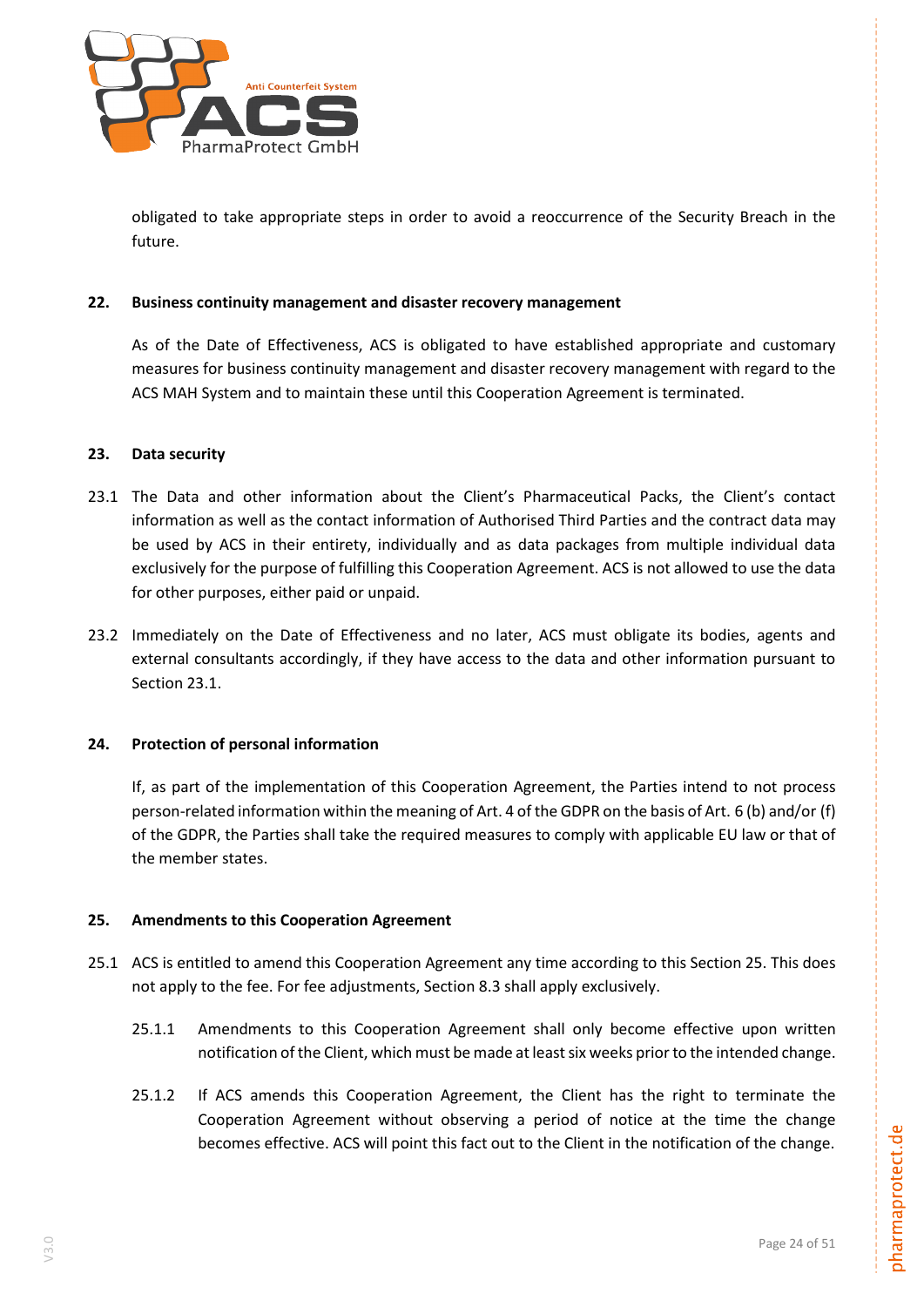obligated to take appropriate steps in order to avoid a reoccurrence of the Security Breach in the future.

## 22. Business continuity management and disaster recovery management

As of the Date of Effectiveness, ACS is obligated to have established appropriate and customary measures for business continuity management and disaster recovery management with regard to the ACS MAH System and to maintain these until this Cooperation Agreement is terminated.

## 23. Data security

23.1 The Data and other information about the Client's Pharmaceutical Packs, the Client's contact information as well as the contact information of Authorised Third Parties and the contract data may be used by ACS in their entirety, individually and as data packages from multiple individual data exclusively for the purpose of fulfilling this Cooperation Agreement. ACS is not allowed to use the data for other purposes, either paid or unpaid.

23.2 Immediately on the Date of Effectiveness and no later, ACS must obligate its bodies, agents and external consultants accordingly, if they have access to the data and other information pursuant to Section 23.1.

## 24. Protection of personal information

If, as part of the implementation of this Cooperation Agreement, the Parties intend to not process person-related information within the meaning of Art. 4 of the GDPR on the basis of Art. 6 (b) and/or (f) of the GDPR, the Parties shall take the required measures to comply with applicable EU law or that of the member states.

## 25. Amendments to this Cooperation Agreement

25.1 ACS is entitled to amend this Cooperation Agreement any time according to this Section 25. This does not apply to the fee. For fee adjustments, Section 8.3 shall apply exclusively.

25.1.1 Amendments to this Cooperation Agreement shall only become effective upon written notification of the Client, which must be made at least six weeks prior to the intended change.

25.1.2 If ACS amends this Cooperation Agreement, the Client has the right to terminate the Cooperation Agreement without observing a period of notice at the time the change becomes effective. ACS will point this fact out to the Client in the notification of the change.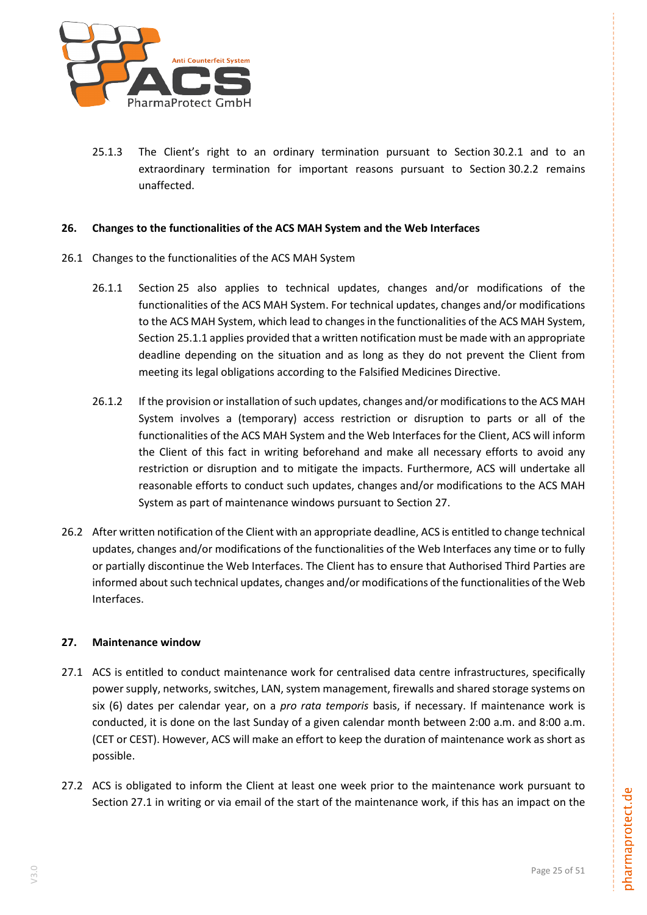25.1.3 The Client's right to an ordinary termination pursuant to Section 30.2.1 and to an extraordinary termination for important reasons pursuant to Section 30.2.2 remains unaffected.

## 26. Changes to the functionalities of the ACS MAH System and the Web Interfaces

26.1 Changes to the functionalities of the ACS MAH System

26.1.1 Section 25 also applies to technical updates, changes and/or modifications of the functionalities of the ACS MAH System. For technical updates, changes and/or modifications to the ACS MAH System, which lead to changes in the functionalities of the ACS MAH System, Section 25.1.1 applies provided that a written notification must be made with an appropriate deadline depending on the situation and as long as they do not prevent the Client from meeting its legal obligations according to the Falsified Medicines Directive.

26.1.2 If the provision or installation of such updates, changes and/or modifications to the ACS MAH System involves a (temporary) access restriction or disruption to parts or all of the functionalities of the ACS MAH System and the Web Interfaces for the Client, ACS will inform the Client of this fact in writing beforehand and make all necessary efforts to avoid any restriction or disruption and to mitigate the impacts. Furthermore, ACS will undertake all reasonable efforts to conduct such updates, changes and/or modifications to the ACS MAH System as part of maintenance windows pursuant to Section 27.

26.2 After written notification of the Client with an appropriate deadline, ACS is entitled to change technical updates, changes and/or modifications of the functionalities of the Web Interfaces any time or to fully or partially discontinue the Web Interfaces. The Client has to ensure that Authorised Third Parties are informed about such technical updates, changes and/or modifications of the functionalities of the Web Interfaces.

## 27. Maintenance window

27.1 ACS is entitled to conduct maintenance work for centralised data centre infrastructures, specifically power supply, networks, switches, LAN, system management, firewalls and shared storage systems on six (6) dates per calendar year, on a *pro rata temporis* basis, if necessary. If maintenance work is conducted, it is done on the last Sunday of a given calendar month between 2:00 a.m. and 8:00 a.m. (CET or CEST). However, ACS will make an effort to keep the duration of maintenance work as short as possible.

27.2 ACS is obligated to inform the Client at least one week prior to the maintenance work pursuant to Section 27.1 in writing or via email of the start of the maintenance work, if this has an impact on the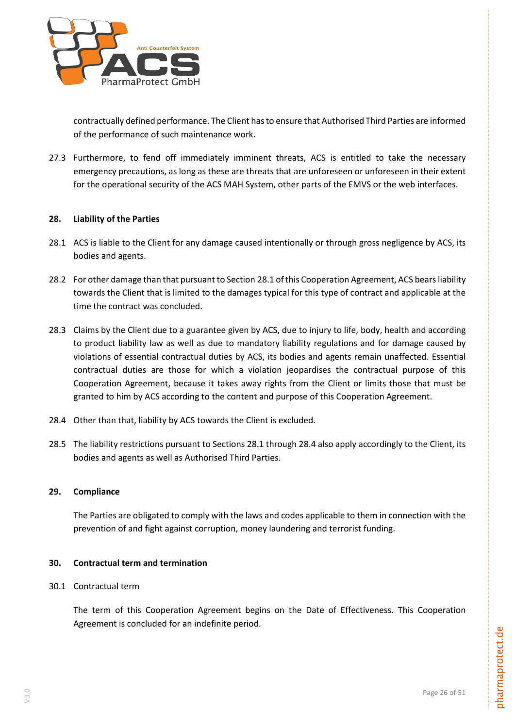contractually defined performance. The Client has to ensure that Authorised Third Parties are informed of the performance of such maintenance work.

27.3 Furthermore, to fend off immediately imminent threats, ACS is entitled to take the necessary emergency precautions, as long as these are threats that are unforeseen or unforeseen in their extent for the operational security of the ACS MAH System, other parts of the EMVS or the web interfaces.

## 28. Liability of the Parties

28.1 ACS is liable to the Client for any damage caused intentionally or through gross negligence by ACS, its bodies and agents.

28.2 For other damage than that pursuant to Section 28.1 of this Cooperation Agreement, ACS bears liability towards the Client that is limited to the damages typical for this type of contract and applicable at the time the contract was concluded.

28.3 Claims by the Client due to a guarantee given by ACS, due to injury to life, body, health and according to product liability law as well as due to mandatory liability regulations and for damage caused by violations of essential contractual duties by ACS, its bodies and agents remain unaffected. Essential contractual duties are those for which a violation jeopardises the contractual purpose of this Cooperation Agreement, because it takes away rights from the Client or limits those that must be granted to him by ACS according to the content and purpose of this Cooperation Agreement.

28.4 Other than that, liability by ACS towards the Client is excluded.

28.5 The liability restrictions pursuant to Sections 28.1 through 28.4 also apply accordingly to the Client, its bodies and agents as well as Authorised Third Parties.

## 29. Compliance

The Parties are obligated to comply with the laws and codes applicable to them in connection with the prevention of and fight against corruption, money laundering and terrorist funding.

## 30. Contractual term and termination

30.1 Contractual term

The term of this Cooperation Agreement begins on the Date of Effectiveness. This Cooperation Agreement is concluded for an indefinite period.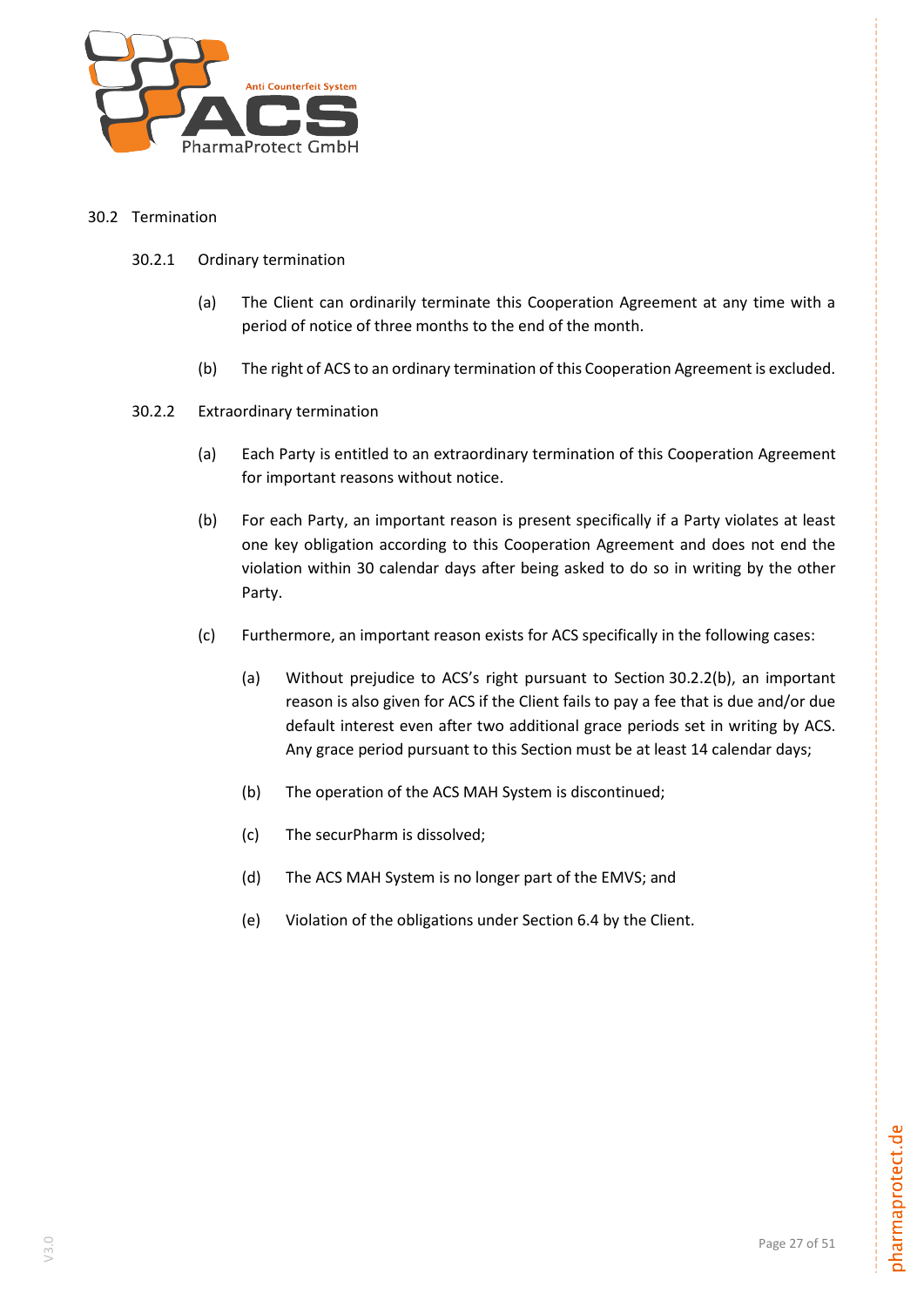### 30.2 Termination

#### 30.2.1 Ordinary termination

(a) The Client can ordinarily terminate this Cooperation Agreement at any time with a period of notice of three months to the end of the month.

(b) The right of ACS to an ordinary termination of this Cooperation Agreement is excluded.

#### 30.2.2 Extraordinary termination

(a) Each Party is entitled to an extraordinary termination of this Cooperation Agreement for important reasons without notice.

(b) For each Party, an important reason is present specifically if a Party violates at least one key obligation according to this Cooperation Agreement and does not end the violation within 30 calendar days after being asked to do so in writing by the other Party.

(c) Furthermore, an important reason exists for ACS specifically in the following cases:

   (a) Without prejudice to ACS's right pursuant to Section 30.2.2(b), an important reason is also given for ACS if the Client fails to pay a fee that is due and/or due default interest even after two additional grace periods set in writing by ACS. Any grace period pursuant to this Section must be at least 14 calendar days;

   (b) The operation of the ACS MAH System is discontinued;

   (c) The securPharm is dissolved;

   (d) The ACS MAH System is no longer part of the EMVS; and

   (e) Violation of the obligations under Section 6.4 by the Client.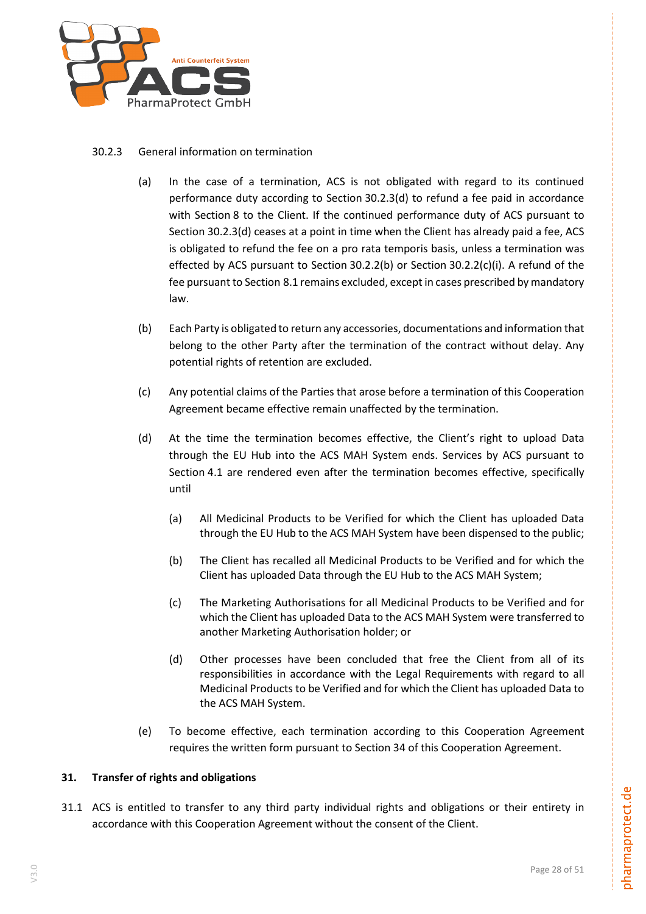30.2.3 General information on termination

(a) In the case of a termination, ACS is not obligated with regard to its continued performance duty according to Section 30.2.3(d) to refund a fee paid in accordance with Section 8 to the Client. If the continued performance duty of ACS pursuant to Section 30.2.3(d) ceases at a point in time when the Client has already paid a fee, ACS is obligated to refund the fee on a pro rata temporis basis, unless a termination was effected by ACS pursuant to Section 30.2.2(b) or Section 30.2.2(c)(i). A refund of the fee pursuant to Section 8.1 remains excluded, except in cases prescribed by mandatory law.

(b) Each Party is obligated to return any accessories, documentations and information that belong to the other Party after the termination of the contract without delay. Any potential rights of retention are excluded.

(c) Any potential claims of the Parties that arose before a termination of this Cooperation Agreement became effective remain unaffected by the termination.

(d) At the time the termination becomes effective, the Client's right to upload Data through the EU Hub into the ACS MAH System ends. Services by ACS pursuant to Section 4.1 are rendered even after the termination becomes effective, specifically until

   (a) All Medicinal Products to be Verified for which the Client has uploaded Data through the EU Hub to the ACS MAH System have been dispensed to the public;

   (b) The Client has recalled all Medicinal Products to be Verified and for which the Client has uploaded Data through the EU Hub to the ACS MAH System;

   (c) The Marketing Authorisations for all Medicinal Products to be Verified and for which the Client has uploaded Data to the ACS MAH System were transferred to another Marketing Authorisation holder; or

   (d) Other processes have been concluded that free the Client from all of its responsibilities in accordance with the Legal Requirements with regard to all Medicinal Products to be Verified and for which the Client has uploaded Data to the ACS MAH System.

(e) To become effective, each termination according to this Cooperation Agreement requires the written form pursuant to Section 34 of this Cooperation Agreement.

## 31. Transfer of rights and obligations

31.1 ACS is entitled to transfer to any third party individual rights and obligations or their entirety in accordance with this Cooperation Agreement without the consent of the Client.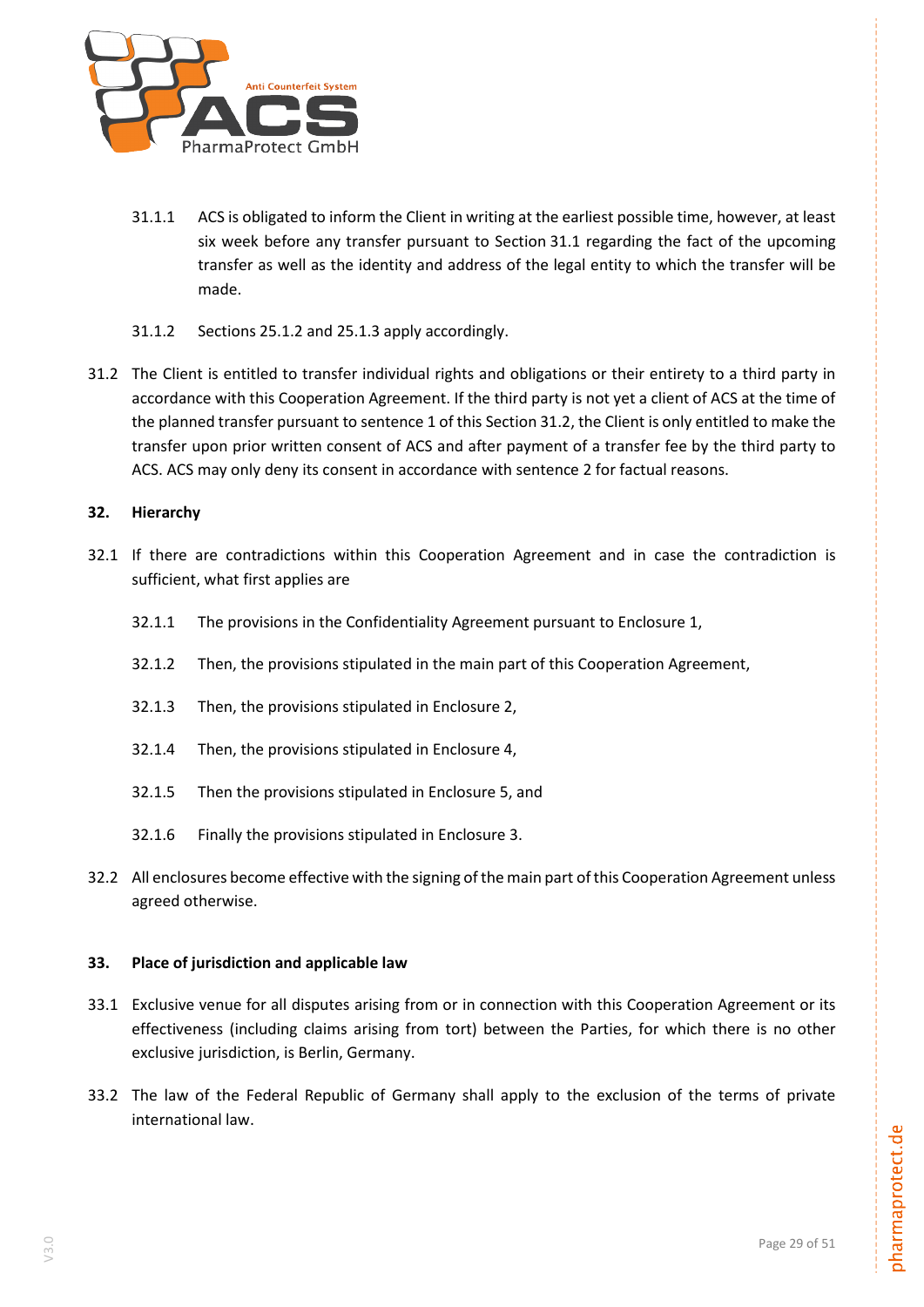31.1.1 ACS is obligated to inform the Client in writing at the earliest possible time, however, at least six week before any transfer pursuant to Section 31.1 regarding the fact of the upcoming transfer as well as the identity and address of the legal entity to which the transfer will be made.

31.1.2 Sections 25.1.2 and 25.1.3 apply accordingly.

31.2 The Client is entitled to transfer individual rights and obligations or their entirety to a third party in accordance with this Cooperation Agreement. If the third party is not yet a client of ACS at the time of the planned transfer pursuant to sentence 1 of this Section 31.2, the Client is only entitled to make the transfer upon prior written consent of ACS and after payment of a transfer fee by the third party to ACS. ACS may only deny its consent in accordance with sentence 2 for factual reasons.

**32. Hierarchy**

32.1 If there are contradictions within this Cooperation Agreement and in case the contradiction is sufficient, what first applies are

32.1.1 The provisions in the Confidentiality Agreement pursuant to Enclosure 1,

32.1.2 Then, the provisions stipulated in the main part of this Cooperation Agreement,

32.1.3 Then, the provisions stipulated in Enclosure 2,

32.1.4 Then, the provisions stipulated in Enclosure 4,

32.1.5 Then the provisions stipulated in Enclosure 5, and

32.1.6 Finally the provisions stipulated in Enclosure 3.

32.2 All enclosures become effective with the signing of the main part of this Cooperation Agreement unless agreed otherwise.

**33. Place of jurisdiction and applicable law**

33.1 Exclusive venue for all disputes arising from or in connection with this Cooperation Agreement or its effectiveness (including claims arising from tort) between the Parties, for which there is no other exclusive jurisdiction, is Berlin, Germany.

33.2 The law of the Federal Republic of Germany shall apply to the exclusion of the terms of private international law.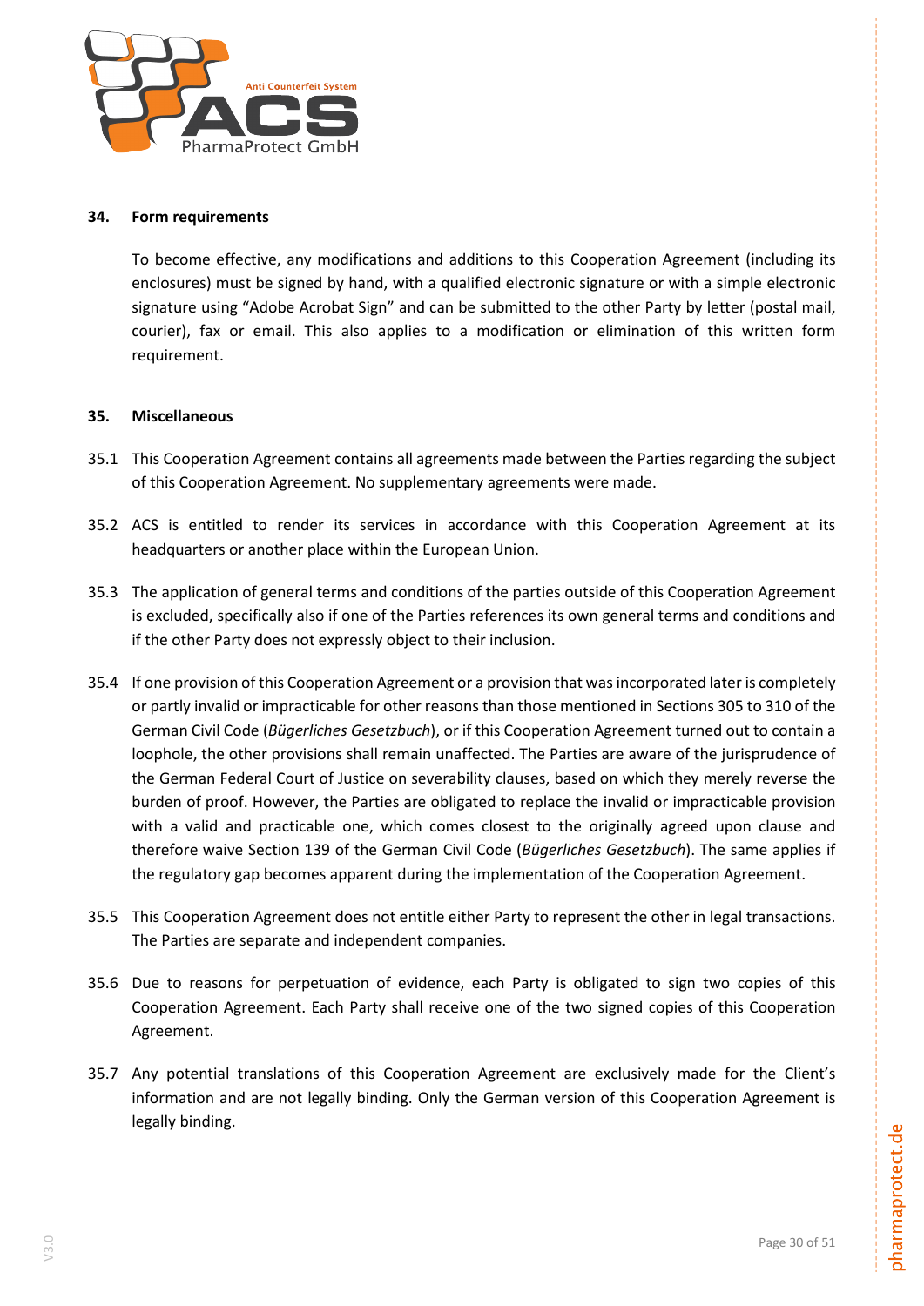## 34. Form requirements

To become effective, any modifications and additions to this Cooperation Agreement (including its enclosures) must be signed by hand, with a qualified electronic signature or with a simple electronic signature using "Adobe Acrobat Sign" and can be submitted to the other Party by letter (postal mail, courier), fax or email. This also applies to a modification or elimination of this written form requirement.

## 35. Miscellaneous

35.1 This Cooperation Agreement contains all agreements made between the Parties regarding the subject of this Cooperation Agreement. No supplementary agreements were made.

35.2 ACS is entitled to render its services in accordance with this Cooperation Agreement at its headquarters or another place within the European Union.

35.3 The application of general terms and conditions of the parties outside of this Cooperation Agreement is excluded, specifically also if one of the Parties references its own general terms and conditions and if the other Party does not expressly object to their inclusion.

35.4 If one provision of this Cooperation Agreement or a provision that was incorporated later is completely or partly invalid or impracticable for other reasons than those mentioned in Sections 305 to 310 of the German Civil Code (*Bügerliches Gesetzbuch*), or if this Cooperation Agreement turned out to contain a loophole, the other provisions shall remain unaffected. The Parties are aware of the jurisprudence of the German Federal Court of Justice on severability clauses, based on which they merely reverse the burden of proof. However, the Parties are obligated to replace the invalid or impracticable provision with a valid and practicable one, which comes closest to the originally agreed upon clause and therefore waive Section 139 of the German Civil Code (*Bügerliches Gesetzbuch*). The same applies if the regulatory gap becomes apparent during the implementation of the Cooperation Agreement.

35.5 This Cooperation Agreement does not entitle either Party to represent the other in legal transactions. The Parties are separate and independent companies.

35.6 Due to reasons for perpetuation of evidence, each Party is obligated to sign two copies of this Cooperation Agreement. Each Party shall receive one of the two signed copies of this Cooperation Agreement.

35.7 Any potential translations of this Cooperation Agreement are exclusively made for the Client's information and are not legally binding. Only the German version of this Cooperation Agreement is legally binding.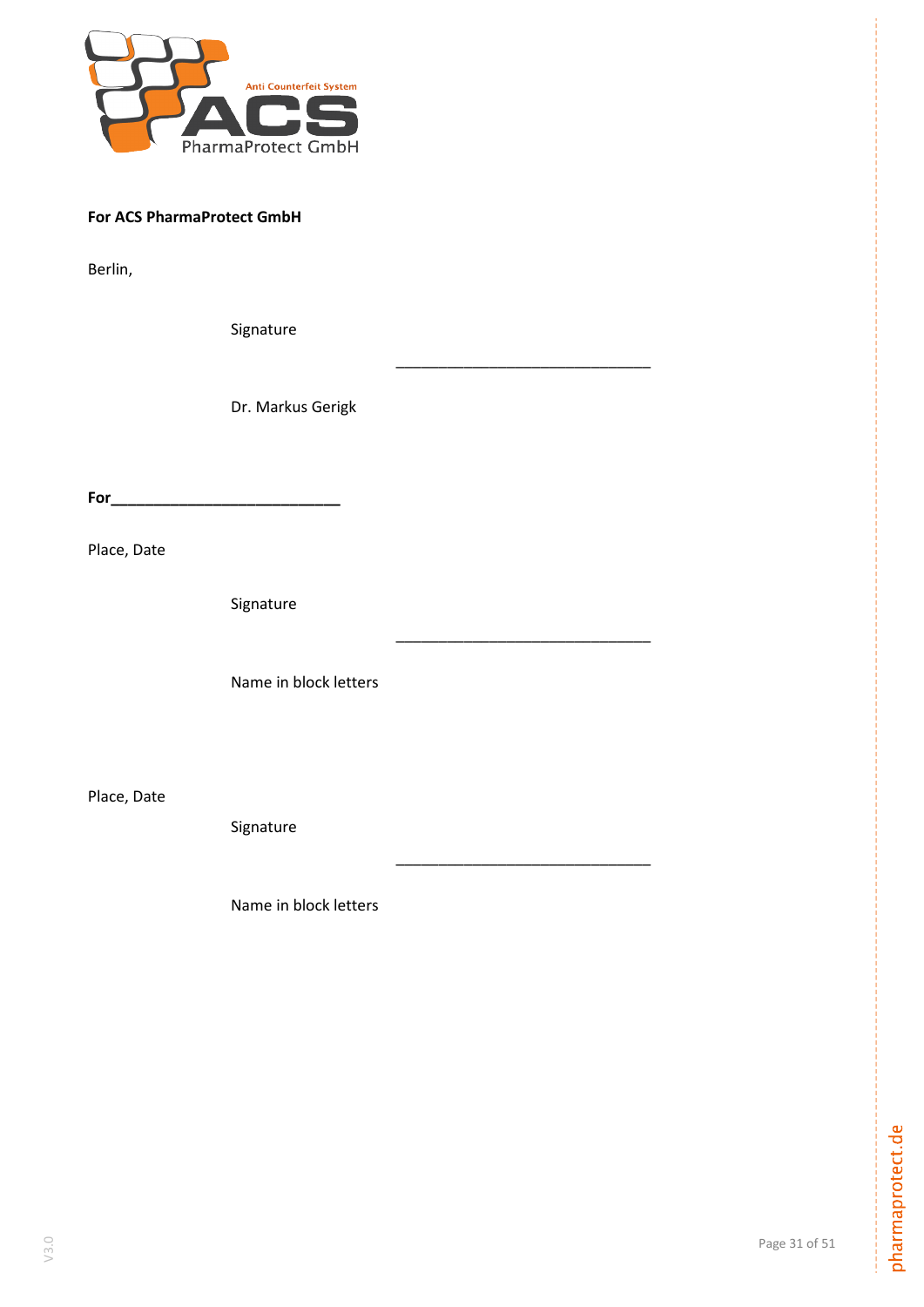**For ACS PharmaProtect GmbH**

Berlin,

Signature _______________________________

Dr. Markus Gerigk

**For___________________________**

Place, Date

Signature _______________________________

Name in block letters

Place, Date

Signature _______________________________

Name in block letters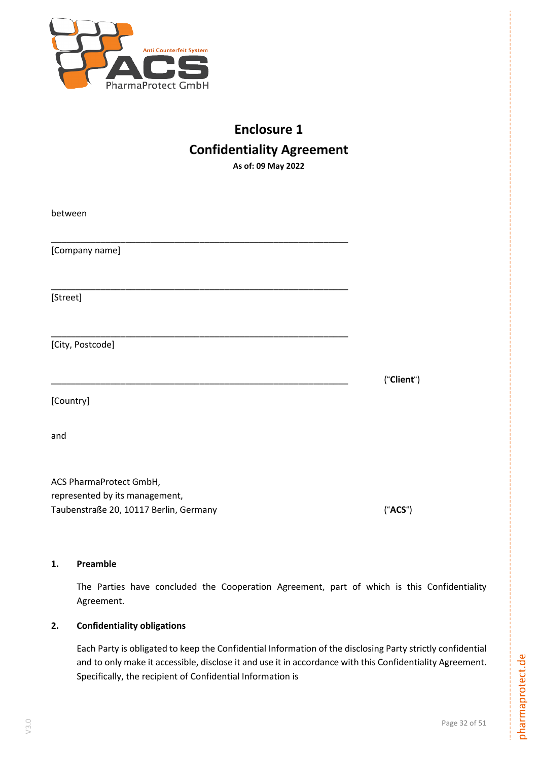# Enclosure 1

# Confidentiality Agreement

**As of: 09 May 2022**

between

\_\_\_\_\_\_\_\_\_\_\_\_\_\_\_\_\_\_\_\_\_\_\_\_\_\_\_\_\_\_\_\_\_\_\_\_\_\_\_\_\_\_\_\_\_\_\_\_\_\_\_\_\_\_\_\_\_\_

[Company name]

\_\_\_\_\_\_\_\_\_\_\_\_\_\_\_\_\_\_\_\_\_\_\_\_\_\_\_\_\_\_\_\_\_\_\_\_\_\_\_\_\_\_\_\_\_\_\_\_\_\_\_\_\_\_\_\_\_\_

[Street]

\_\_\_\_\_\_\_\_\_\_\_\_\_\_\_\_\_\_\_\_\_\_\_\_\_\_\_\_\_\_\_\_\_\_\_\_\_\_\_\_\_\_\_\_\_\_\_\_\_\_\_\_\_\_\_\_\_\_

[City, Postcode]

\_\_\_\_\_\_\_\_\_\_\_\_\_\_\_\_\_\_\_\_\_\_\_\_\_\_\_\_\_\_\_\_\_\_\_\_\_\_\_\_\_\_\_\_\_\_\_\_\_\_\_\_\_\_\_\_\_\_ ("**Client**")

[Country]

and

ACS PharmaProtect GmbH,
represented by its management,
Taubenstraße 20, 10117 Berlin, Germany ("**ACS**")

**1. Preamble**

The Parties have concluded the Cooperation Agreement, part of which is this Confidentiality Agreement.

**2. Confidentiality obligations**

Each Party is obligated to keep the Confidential Information of the disclosing Party strictly confidential and to only make it accessible, disclose it and use it in accordance with this Confidentiality Agreement. Specifically, the recipient of Confidential Information is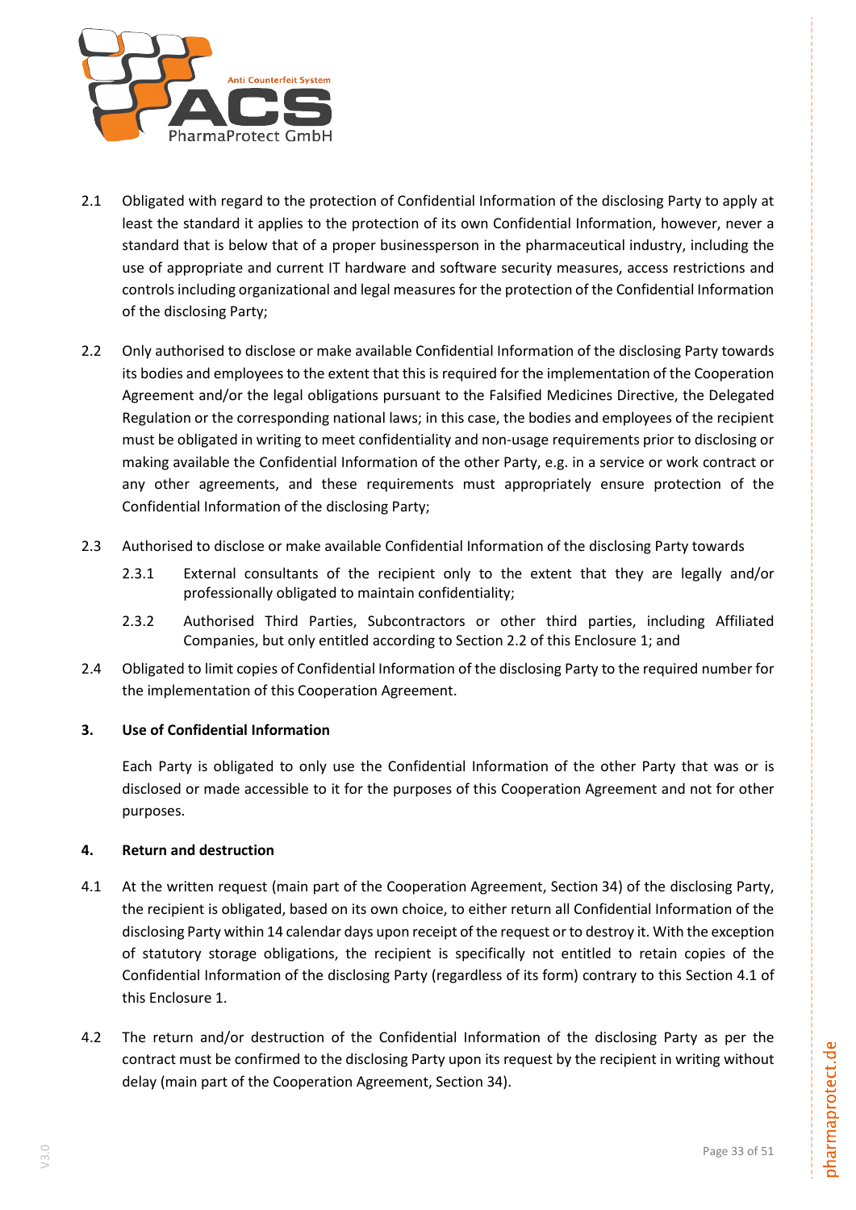2.1 Obligated with regard to the protection of Confidential Information of the disclosing Party to apply at least the standard it applies to the protection of its own Confidential Information, however, never a standard that is below that of a proper businessperson in the pharmaceutical industry, including the use of appropriate and current IT hardware and software security measures, access restrictions and controls including organizational and legal measures for the protection of the Confidential Information of the disclosing Party;

2.2 Only authorised to disclose or make available Confidential Information of the disclosing Party towards its bodies and employees to the extent that this is required for the implementation of the Cooperation Agreement and/or the legal obligations pursuant to the Falsified Medicines Directive, the Delegated Regulation or the corresponding national laws; in this case, the bodies and employees of the recipient must be obligated in writing to meet confidentiality and non-usage requirements prior to disclosing or making available the Confidential Information of the other Party, e.g. in a service or work contract or any other agreements, and these requirements must appropriately ensure protection of the Confidential Information of the disclosing Party;

2.3 Authorised to disclose or make available Confidential Information of the disclosing Party towards

2.3.1 External consultants of the recipient only to the extent that they are legally and/or professionally obligated to maintain confidentiality;

2.3.2 Authorised Third Parties, Subcontractors or other third parties, including Affiliated Companies, but only entitled according to Section 2.2 of this Enclosure 1; and

2.4 Obligated to limit copies of Confidential Information of the disclosing Party to the required number for the implementation of this Cooperation Agreement.

**3. Use of Confidential Information**

Each Party is obligated to only use the Confidential Information of the other Party that was or is disclosed or made accessible to it for the purposes of this Cooperation Agreement and not for other purposes.

**4. Return and destruction**

4.1 At the written request (main part of the Cooperation Agreement, Section 34) of the disclosing Party, the recipient is obligated, based on its own choice, to either return all Confidential Information of the disclosing Party within 14 calendar days upon receipt of the request or to destroy it. With the exception of statutory storage obligations, the recipient is specifically not entitled to retain copies of the Confidential Information of the disclosing Party (regardless of its form) contrary to this Section 4.1 of this Enclosure 1.

4.2 The return and/or destruction of the Confidential Information of the disclosing Party as per the contract must be confirmed to the disclosing Party upon its request by the recipient in writing without delay (main part of the Cooperation Agreement, Section 34).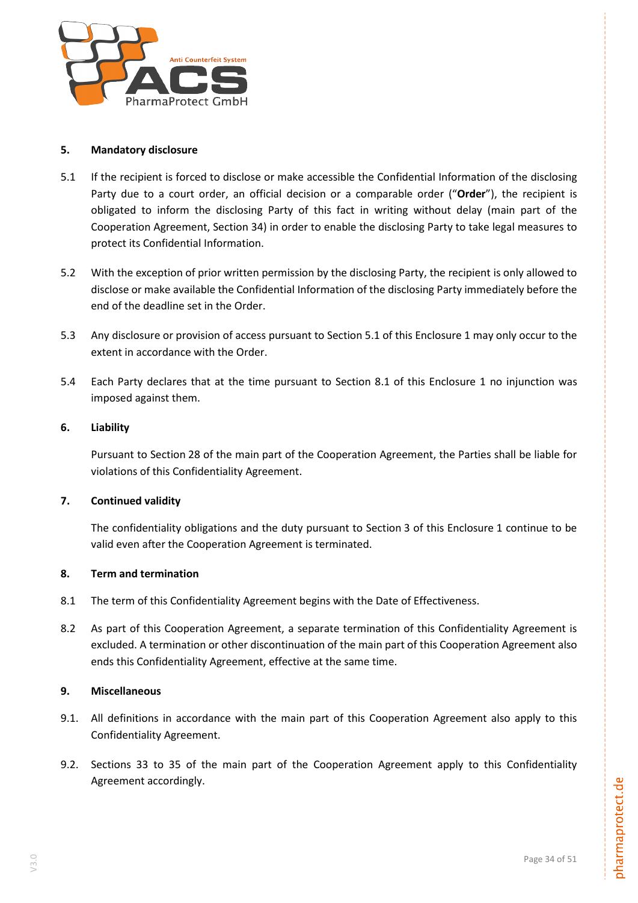## 5. Mandatory disclosure

5.1 If the recipient is forced to disclose or make accessible the Confidential Information of the disclosing Party due to a court order, an official decision or a comparable order ("**Order**"), the recipient is obligated to inform the disclosing Party of this fact in writing without delay (main part of the Cooperation Agreement, Section 34) in order to enable the disclosing Party to take legal measures to protect its Confidential Information.

5.2 With the exception of prior written permission by the disclosing Party, the recipient is only allowed to disclose or make available the Confidential Information of the disclosing Party immediately before the end of the deadline set in the Order.

5.3 Any disclosure or provision of access pursuant to Section 5.1 of this Enclosure 1 may only occur to the extent in accordance with the Order.

5.4 Each Party declares that at the time pursuant to Section 8.1 of this Enclosure 1 no injunction was imposed against them.

## 6. Liability

Pursuant to Section 28 of the main part of the Cooperation Agreement, the Parties shall be liable for violations of this Confidentiality Agreement.

## 7. Continued validity

The confidentiality obligations and the duty pursuant to Section 3 of this Enclosure 1 continue to be valid even after the Cooperation Agreement is terminated.

## 8. Term and termination

8.1 The term of this Confidentiality Agreement begins with the Date of Effectiveness.

8.2 As part of this Cooperation Agreement, a separate termination of this Confidentiality Agreement is excluded. A termination or other discontinuation of the main part of this Cooperation Agreement also ends this Confidentiality Agreement, effective at the same time.

## 9. Miscellaneous

9.1. All definitions in accordance with the main part of this Cooperation Agreement also apply to this Confidentiality Agreement.

9.2. Sections 33 to 35 of the main part of the Cooperation Agreement apply to this Confidentiality Agreement accordingly.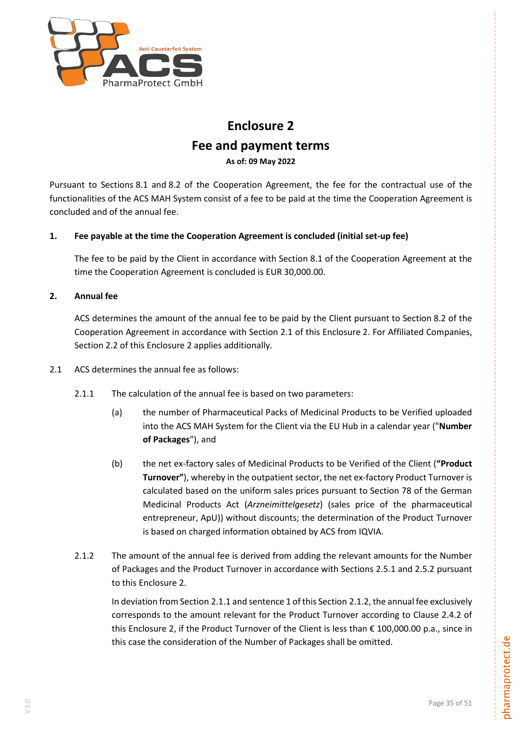# Enclosure 2
# Fee and payment terms

**As of: 09 May 2022**

Pursuant to Sections 8.1 and 8.2 of the Cooperation Agreement, the fee for the contractual use of the functionalities of the ACS MAH System consist of a fee to be paid at the time the Cooperation Agreement is concluded and of the annual fee.

**1. Fee payable at the time the Cooperation Agreement is concluded (initial set-up fee)**

The fee to be paid by the Client in accordance with Section 8.1 of the Cooperation Agreement at the time the Cooperation Agreement is concluded is EUR 30,000.00.

**2. Annual fee**

ACS determines the amount of the annual fee to be paid by the Client pursuant to Section 8.2 of the Cooperation Agreement in accordance with Section 2.1 of this Enclosure 2. For Affiliated Companies, Section 2.2 of this Enclosure 2 applies additionally.

2.1 ACS determines the annual fee as follows:

2.1.1 The calculation of the annual fee is based on two parameters:

(a) the number of Pharmaceutical Packs of Medicinal Products to be Verified uploaded into the ACS MAH System for the Client via the EU Hub in a calendar year ("**Number of Packages**"), and

(b) the net ex-factory sales of Medicinal Products to be Verified of the Client (**"Product Turnover"**), whereby in the outpatient sector, the net ex-factory Product Turnover is calculated based on the uniform sales prices pursuant to Section 78 of the German Medicinal Products Act (*Arzneimittelgesetz*) (sales price of the pharmaceutical entrepreneur, ApU)) without discounts; the determination of the Product Turnover is based on charged information obtained by ACS from IQVIA.

2.1.2 The amount of the annual fee is derived from adding the relevant amounts for the Number of Packages and the Product Turnover in accordance with Sections 2.5.1 and 2.5.2 pursuant to this Enclosure 2.

In deviation from Section 2.1.1 and sentence 1 of this Section 2.1.2, the annual fee exclusively corresponds to the amount relevant for the Product Turnover according to Clause 2.4.2 of this Enclosure 2, if the Product Turnover of the Client is less than € 100,000.00 p.a., since in this case the consideration of the Number of Packages shall be omitted.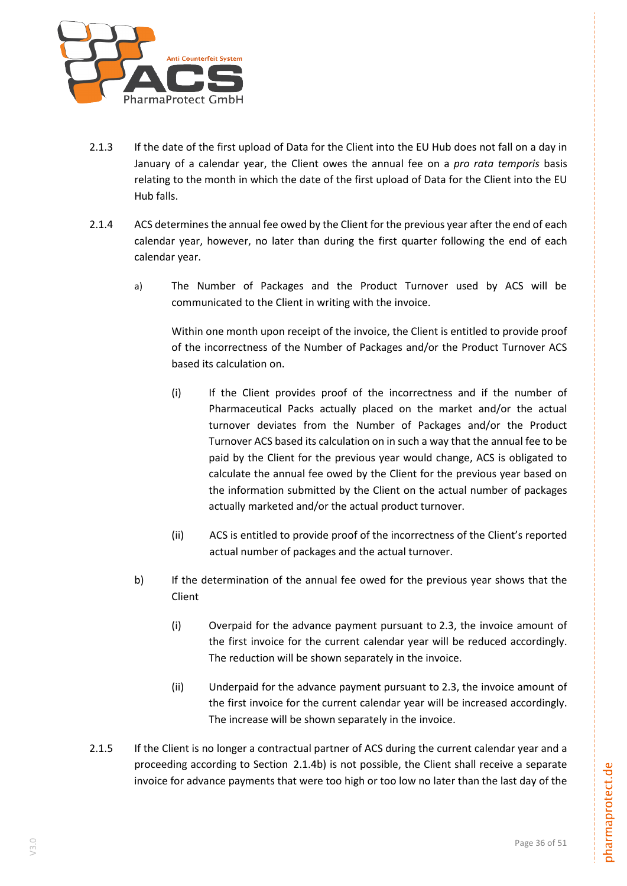2.1.3 If the date of the first upload of Data for the Client into the EU Hub does not fall on a day in January of a calendar year, the Client owes the annual fee on a *pro rata temporis* basis relating to the month in which the date of the first upload of Data for the Client into the EU Hub falls.

2.1.4 ACS determines the annual fee owed by the Client for the previous year after the end of each calendar year, however, no later than during the first quarter following the end of each calendar year.

a) The Number of Packages and the Product Turnover used by ACS will be communicated to the Client in writing with the invoice.

   Within one month upon receipt of the invoice, the Client is entitled to provide proof of the incorrectness of the Number of Packages and/or the Product Turnover ACS based its calculation on.

   (i) If the Client provides proof of the incorrectness and if the number of Pharmaceutical Packs actually placed on the market and/or the actual turnover deviates from the Number of Packages and/or the Product Turnover ACS based its calculation on in such a way that the annual fee to be paid by the Client for the previous year would change, ACS is obligated to calculate the annual fee owed by the Client for the previous year based on the information submitted by the Client on the actual number of packages actually marketed and/or the actual product turnover.

   (ii) ACS is entitled to provide proof of the incorrectness of the Client's reported actual number of packages and the actual turnover.

b) If the determination of the annual fee owed for the previous year shows that the Client

   (i) Overpaid for the advance payment pursuant to 2.3, the invoice amount of the first invoice for the current calendar year will be reduced accordingly. The reduction will be shown separately in the invoice.

   (ii) Underpaid for the advance payment pursuant to 2.3, the invoice amount of the first invoice for the current calendar year will be increased accordingly. The increase will be shown separately in the invoice.

2.1.5 If the Client is no longer a contractual partner of ACS during the current calendar year and a proceeding according to Section 2.1.4b) is not possible, the Client shall receive a separate invoice for advance payments that were too high or too low no later than the last day of the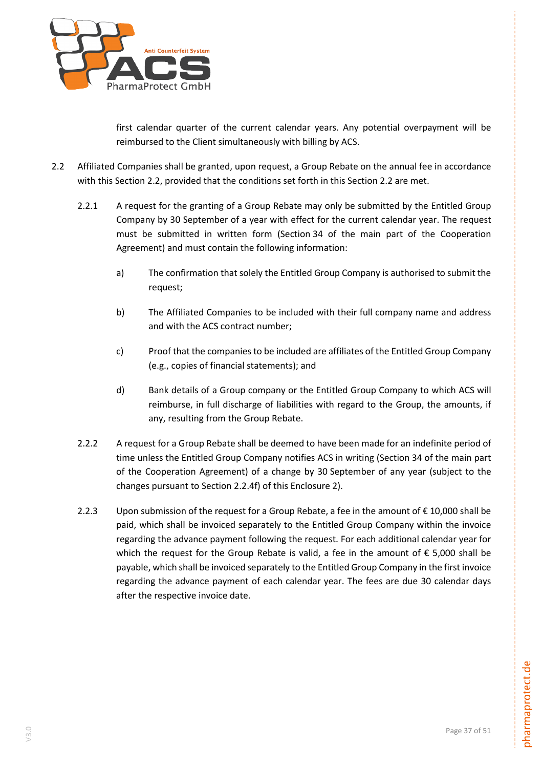first calendar quarter of the current calendar years. Any potential overpayment will be reimbursed to the Client simultaneously with billing by ACS.

2.2 Affiliated Companies shall be granted, upon request, a Group Rebate on the annual fee in accordance with this Section 2.2, provided that the conditions set forth in this Section 2.2 are met.

2.2.1 A request for the granting of a Group Rebate may only be submitted by the Entitled Group Company by 30 September of a year with effect for the current calendar year. The request must be submitted in written form (Section 34 of the main part of the Cooperation Agreement) and must contain the following information:

a) The confirmation that solely the Entitled Group Company is authorised to submit the request;

b) The Affiliated Companies to be included with their full company name and address and with the ACS contract number;

c) Proof that the companies to be included are affiliates of the Entitled Group Company (e.g., copies of financial statements); and

d) Bank details of a Group company or the Entitled Group Company to which ACS will reimburse, in full discharge of liabilities with regard to the Group, the amounts, if any, resulting from the Group Rebate.

2.2.2 A request for a Group Rebate shall be deemed to have been made for an indefinite period of time unless the Entitled Group Company notifies ACS in writing (Section 34 of the main part of the Cooperation Agreement) of a change by 30 September of any year (subject to the changes pursuant to Section 2.2.4f) of this Enclosure 2).

2.2.3 Upon submission of the request for a Group Rebate, a fee in the amount of € 10,000 shall be paid, which shall be invoiced separately to the Entitled Group Company within the invoice regarding the advance payment following the request. For each additional calendar year for which the request for the Group Rebate is valid, a fee in the amount of € 5,000 shall be payable, which shall be invoiced separately to the Entitled Group Company in the first invoice regarding the advance payment of each calendar year. The fees are due 30 calendar days after the respective invoice date.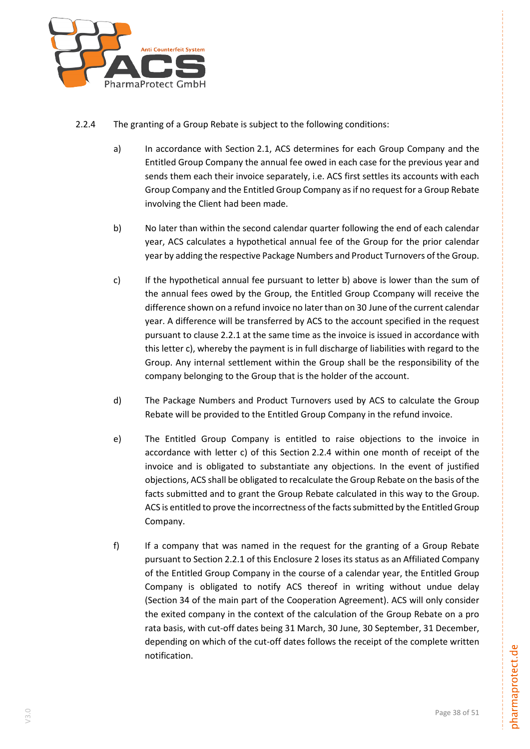2.2.4 The granting of a Group Rebate is subject to the following conditions:

a) In accordance with Section 2.1, ACS determines for each Group Company and the Entitled Group Company the annual fee owed in each case for the previous year and sends them each their invoice separately, i.e. ACS first settles its accounts with each Group Company and the Entitled Group Company as if no request for a Group Rebate involving the Client had been made.

b) No later than within the second calendar quarter following the end of each calendar year, ACS calculates a hypothetical annual fee of the Group for the prior calendar year by adding the respective Package Numbers and Product Turnovers of the Group.

c) If the hypothetical annual fee pursuant to letter b) above is lower than the sum of the annual fees owed by the Group, the Entitled Group Ccompany will receive the difference shown on a refund invoice no later than on 30 June of the current calendar year. A difference will be transferred by ACS to the account specified in the request pursuant to clause 2.2.1 at the same time as the invoice is issued in accordance with this letter c), whereby the payment is in full discharge of liabilities with regard to the Group. Any internal settlement within the Group shall be the responsibility of the company belonging to the Group that is the holder of the account.

d) The Package Numbers and Product Turnovers used by ACS to calculate the Group Rebate will be provided to the Entitled Group Company in the refund invoice.

e) The Entitled Group Company is entitled to raise objections to the invoice in accordance with letter c) of this Section 2.2.4 within one month of receipt of the invoice and is obligated to substantiate any objections. In the event of justified objections, ACS shall be obligated to recalculate the Group Rebate on the basis of the facts submitted and to grant the Group Rebate calculated in this way to the Group. ACS is entitled to prove the incorrectness of the facts submitted by the Entitled Group Company.

f) If a company that was named in the request for the granting of a Group Rebate pursuant to Section 2.2.1 of this Enclosure 2 loses its status as an Affiliated Company of the Entitled Group Company in the course of a calendar year, the Entitled Group Company is obligated to notify ACS thereof in writing without undue delay (Section 34 of the main part of the Cooperation Agreement). ACS will only consider the exited company in the context of the calculation of the Group Rebate on a pro rata basis, with cut-off dates being 31 March, 30 June, 30 September, 31 December, depending on which of the cut-off dates follows the receipt of the complete written notification.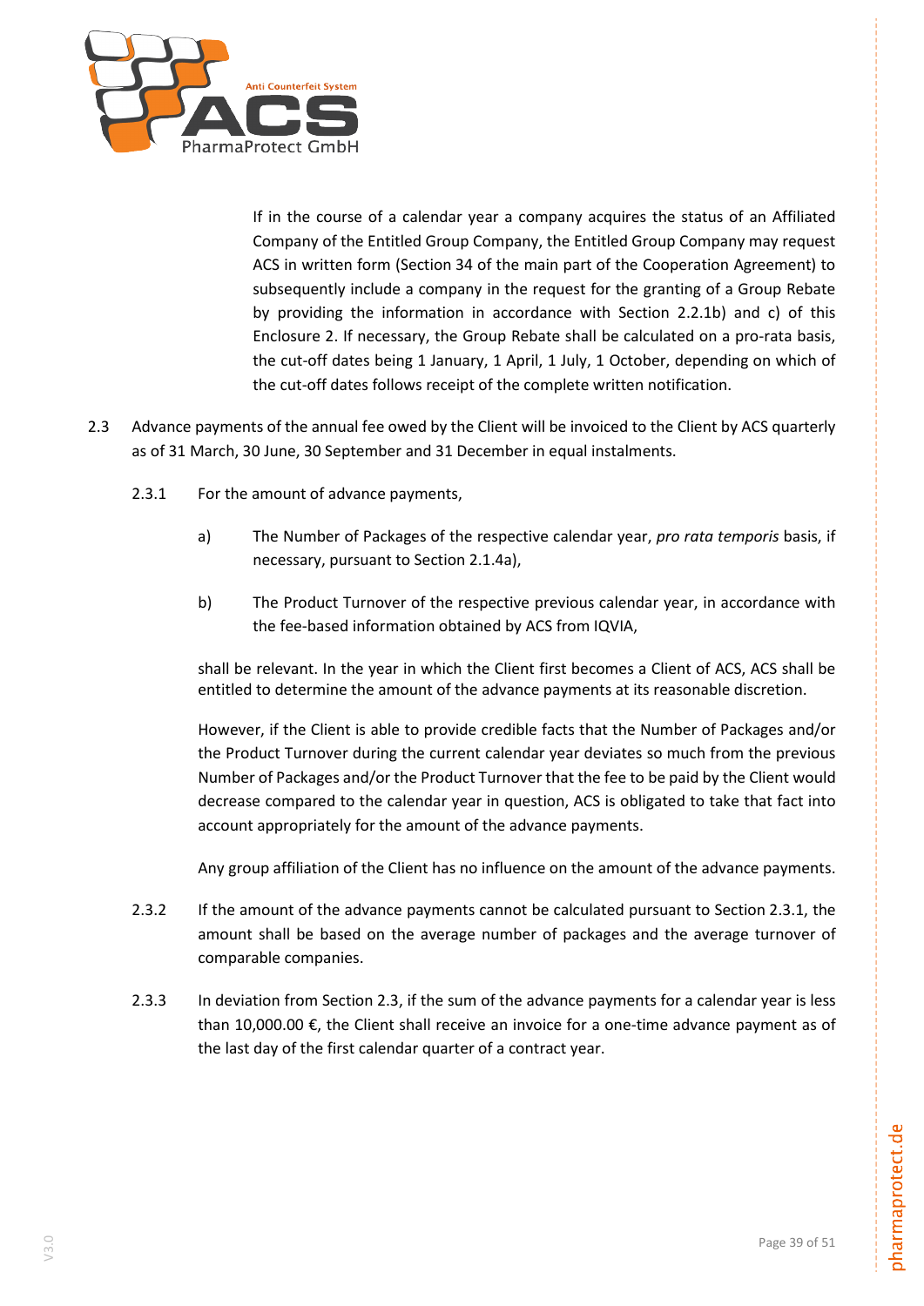If in the course of a calendar year a company acquires the status of an Affiliated Company of the Entitled Group Company, the Entitled Group Company may request ACS in written form (Section 34 of the main part of the Cooperation Agreement) to subsequently include a company in the request for the granting of a Group Rebate by providing the information in accordance with Section 2.2.1b) and c) of this Enclosure 2. If necessary, the Group Rebate shall be calculated on a pro-rata basis, the cut-off dates being 1 January, 1 April, 1 July, 1 October, depending on which of the cut-off dates follows receipt of the complete written notification.

2.3 Advance payments of the annual fee owed by the Client will be invoiced to the Client by ACS quarterly as of 31 March, 30 June, 30 September and 31 December in equal instalments.

2.3.1 For the amount of advance payments,

a) The Number of Packages of the respective calendar year, *pro rata temporis* basis, if necessary, pursuant to Section 2.1.4a),

b) The Product Turnover of the respective previous calendar year, in accordance with the fee-based information obtained by ACS from IQVIA,

shall be relevant. In the year in which the Client first becomes a Client of ACS, ACS shall be entitled to determine the amount of the advance payments at its reasonable discretion.

However, if the Client is able to provide credible facts that the Number of Packages and/or the Product Turnover during the current calendar year deviates so much from the previous Number of Packages and/or the Product Turnover that the fee to be paid by the Client would decrease compared to the calendar year in question, ACS is obligated to take that fact into account appropriately for the amount of the advance payments.

Any group affiliation of the Client has no influence on the amount of the advance payments.

2.3.2 If the amount of the advance payments cannot be calculated pursuant to Section 2.3.1, the amount shall be based on the average number of packages and the average turnover of comparable companies.

2.3.3 In deviation from Section 2.3, if the sum of the advance payments for a calendar year is less than 10,000.00 €, the Client shall receive an invoice for a one-time advance payment as of the last day of the first calendar quarter of a contract year.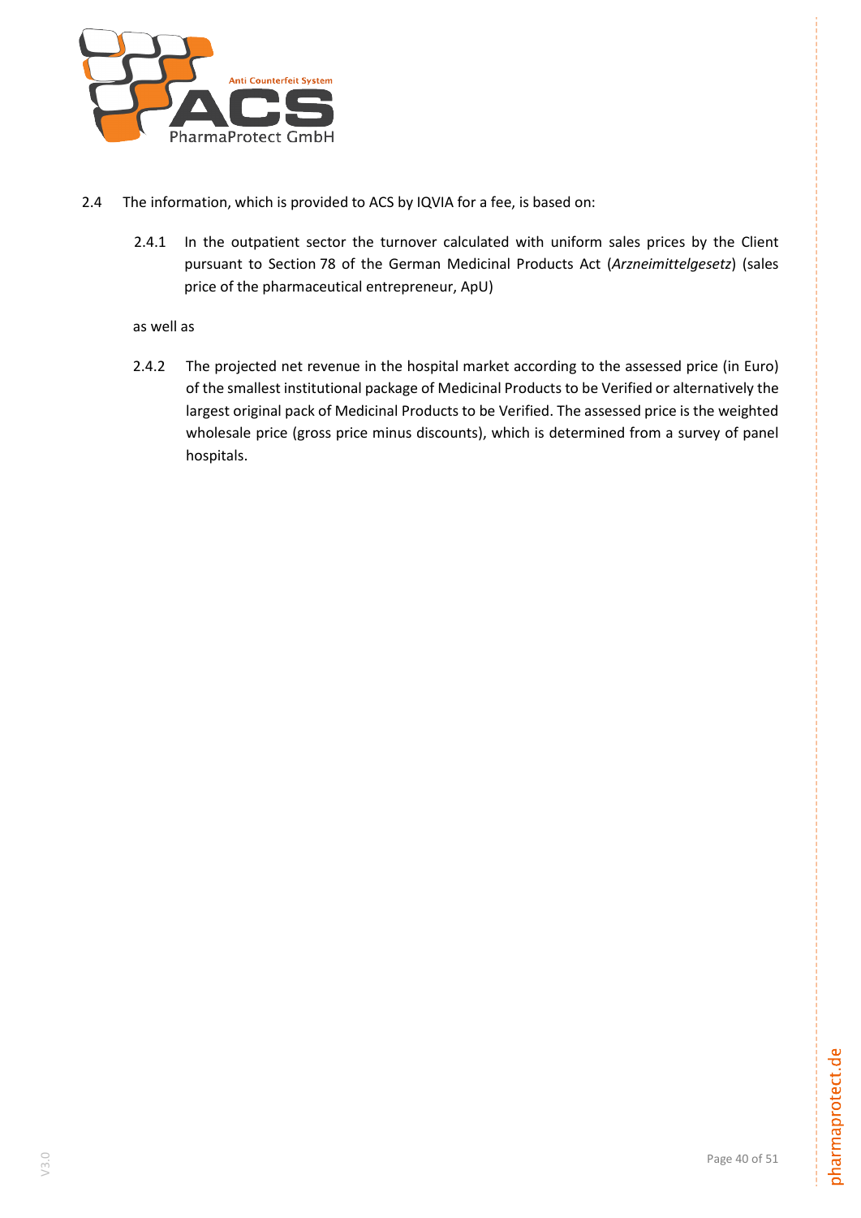2.4 The information, which is provided to ACS by IQVIA for a fee, is based on:

2.4.1 In the outpatient sector the turnover calculated with uniform sales prices by the Client pursuant to Section 78 of the German Medicinal Products Act (*Arzneimittelgesetz*) (sales price of the pharmaceutical entrepreneur, ApU)

as well as

2.4.2 The projected net revenue in the hospital market according to the assessed price (in Euro) of the smallest institutional package of Medicinal Products to be Verified or alternatively the largest original pack of Medicinal Products to be Verified. The assessed price is the weighted wholesale price (gross price minus discounts), which is determined from a survey of panel hospitals.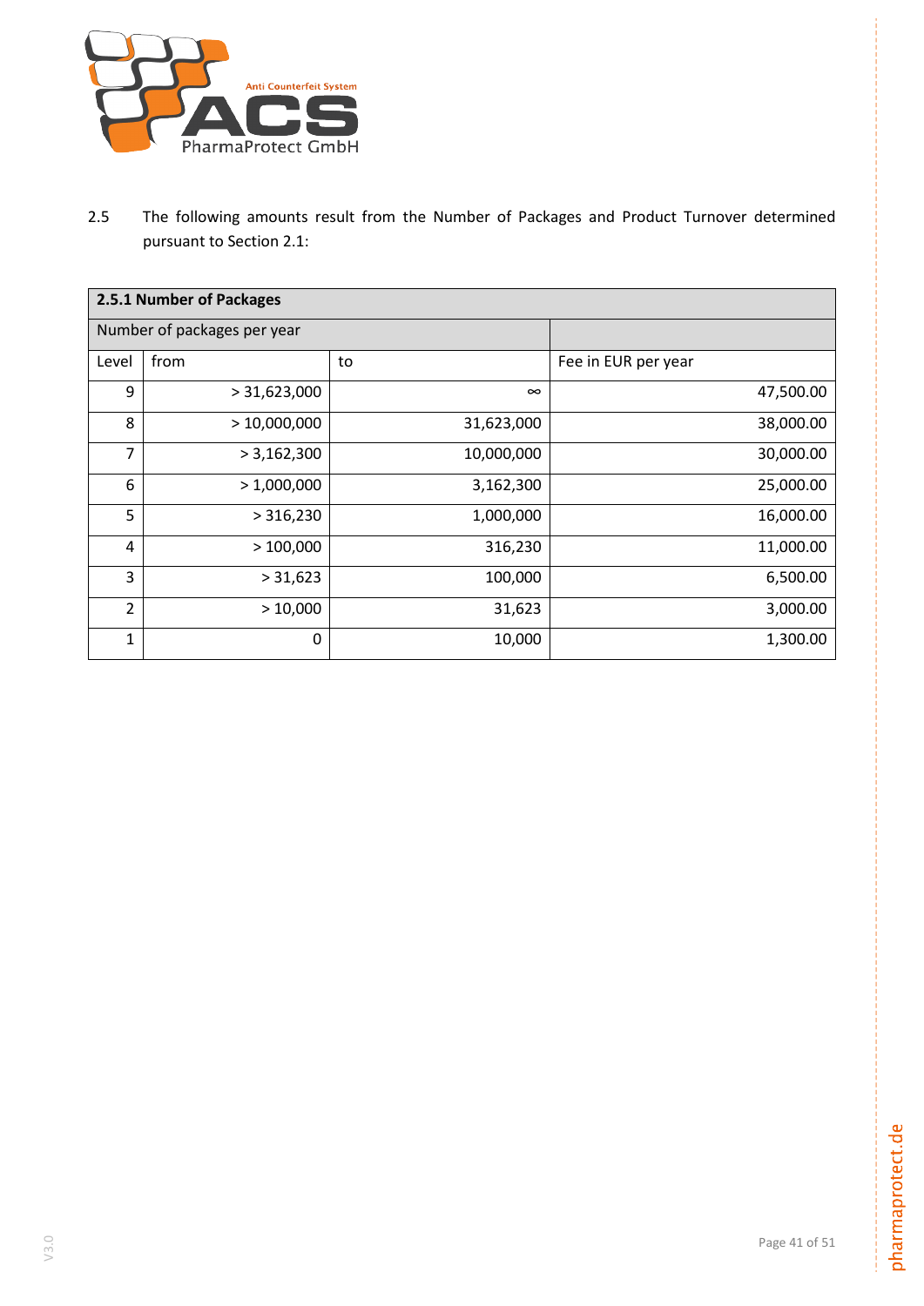2.5 The following amounts result from the Number of Packages and Product Turnover determined pursuant to Section 2.1:

| **2.5.1 Number of Packages** | | | |
|---|---|---|---|
| Number of packages per year | | | |
| Level | from | to | Fee in EUR per year |
| 9 | > 31,623,000 | ∞ | 47,500.00 |
| 8 | > 10,000,000 | 31,623,000 | 38,000.00 |
| 7 | > 3,162,300 | 10,000,000 | 30,000.00 |
| 6 | > 1,000,000 | 3,162,300 | 25,000.00 |
| 5 | > 316,230 | 1,000,000 | 16,000.00 |
| 4 | > 100,000 | 316,230 | 11,000.00 |
| 3 | > 31,623 | 100,000 | 6,500.00 |
| 2 | > 10,000 | 31,623 | 3,000.00 |
| 1 | 0 | 10,000 | 1,300.00 |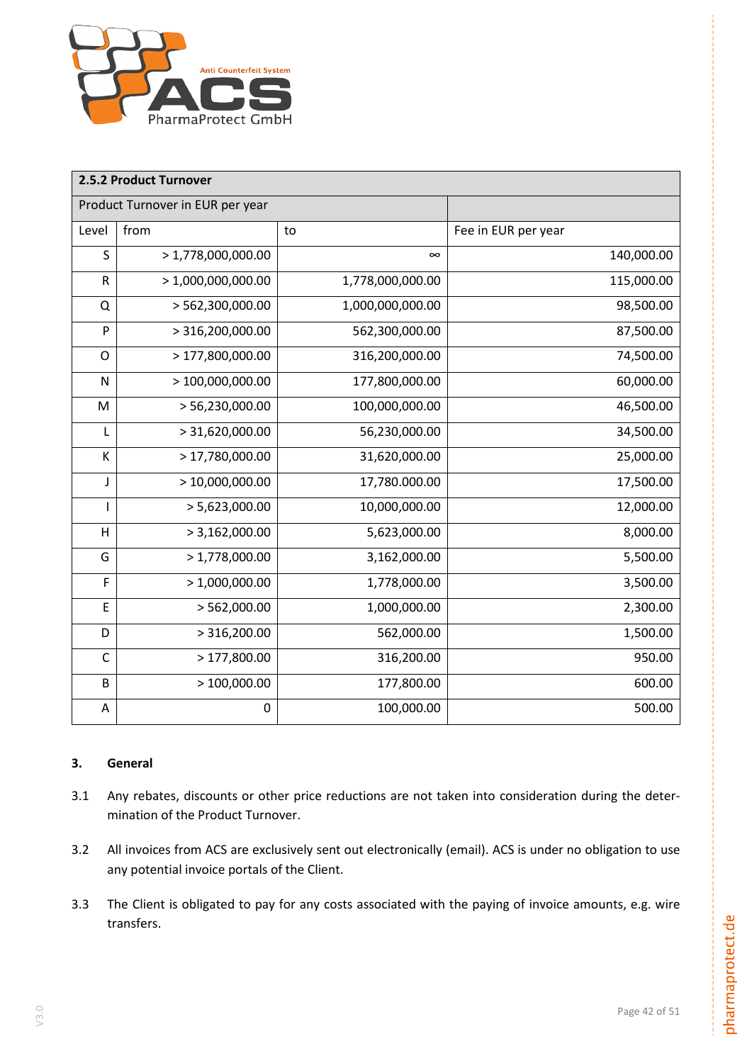| 2.5.2 Product Turnover | | | |
|---|---|---|---|
| Product Turnover in EUR per year | | | |
| Level | from | to | Fee in EUR per year |
| S | > 1,778,000,000.00 | ∞ | 140,000.00 |
| R | > 1,000,000,000.00 | 1,778,000,000.00 | 115,000.00 |
| Q | > 562,300,000.00 | 1,000,000,000.00 | 98,500.00 |
| P | > 316,200,000.00 | 562,300,000.00 | 87,500.00 |
| O | > 177,800,000.00 | 316,200,000.00 | 74,500.00 |
| N | > 100,000,000.00 | 177,800,000.00 | 60,000.00 |
| M | > 56,230,000.00 | 100,000,000.00 | 46,500.00 |
| L | > 31,620,000.00 | 56,230,000.00 | 34,500.00 |
| K | > 17,780,000.00 | 31,620,000.00 | 25,000.00 |
| J | > 10,000,000.00 | 17,780.000.00 | 17,500.00 |
| I | > 5,623,000.00 | 10,000,000.00 | 12,000.00 |
| H | > 3,162,000.00 | 5,623,000.00 | 8,000.00 |
| G | > 1,778,000.00 | 3,162,000.00 | 5,500.00 |
| F | > 1,000,000.00 | 1,778,000.00 | 3,500.00 |
| E | > 562,000.00 | 1,000,000.00 | 2,300.00 |
| D | > 316,200.00 | 562,000.00 | 1,500.00 |
| C | > 177,800.00 | 316,200.00 | 950.00 |
| B | > 100,000.00 | 177,800.00 | 600.00 |
| A | 0 | 100,000.00 | 500.00 |

## 3. General

3.1 Any rebates, discounts or other price reductions are not taken into consideration during the determination of the Product Turnover.

3.2 All invoices from ACS are exclusively sent out electronically (email). ACS is under no obligation to use any potential invoice portals of the Client.

3.3 The Client is obligated to pay for any costs associated with the paying of invoice amounts, e.g. wire transfers.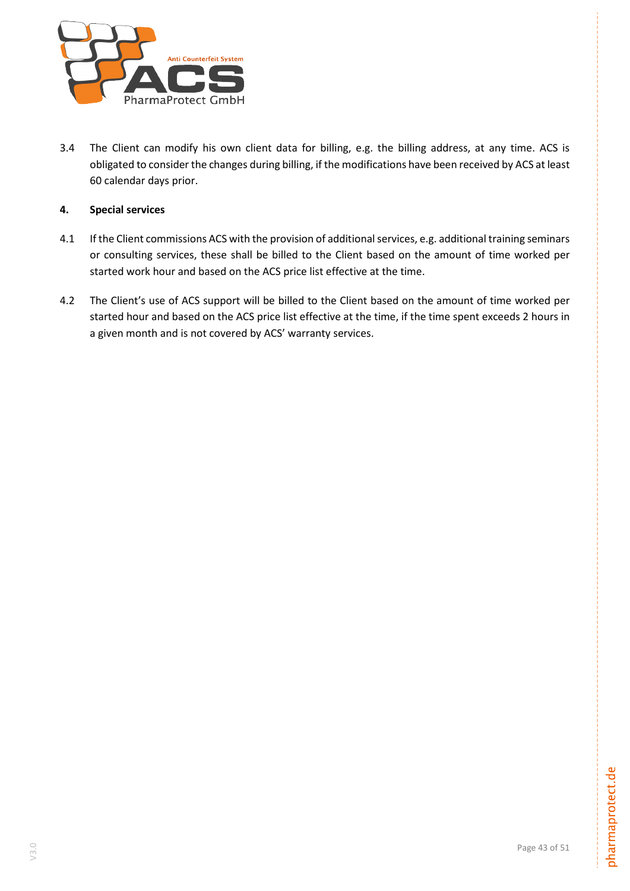3.4 The Client can modify his own client data for billing, e.g. the billing address, at any time. ACS is obligated to consider the changes during billing, if the modifications have been received by ACS at least 60 calendar days prior.

## 4. Special services

4.1 If the Client commissions ACS with the provision of additional services, e.g. additional training seminars or consulting services, these shall be billed to the Client based on the amount of time worked per started work hour and based on the ACS price list effective at the time.

4.2 The Client's use of ACS support will be billed to the Client based on the amount of time worked per started hour and based on the ACS price list effective at the time, if the time spent exceeds 2 hours in a given month and is not covered by ACS' warranty services.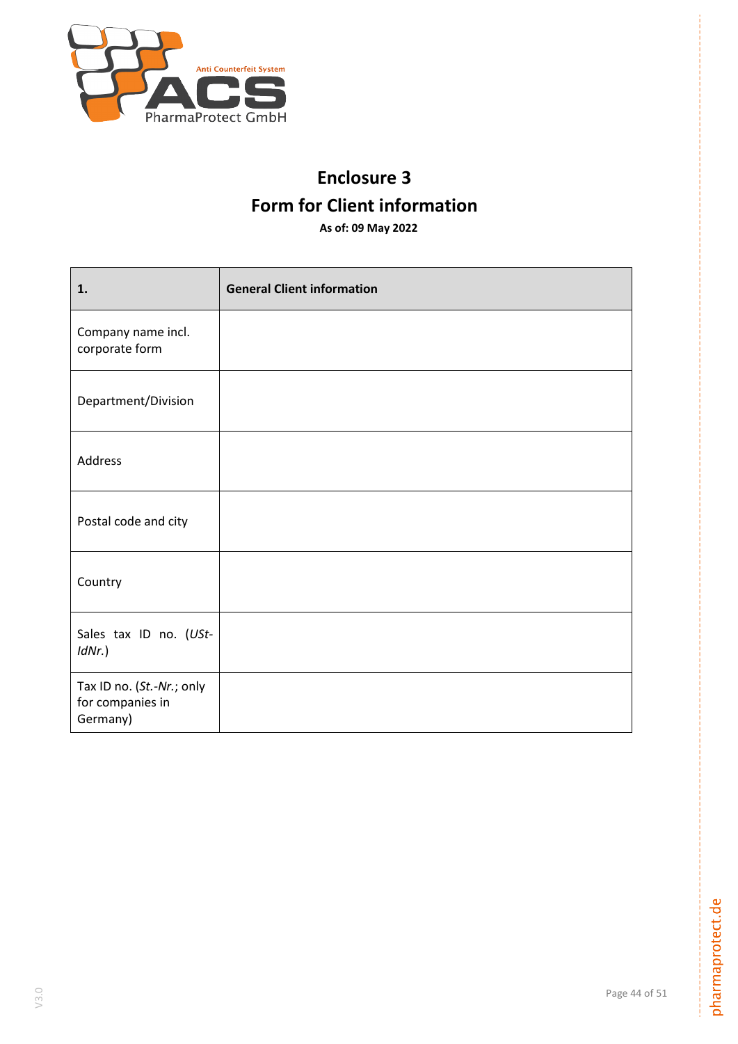# Enclosure 3

# Form for Client information

**As of: 09 May 2022**

| **1.** | **General Client information** |
|---|---|
| Company name incl. corporate form | |
| Department/Division | |
| Address | |
| Postal code and city | |
| Country | |
| Sales tax ID no. (*USt-IdNr.*) | |
| Tax ID no. (*St.-Nr.*; only for companies in Germany) | |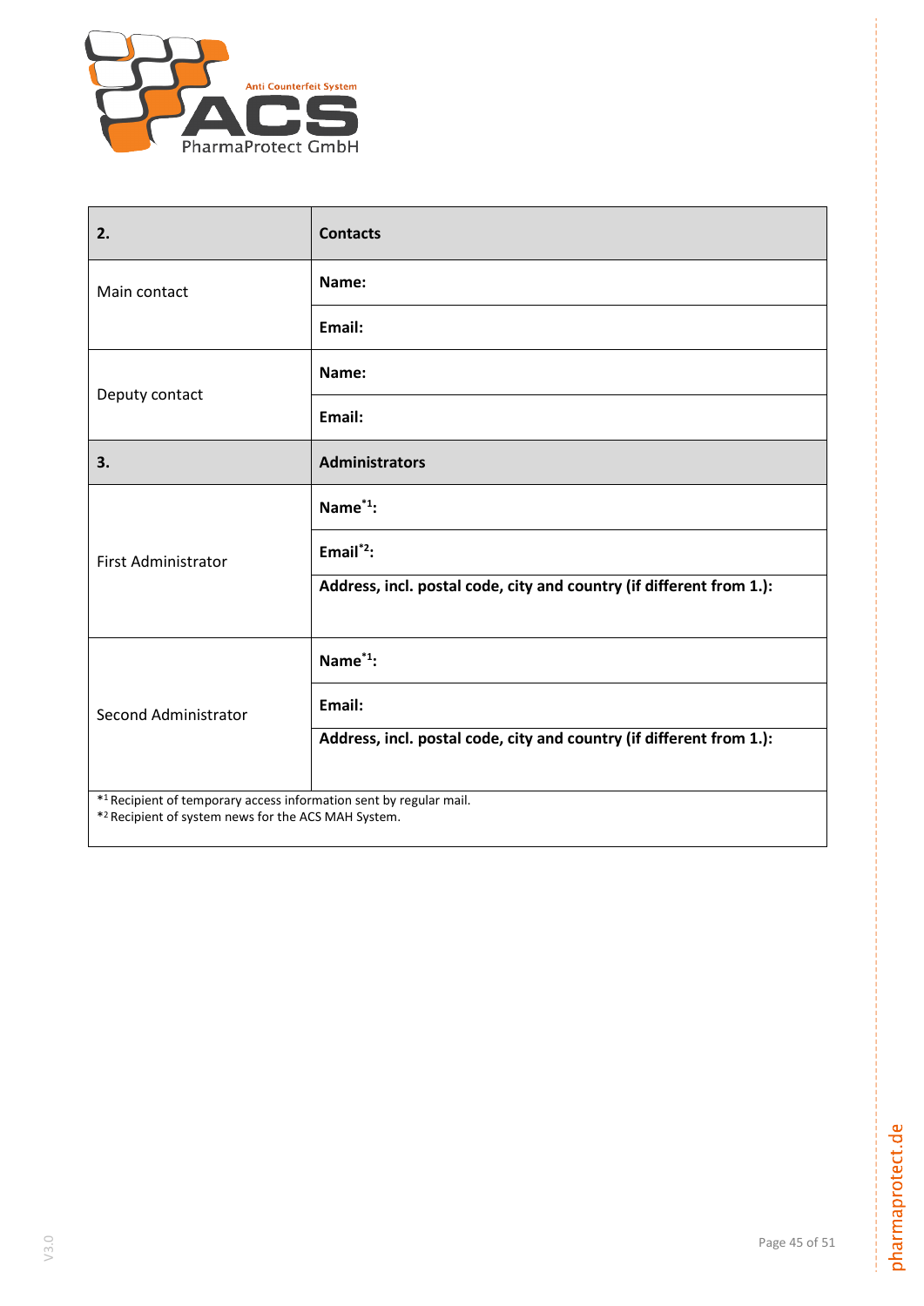| **2.** | **Contacts** |
|---|---|
| Main contact | **Name:** |
| | **Email:** |
| Deputy contact | **Name:** |
| | **Email:** |
| **3.** | **Administrators** |
| First Administrator | **Name*1:** |
| | **Email*2:** |
| | **Address, incl. postal code, city and country (if different from 1.):** |
| Second Administrator | **Name*1:** |
| | **Email:** |
| | **Address, incl. postal code, city and country (if different from 1.):** |

*1 Recipient of temporary access information sent by regular mail.
*2 Recipient of system news for the ACS MAH System.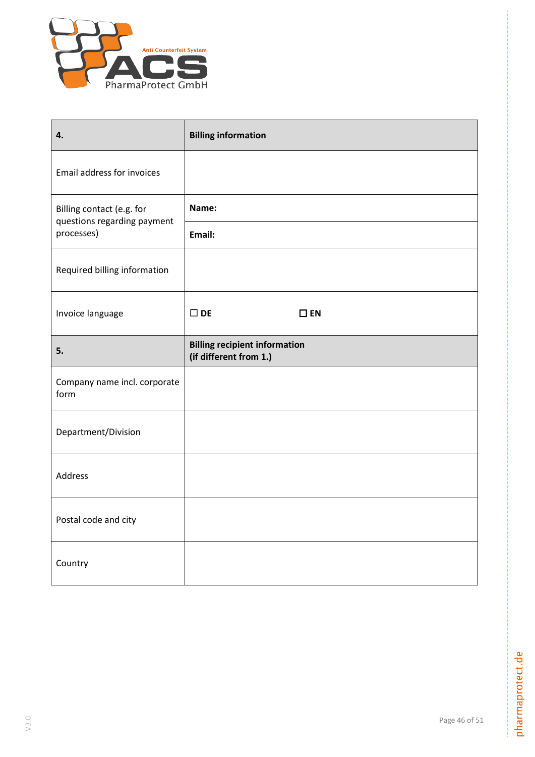| **4.** | **Billing information** |
| --- | --- |
| Email address for invoices | |
| Billing contact (e.g. for questions regarding payment processes) | **Name:** |
| | **Email:** |
| Required billing information | |
| Invoice language | ☐ **DE** ☐ **EN** |
| **5.** | **Billing recipient information (if different from 1.)** |
| Company name incl. corporate form | |
| Department/Division | |
| Address | |
| Postal code and city | |
| Country | |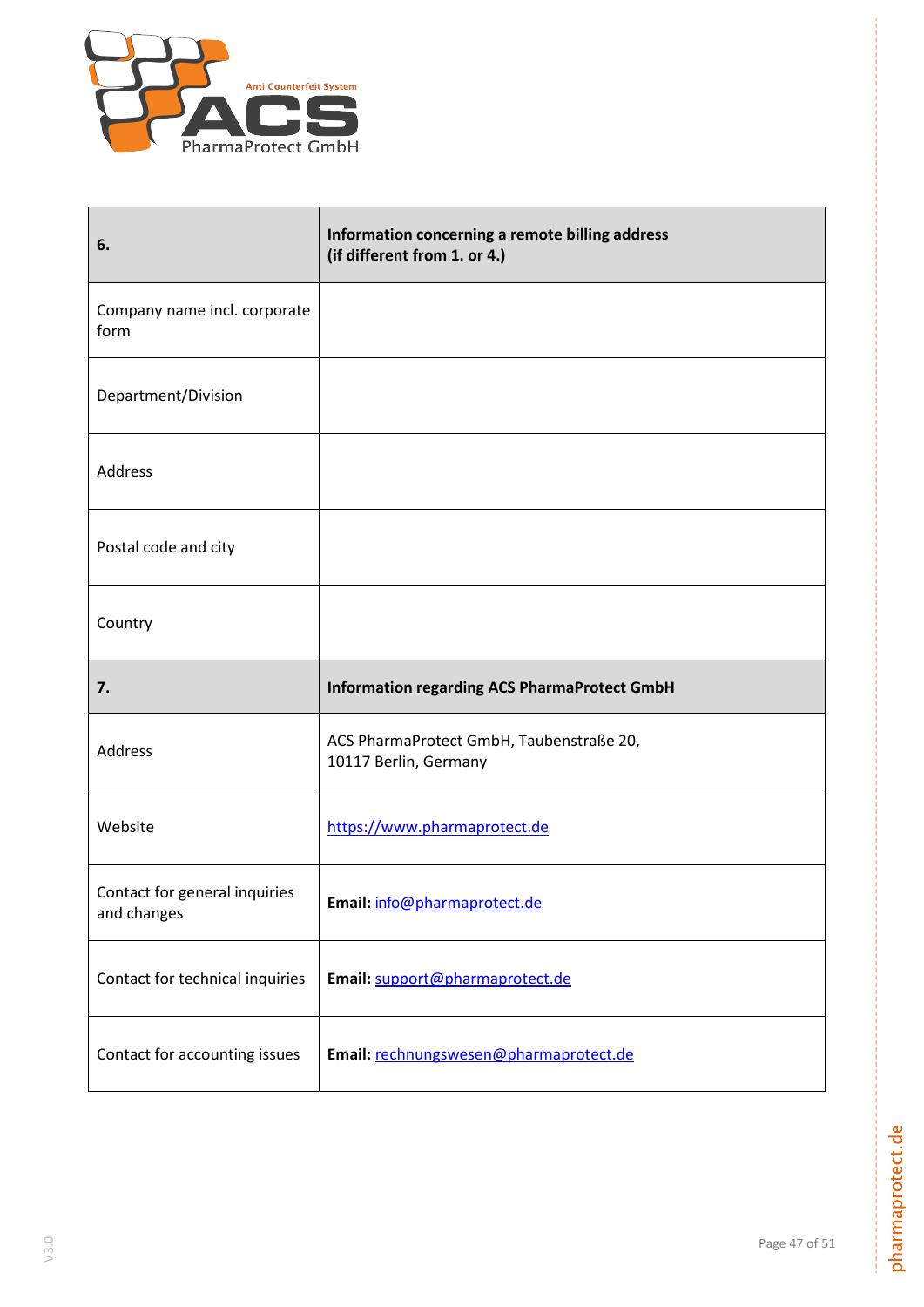| 6. | Information concerning a remote billing address (if different from 1. or 4.) |
|---|---|
| Company name incl. corporate form | |
| Department/Division | |
| Address | |
| Postal code and city | |
| Country | |
| **7.** | **Information regarding ACS PharmaProtect GmbH** |
| Address | ACS PharmaProtect GmbH, Taubenstraße 20, 10117 Berlin, Germany |
| Website | https://www.pharmaprotect.de |
| Contact for general inquiries and changes | **Email:** info@pharmaprotect.de |
| Contact for technical inquiries | **Email:** support@pharmaprotect.de |
| Contact for accounting issues | **Email:** rechnungswesen@pharmaprotect.de |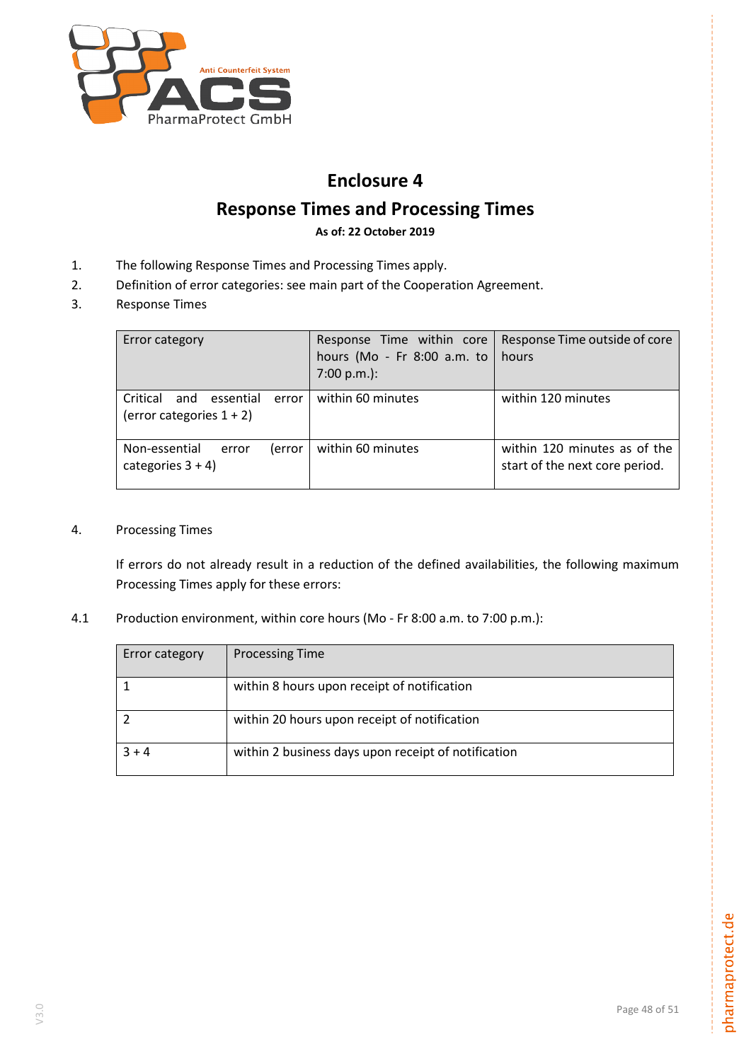# Enclosure 4

## Response Times and Processing Times

**As of: 22 October 2019**

1. The following Response Times and Processing Times apply.
2. Definition of error categories: see main part of the Cooperation Agreement.
3. Response Times

| Error category | Response Time within core hours (Mo - Fr 8:00 a.m. to 7:00 p.m.): | Response Time outside of core hours |
|---|---|---|
| Critical and essential error (error categories 1 + 2) | within 60 minutes | within 120 minutes |
| Non-essential error (error categories 3 + 4) | within 60 minutes | within 120 minutes as of the start of the next core period. |

4. Processing Times

If errors do not already result in a reduction of the defined availabilities, the following maximum Processing Times apply for these errors:

4.1 Production environment, within core hours (Mo - Fr 8:00 a.m. to 7:00 p.m.):

| Error category | Processing Time |
|---|---|
| 1 | within 8 hours upon receipt of notification |
| 2 | within 20 hours upon receipt of notification |
| 3 + 4 | within 2 business days upon receipt of notification |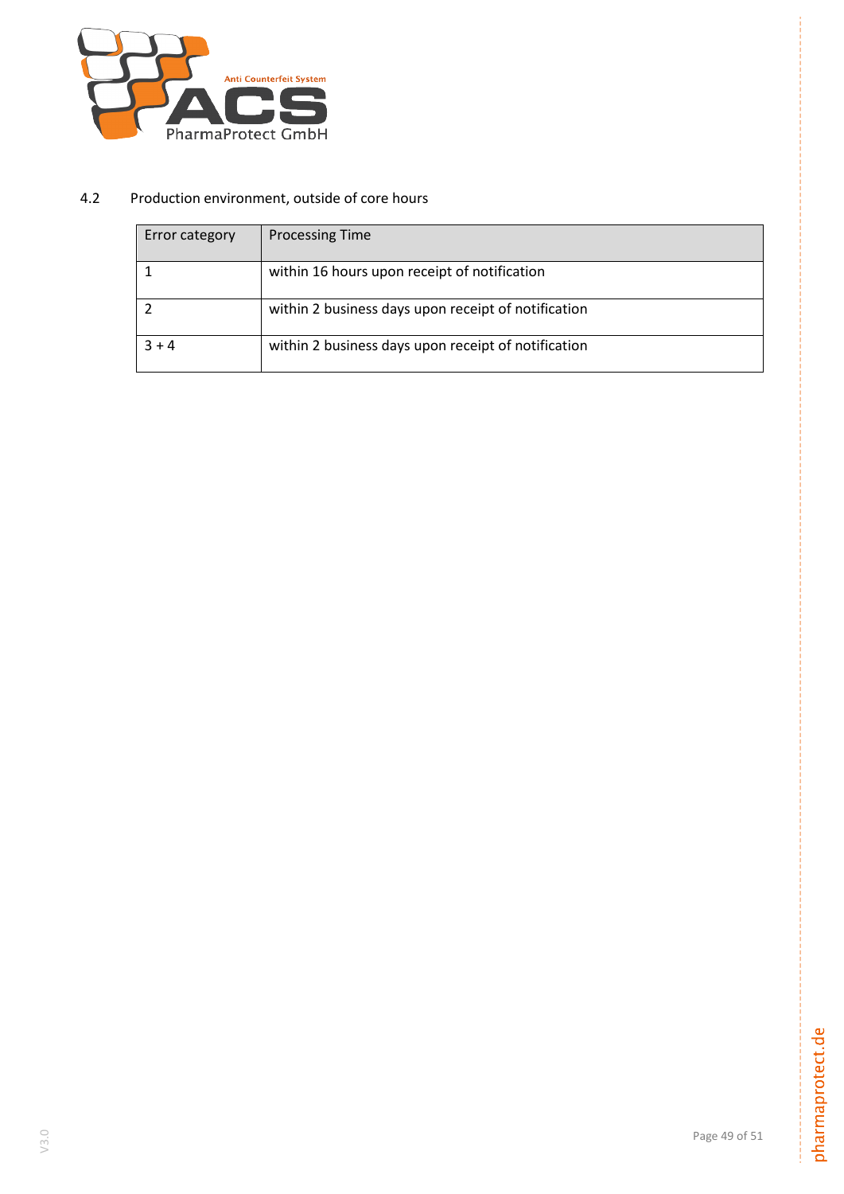### 4.2 Production environment, outside of core hours

| Error category | Processing Time |
|---|---|
| 1 | within 16 hours upon receipt of notification |
| 2 | within 2 business days upon receipt of notification |
| 3 + 4 | within 2 business days upon receipt of notification |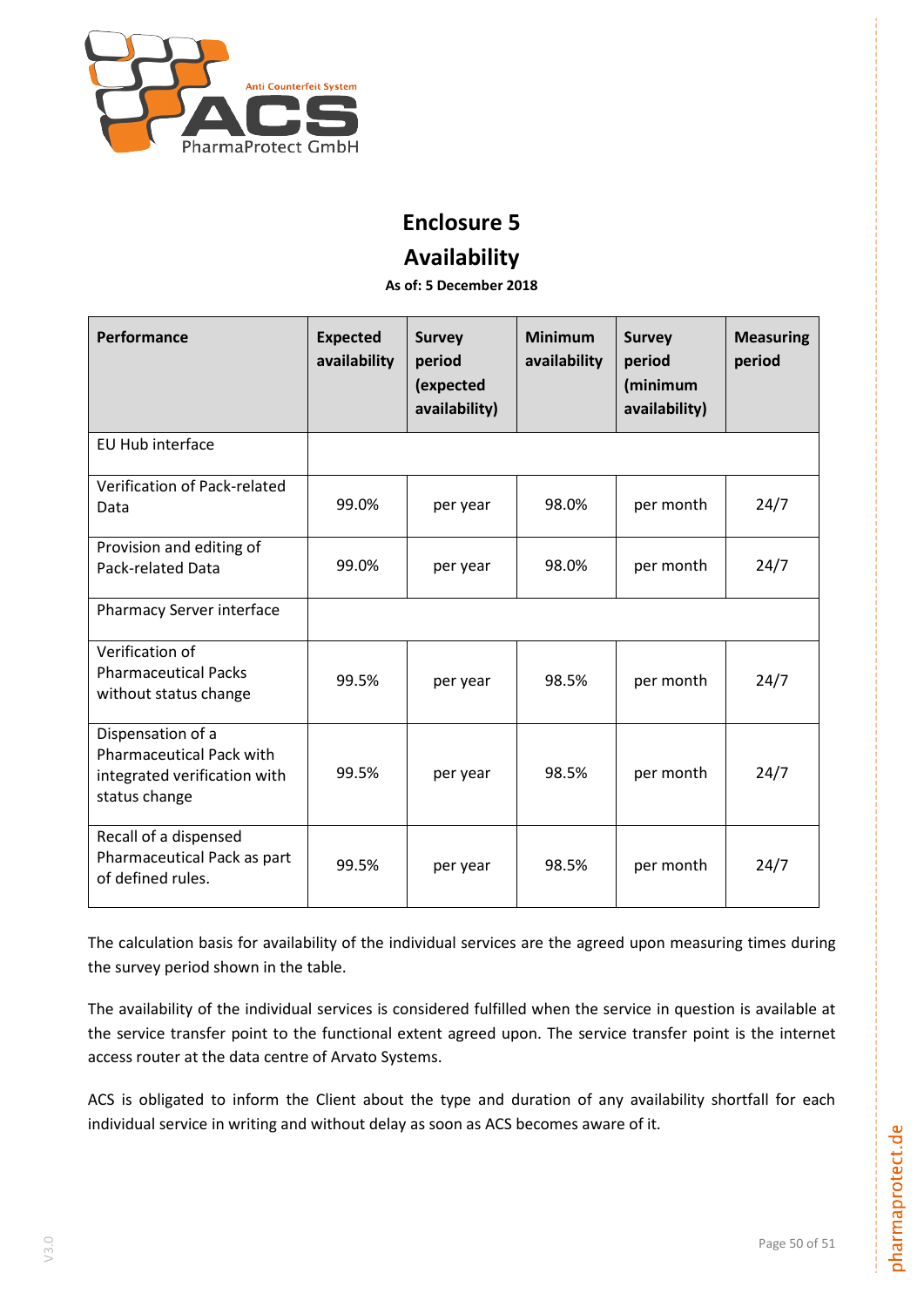# Enclosure 5

# Availability

**As of: 5 December 2018**

| Performance | Expected availability | Survey period (expected availability) | Minimum availability | Survey period (minimum availability) | Measuring period |
|---|---|---|---|---|---|
| EU Hub interface | | | | | |
| Verification of Pack-related Data | 99.0% | per year | 98.0% | per month | 24/7 |
| Provision and editing of Pack-related Data | 99.0% | per year | 98.0% | per month | 24/7 |
| Pharmacy Server interface | | | | | |
| Verification of Pharmaceutical Packs without status change | 99.5% | per year | 98.5% | per month | 24/7 |
| Dispensation of a Pharmaceutical Pack with integrated verification with status change | 99.5% | per year | 98.5% | per month | 24/7 |
| Recall of a dispensed Pharmaceutical Pack as part of defined rules. | 99.5% | per year | 98.5% | per month | 24/7 |

The calculation basis for availability of the individual services are the agreed upon measuring times during the survey period shown in the table.

The availability of the individual services is considered fulfilled when the service in question is available at the service transfer point to the functional extent agreed upon. The service transfer point is the internet access router at the data centre of Arvato Systems.

ACS is obligated to inform the Client about the type and duration of any availability shortfall for each individual service in writing and without delay as soon as ACS becomes aware of it.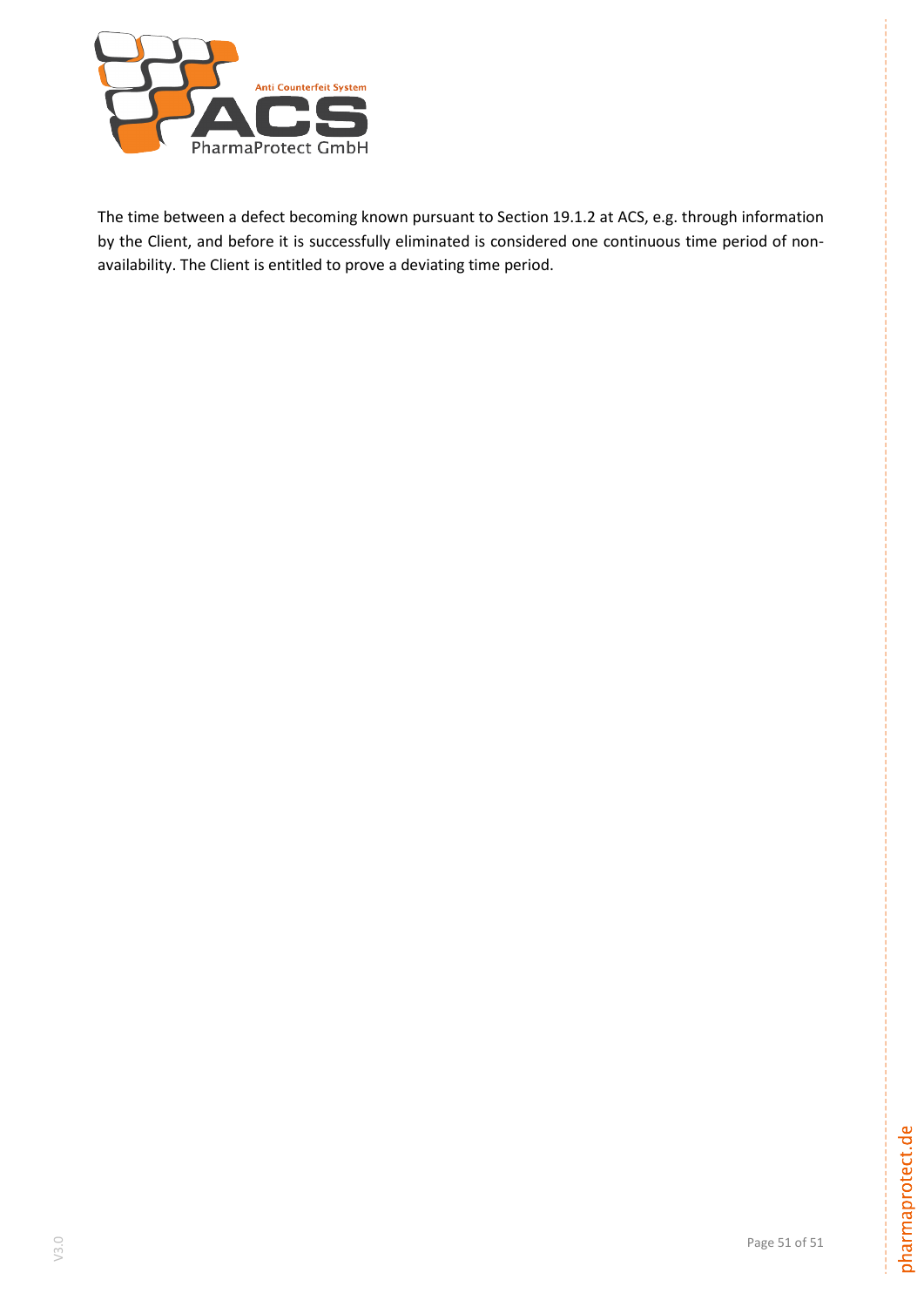The time between a defect becoming known pursuant to Section 19.1.2 at ACS, e.g. through information by the Client, and before it is successfully eliminated is considered one continuous time period of non-availability. The Client is entitled to prove a deviating time period.